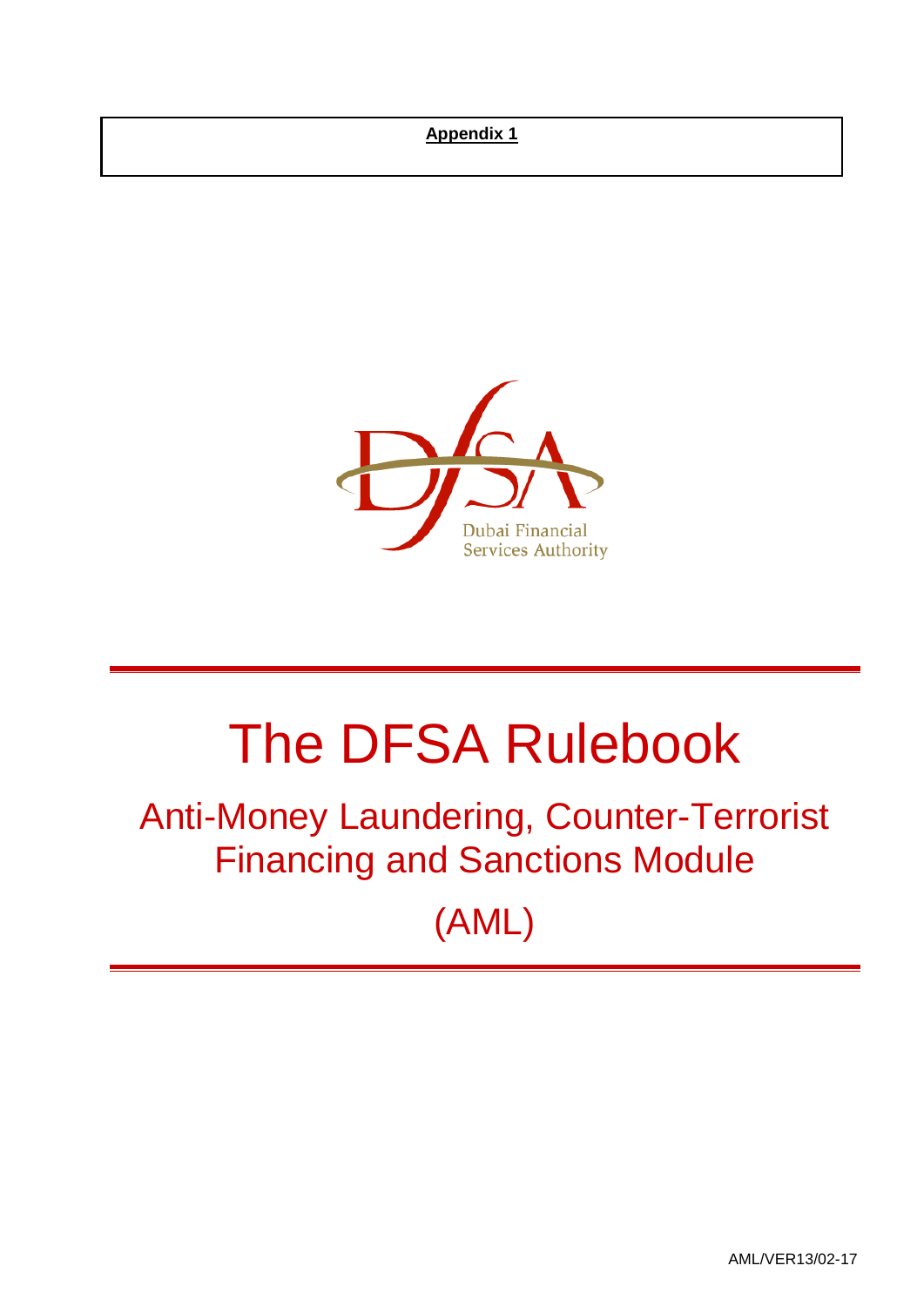**Appendix 1**

Dubai Financial Services Authority

# The DFSA Rulebook

## Anti-Money Laundering, Counter-Terrorist Financing and Sanctions Module

## (AML)

AML/VER13/02-17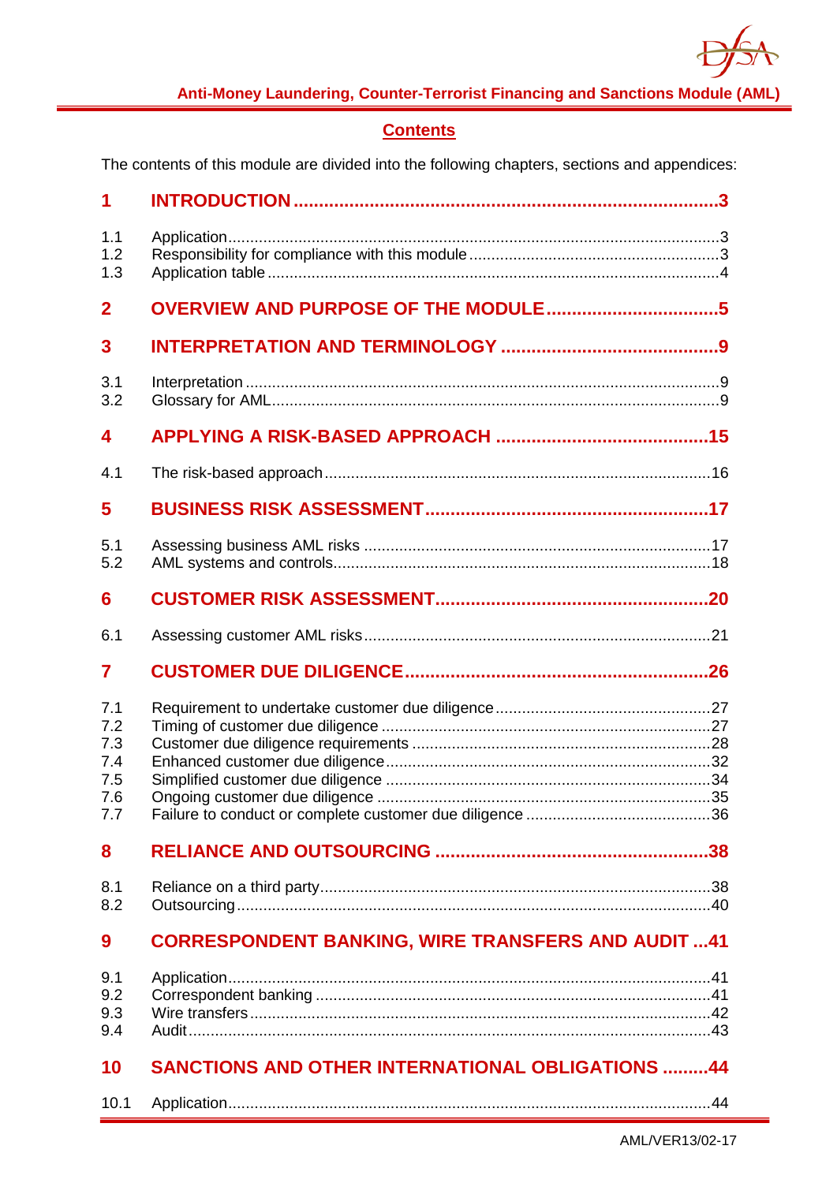## Contents

The contents of this module are divided into the following chapters, sections and appendices:

| | | |
|---|---|---|
| **1** | **INTRODUCTION** | **3** |
| 1.1 | Application | 3 |
| 1.2 | Responsibility for compliance with this module | 3 |
| 1.3 | Application table | 4 |
| **2** | **OVERVIEW AND PURPOSE OF THE MODULE** | **5** |
| **3** | **INTERPRETATION AND TERMINOLOGY** | **9** |
| 3.1 | Interpretation | 9 |
| 3.2 | Glossary for AML | 9 |
| **4** | **APPLYING A RISK-BASED APPROACH** | **15** |
| 4.1 | The risk-based approach | 16 |
| **5** | **BUSINESS RISK ASSESSMENT** | **17** |
| 5.1 | Assessing business AML risks | 17 |
| 5.2 | AML systems and controls | 18 |
| **6** | **CUSTOMER RISK ASSESSMENT** | **20** |
| 6.1 | Assessing customer AML risks | 21 |
| **7** | **CUSTOMER DUE DILIGENCE** | **26** |
| 7.1 | Requirement to undertake customer due diligence | 27 |
| 7.2 | Timing of customer due diligence | 27 |
| 7.3 | Customer due diligence requirements | 28 |
| 7.4 | Enhanced customer due diligence | 32 |
| 7.5 | Simplified customer due diligence | 34 |
| 7.6 | Ongoing customer due diligence | 35 |
| 7.7 | Failure to conduct or complete customer due diligence | 36 |
| **8** | **RELIANCE AND OUTSOURCING** | **38** |
| 8.1 | Reliance on a third party | 38 |
| 8.2 | Outsourcing | 40 |
| **9** | **CORRESPONDENT BANKING, WIRE TRANSFERS AND AUDIT** | **41** |
| 9.1 | Application | 41 |
| 9.2 | Correspondent banking | 41 |
| 9.3 | Wire transfers | 42 |
| 9.4 | Audit | 43 |
| **10** | **SANCTIONS AND OTHER INTERNATIONAL OBLIGATIONS** | **44** |
| 10.1 | Application | 44 |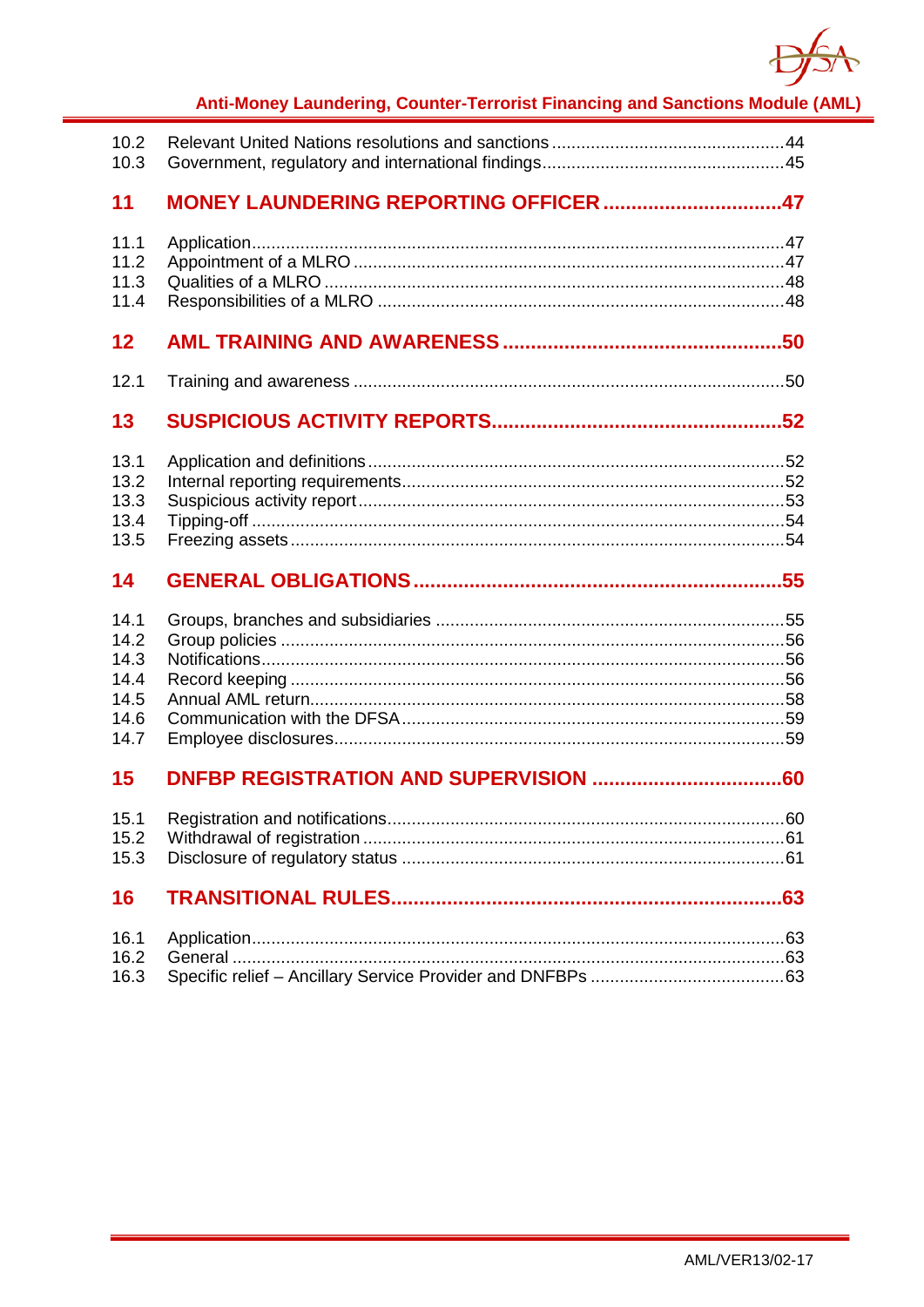| | | |
|---|---|---|
| 10.2 | Relevant United Nations resolutions and sanctions | 44 |
| 10.3 | Government, regulatory and international findings | 45 |
| **11** | **MONEY LAUNDERING REPORTING OFFICER** | **47** |
| 11.1 | Application | 47 |
| 11.2 | Appointment of a MLRO | 47 |
| 11.3 | Qualities of a MLRO | 48 |
| 11.4 | Responsibilities of a MLRO | 48 |
| **12** | **AML TRAINING AND AWARENESS** | **50** |
| 12.1 | Training and awareness | 50 |
| **13** | **SUSPICIOUS ACTIVITY REPORTS** | **52** |
| 13.1 | Application and definitions | 52 |
| 13.2 | Internal reporting requirements | 52 |
| 13.3 | Suspicious activity report | 53 |
| 13.4 | Tipping-off | 54 |
| 13.5 | Freezing assets | 54 |
| **14** | **GENERAL OBLIGATIONS** | **55** |
| 14.1 | Groups, branches and subsidiaries | 55 |
| 14.2 | Group policies | 56 |
| 14.3 | Notifications | 56 |
| 14.4 | Record keeping | 56 |
| 14.5 | Annual AML return | 58 |
| 14.6 | Communication with the DFSA | 59 |
| 14.7 | Employee disclosures | 59 |
| **15** | **DNFBP REGISTRATION AND SUPERVISION** | **60** |
| 15.1 | Registration and notifications | 60 |
| 15.2 | Withdrawal of registration | 61 |
| 15.3 | Disclosure of regulatory status | 61 |
| **16** | **TRANSITIONAL RULES** | **63** |
| 16.1 | Application | 63 |
| 16.2 | General | 63 |
| 16.3 | Specific relief – Ancillary Service Provider and DNFBPs | 63 |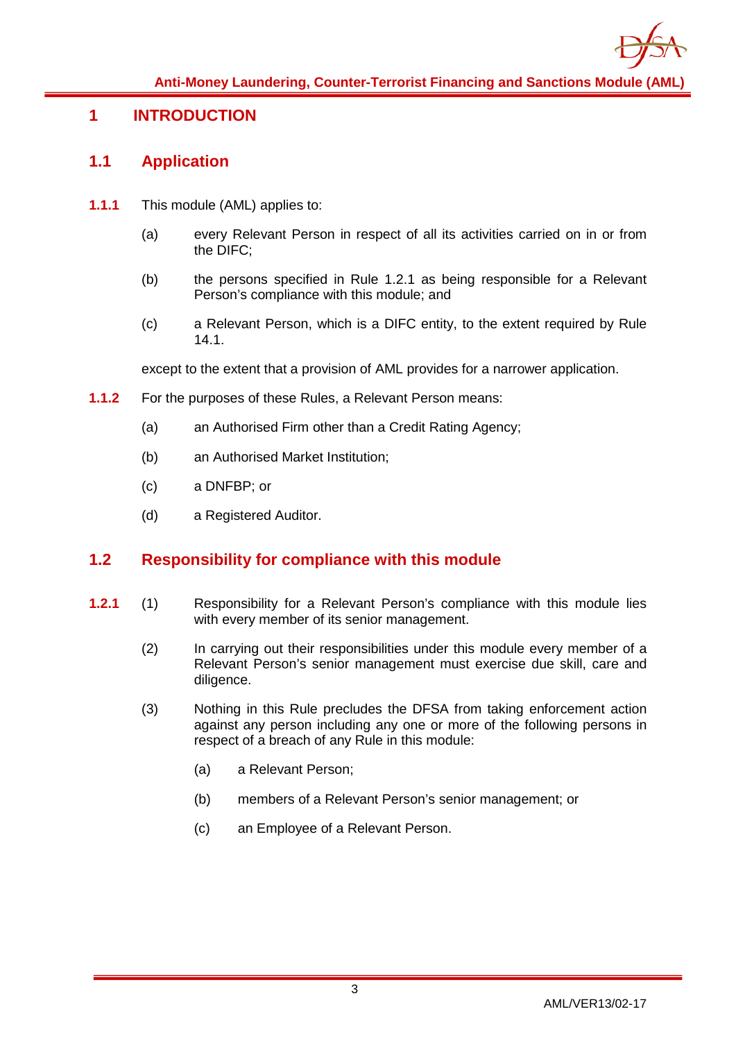# 1 INTRODUCTION

## 1.1 Application

**1.1.1** This module (AML) applies to:

(a) every Relevant Person in respect of all its activities carried on in or from the DIFC;

(b) the persons specified in Rule 1.2.1 as being responsible for a Relevant Person's compliance with this module; and

(c) a Relevant Person, which is a DIFC entity, to the extent required by Rule 14.1.

except to the extent that a provision of AML provides for a narrower application.

**1.1.2** For the purposes of these Rules, a Relevant Person means:

(a) an Authorised Firm other than a Credit Rating Agency;

(b) an Authorised Market Institution;

(c) a DNFBP; or

(d) a Registered Auditor.

## 1.2 Responsibility for compliance with this module

**1.2.1** (1) Responsibility for a Relevant Person's compliance with this module lies with every member of its senior management.

(2) In carrying out their responsibilities under this module every member of a Relevant Person's senior management must exercise due skill, care and diligence.

(3) Nothing in this Rule precludes the DFSA from taking enforcement action against any person including any one or more of the following persons in respect of a breach of any Rule in this module:

(a) a Relevant Person;

(b) members of a Relevant Person's senior management; or

(c) an Employee of a Relevant Person.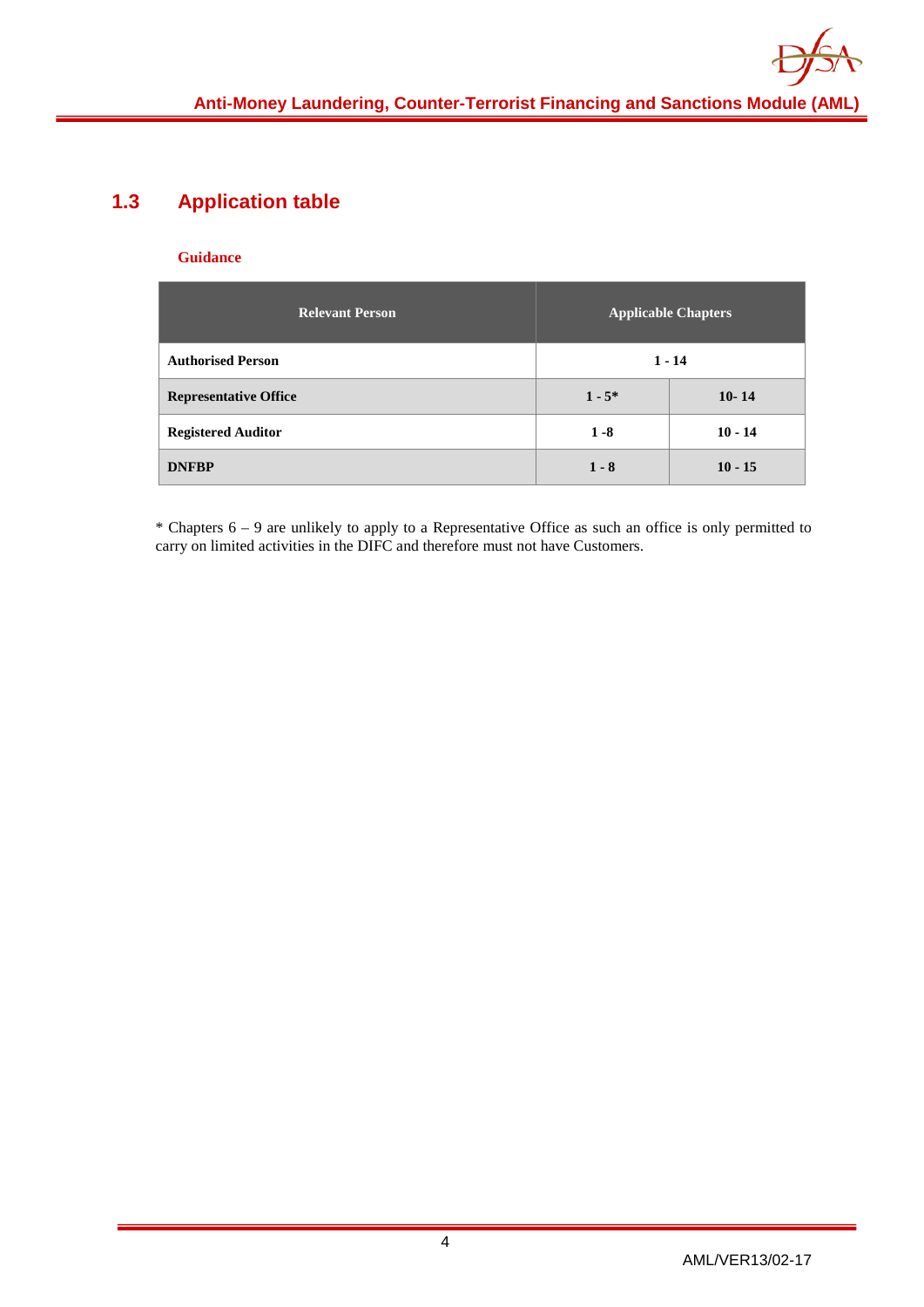## 1.3 Application table

**Guidance**

| Relevant Person | Applicable Chapters | |
|---|---|---|
| **Authorised Person** | **1 - 14** | |
| **Representative Office** | **1 - 5*** | **10- 14** |
| **Registered Auditor** | **1 -8** | **10 - 14** |
| **DNFBP** | **1 - 8** | **10 - 15** |

* Chapters 6 – 9 are unlikely to apply to a Representative Office as such an office is only permitted to carry on limited activities in the DIFC and therefore must not have Customers.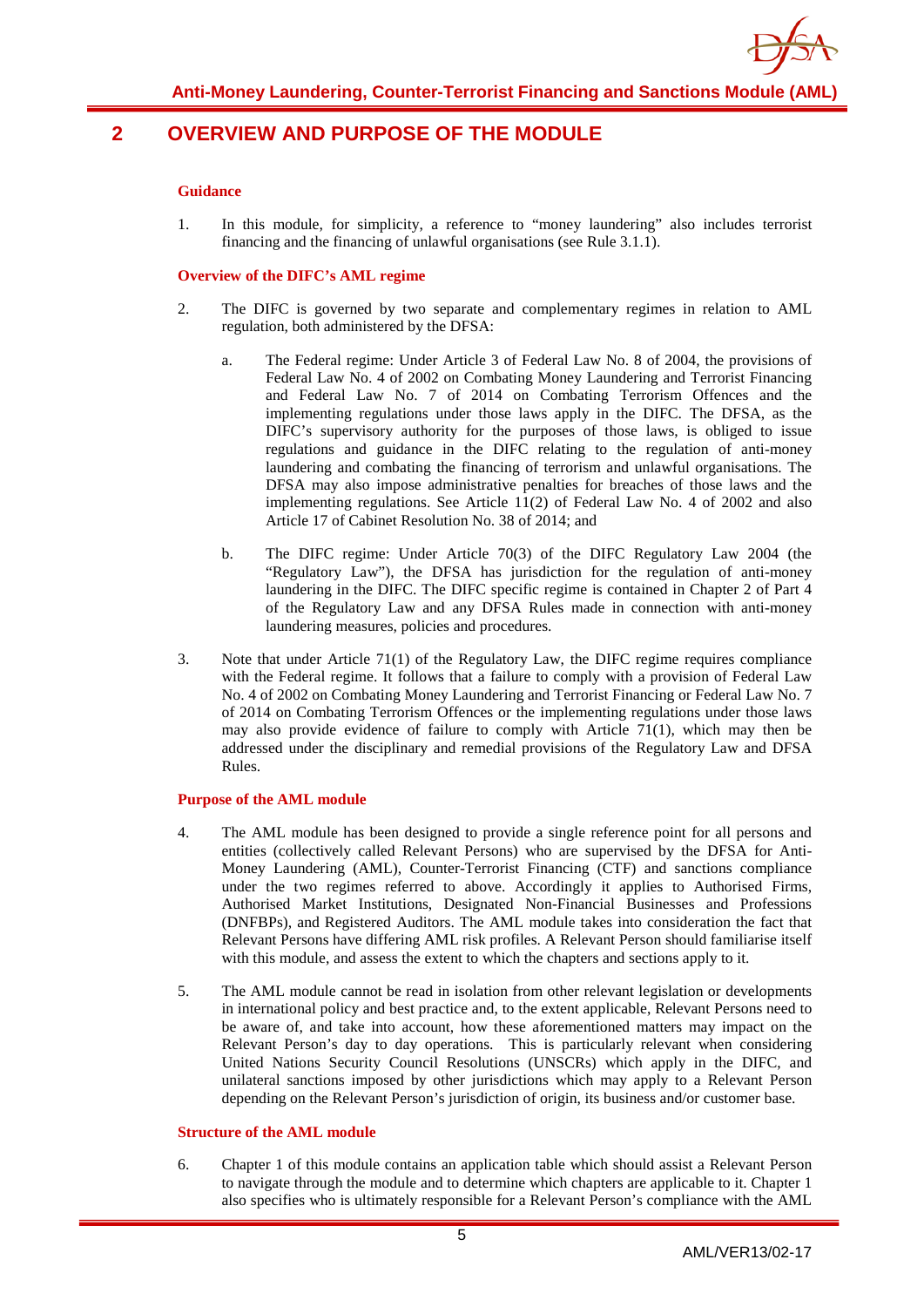## 2 OVERVIEW AND PURPOSE OF THE MODULE

**Guidance**

1. In this module, for simplicity, a reference to "money laundering" also includes terrorist financing and the financing of unlawful organisations (see Rule 3.1.1).

**Overview of the DIFC's AML regime**

2. The DIFC is governed by two separate and complementary regimes in relation to AML regulation, both administered by the DFSA:

   a. The Federal regime: Under Article 3 of Federal Law No. 8 of 2004, the provisions of Federal Law No. 4 of 2002 on Combating Money Laundering and Terrorist Financing and Federal Law No. 7 of 2014 on Combating Terrorism Offences and the implementing regulations under those laws apply in the DIFC. The DFSA, as the DIFC's supervisory authority for the purposes of those laws, is obliged to issue regulations and guidance in the DIFC relating to the regulation of anti-money laundering and combating the financing of terrorism and unlawful organisations. The DFSA may also impose administrative penalties for breaches of those laws and the implementing regulations. See Article 11(2) of Federal Law No. 4 of 2002 and also Article 17 of Cabinet Resolution No. 38 of 2014; and

   b. The DIFC regime: Under Article 70(3) of the DIFC Regulatory Law 2004 (the "Regulatory Law"), the DFSA has jurisdiction for the regulation of anti-money laundering in the DIFC. The DIFC specific regime is contained in Chapter 2 of Part 4 of the Regulatory Law and any DFSA Rules made in connection with anti-money laundering measures, policies and procedures.

3. Note that under Article 71(1) of the Regulatory Law, the DIFC regime requires compliance with the Federal regime. It follows that a failure to comply with a provision of Federal Law No. 4 of 2002 on Combating Money Laundering and Terrorist Financing or Federal Law No. 7 of 2014 on Combating Terrorism Offences or the implementing regulations under those laws may also provide evidence of failure to comply with Article 71(1), which may then be addressed under the disciplinary and remedial provisions of the Regulatory Law and DFSA Rules.

**Purpose of the AML module**

4. The AML module has been designed to provide a single reference point for all persons and entities (collectively called Relevant Persons) who are supervised by the DFSA for Anti-Money Laundering (AML), Counter-Terrorist Financing (CTF) and sanctions compliance under the two regimes referred to above. Accordingly it applies to Authorised Firms, Authorised Market Institutions, Designated Non-Financial Businesses and Professions (DNFBPs), and Registered Auditors. The AML module takes into consideration the fact that Relevant Persons have differing AML risk profiles. A Relevant Person should familiarise itself with this module, and assess the extent to which the chapters and sections apply to it.

5. The AML module cannot be read in isolation from other relevant legislation or developments in international policy and best practice and, to the extent applicable, Relevant Persons need to be aware of, and take into account, how these aforementioned matters may impact on the Relevant Person's day to day operations. This is particularly relevant when considering United Nations Security Council Resolutions (UNSCRs) which apply in the DIFC, and unilateral sanctions imposed by other jurisdictions which may apply to a Relevant Person depending on the Relevant Person's jurisdiction of origin, its business and/or customer base.

**Structure of the AML module**

6. Chapter 1 of this module contains an application table which should assist a Relevant Person to navigate through the module and to determine which chapters are applicable to it. Chapter 1 also specifies who is ultimately responsible for a Relevant Person's compliance with the AML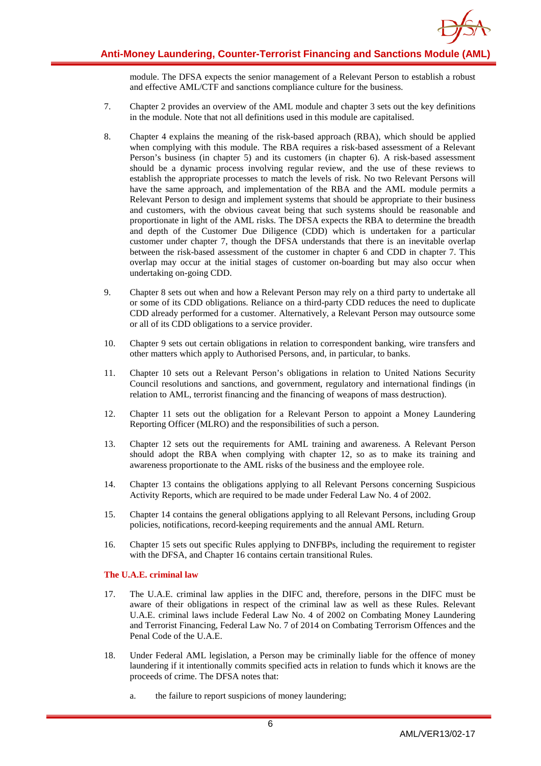module. The DFSA expects the senior management of a Relevant Person to establish a robust and effective AML/CTF and sanctions compliance culture for the business.

7. Chapter 2 provides an overview of the AML module and chapter 3 sets out the key definitions in the module. Note that not all definitions used in this module are capitalised.

8. Chapter 4 explains the meaning of the risk-based approach (RBA), which should be applied when complying with this module. The RBA requires a risk-based assessment of a Relevant Person's business (in chapter 5) and its customers (in chapter 6). A risk-based assessment should be a dynamic process involving regular review, and the use of these reviews to establish the appropriate processes to match the levels of risk. No two Relevant Persons will have the same approach, and implementation of the RBA and the AML module permits a Relevant Person to design and implement systems that should be appropriate to their business and customers, with the obvious caveat being that such systems should be reasonable and proportionate in light of the AML risks. The DFSA expects the RBA to determine the breadth and depth of the Customer Due Diligence (CDD) which is undertaken for a particular customer under chapter 7, though the DFSA understands that there is an inevitable overlap between the risk-based assessment of the customer in chapter 6 and CDD in chapter 7. This overlap may occur at the initial stages of customer on-boarding but may also occur when undertaking on-going CDD.

9. Chapter 8 sets out when and how a Relevant Person may rely on a third party to undertake all or some of its CDD obligations. Reliance on a third-party CDD reduces the need to duplicate CDD already performed for a customer. Alternatively, a Relevant Person may outsource some or all of its CDD obligations to a service provider.

10. Chapter 9 sets out certain obligations in relation to correspondent banking, wire transfers and other matters which apply to Authorised Persons, and, in particular, to banks.

11. Chapter 10 sets out a Relevant Person's obligations in relation to United Nations Security Council resolutions and sanctions, and government, regulatory and international findings (in relation to AML, terrorist financing and the financing of weapons of mass destruction).

12. Chapter 11 sets out the obligation for a Relevant Person to appoint a Money Laundering Reporting Officer (MLRO) and the responsibilities of such a person.

13. Chapter 12 sets out the requirements for AML training and awareness. A Relevant Person should adopt the RBA when complying with chapter 12, so as to make its training and awareness proportionate to the AML risks of the business and the employee role.

14. Chapter 13 contains the obligations applying to all Relevant Persons concerning Suspicious Activity Reports, which are required to be made under Federal Law No. 4 of 2002.

15. Chapter 14 contains the general obligations applying to all Relevant Persons, including Group policies, notifications, record-keeping requirements and the annual AML Return.

16. Chapter 15 sets out specific Rules applying to DNFBPs, including the requirement to register with the DFSA, and Chapter 16 contains certain transitional Rules.

### The U.A.E. criminal law

17. The U.A.E. criminal law applies in the DIFC and, therefore, persons in the DIFC must be aware of their obligations in respect of the criminal law as well as these Rules. Relevant U.A.E. criminal laws include Federal Law No. 4 of 2002 on Combating Money Laundering and Terrorist Financing, Federal Law No. 7 of 2014 on Combating Terrorism Offences and the Penal Code of the U.A.E.

18. Under Federal AML legislation, a Person may be criminally liable for the offence of money laundering if it intentionally commits specified acts in relation to funds which it knows are the proceeds of crime. The DFSA notes that:

    a. the failure to report suspicions of money laundering;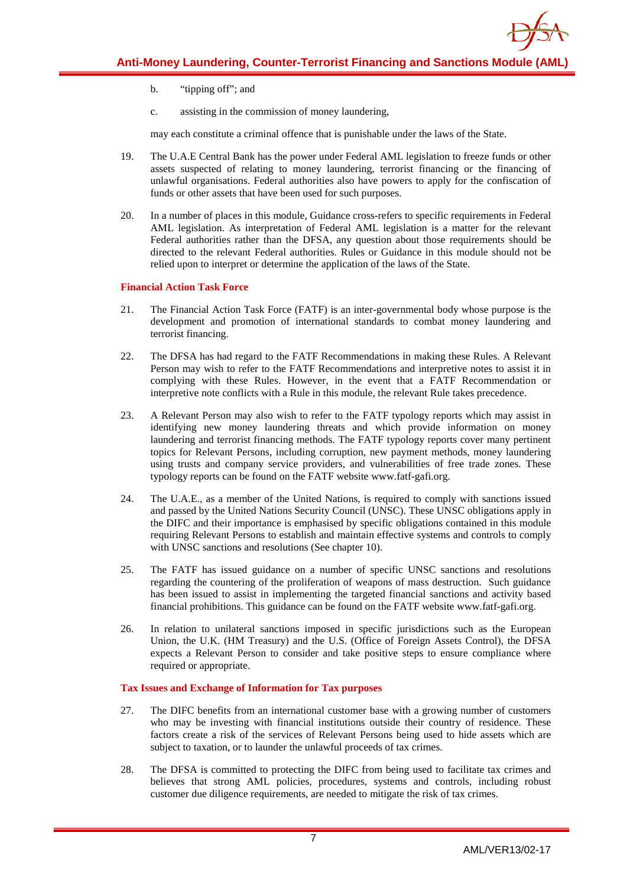b. "tipping off"; and

c. assisting in the commission of money laundering,

may each constitute a criminal offence that is punishable under the laws of the State.

19. The U.A.E Central Bank has the power under Federal AML legislation to freeze funds or other assets suspected of relating to money laundering, terrorist financing or the financing of unlawful organisations. Federal authorities also have powers to apply for the confiscation of funds or other assets that have been used for such purposes.

20. In a number of places in this module, Guidance cross-refers to specific requirements in Federal AML legislation. As interpretation of Federal AML legislation is a matter for the relevant Federal authorities rather than the DFSA, any question about those requirements should be directed to the relevant Federal authorities. Rules or Guidance in this module should not be relied upon to interpret or determine the application of the laws of the State.

#### Financial Action Task Force

21. The Financial Action Task Force (FATF) is an inter-governmental body whose purpose is the development and promotion of international standards to combat money laundering and terrorist financing.

22. The DFSA has had regard to the FATF Recommendations in making these Rules. A Relevant Person may wish to refer to the FATF Recommendations and interpretive notes to assist it in complying with these Rules. However, in the event that a FATF Recommendation or interpretive note conflicts with a Rule in this module, the relevant Rule takes precedence.

23. A Relevant Person may also wish to refer to the FATF typology reports which may assist in identifying new money laundering threats and which provide information on money laundering and terrorist financing methods. The FATF typology reports cover many pertinent topics for Relevant Persons, including corruption, new payment methods, money laundering using trusts and company service providers, and vulnerabilities of free trade zones. These typology reports can be found on the FATF website www.fatf-gafi.org.

24. The U.A.E., as a member of the United Nations, is required to comply with sanctions issued and passed by the United Nations Security Council (UNSC). These UNSC obligations apply in the DIFC and their importance is emphasised by specific obligations contained in this module requiring Relevant Persons to establish and maintain effective systems and controls to comply with UNSC sanctions and resolutions (See chapter 10).

25. The FATF has issued guidance on a number of specific UNSC sanctions and resolutions regarding the countering of the proliferation of weapons of mass destruction. Such guidance has been issued to assist in implementing the targeted financial sanctions and activity based financial prohibitions. This guidance can be found on the FATF website www.fatf-gafi.org.

26. In relation to unilateral sanctions imposed in specific jurisdictions such as the European Union, the U.K. (HM Treasury) and the U.S. (Office of Foreign Assets Control), the DFSA expects a Relevant Person to consider and take positive steps to ensure compliance where required or appropriate.

#### Tax Issues and Exchange of Information for Tax purposes

27. The DIFC benefits from an international customer base with a growing number of customers who may be investing with financial institutions outside their country of residence. These factors create a risk of the services of Relevant Persons being used to hide assets which are subject to taxation, or to launder the unlawful proceeds of tax crimes.

28. The DFSA is committed to protecting the DIFC from being used to facilitate tax crimes and believes that strong AML policies, procedures, systems and controls, including robust customer due diligence requirements, are needed to mitigate the risk of tax crimes.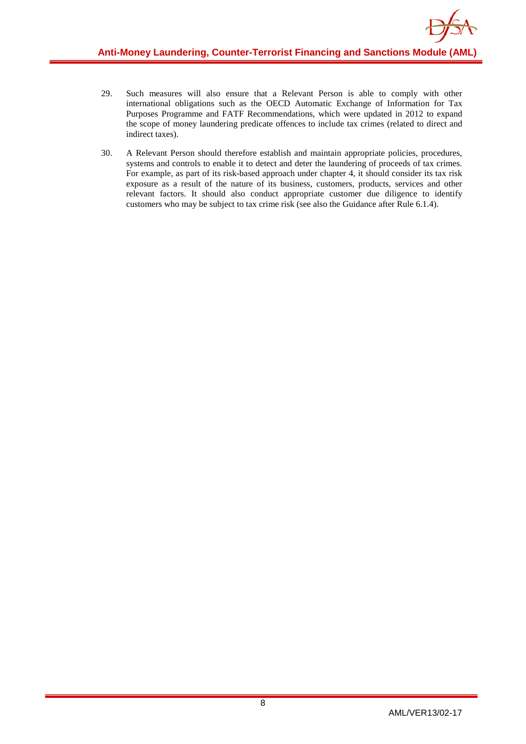29. Such measures will also ensure that a Relevant Person is able to comply with other international obligations such as the OECD Automatic Exchange of Information for Tax Purposes Programme and FATF Recommendations, which were updated in 2012 to expand the scope of money laundering predicate offences to include tax crimes (related to direct and indirect taxes).

30. A Relevant Person should therefore establish and maintain appropriate policies, procedures, systems and controls to enable it to detect and deter the laundering of proceeds of tax crimes. For example, as part of its risk-based approach under chapter 4, it should consider its tax risk exposure as a result of the nature of its business, customers, products, services and other relevant factors. It should also conduct appropriate customer due diligence to identify customers who may be subject to tax crime risk (see also the Guidance after Rule 6.1.4).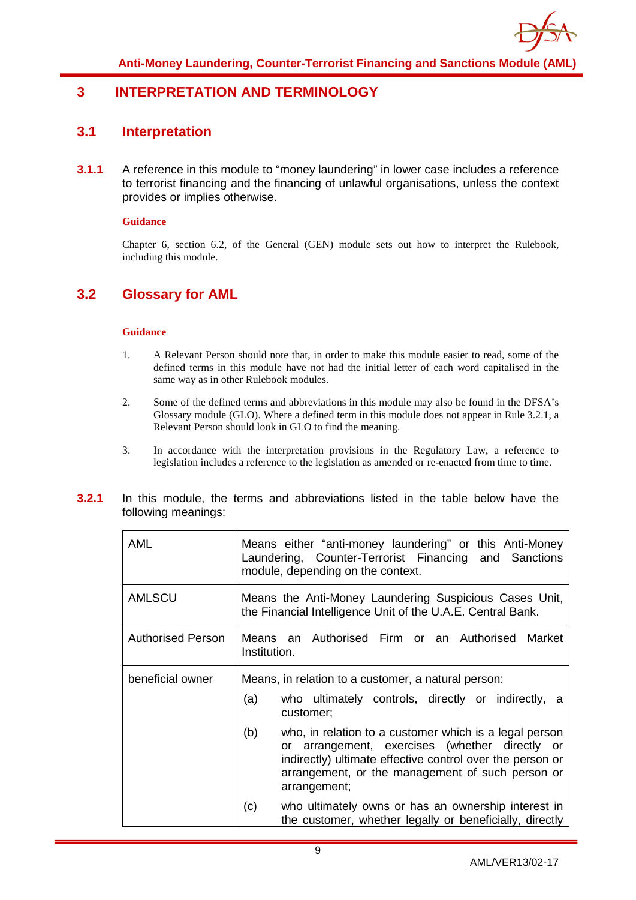# 3 INTERPRETATION AND TERMINOLOGY

## 3.1 Interpretation

**3.1.1** A reference in this module to "money laundering" in lower case includes a reference to terrorist financing and the financing of unlawful organisations, unless the context provides or implies otherwise.

**Guidance**

Chapter 6, section 6.2, of the General (GEN) module sets out how to interpret the Rulebook, including this module.

## 3.2 Glossary for AML

**Guidance**

1. A Relevant Person should note that, in order to make this module easier to read, some of the defined terms in this module have not had the initial letter of each word capitalised in the same way as in other Rulebook modules.

2. Some of the defined terms and abbreviations in this module may also be found in the DFSA's Glossary module (GLO). Where a defined term in this module does not appear in Rule 3.2.1, a Relevant Person should look in GLO to find the meaning.

3. In accordance with the interpretation provisions in the Regulatory Law, a reference to legislation includes a reference to the legislation as amended or re-enacted from time to time.

**3.2.1** In this module, the terms and abbreviations listed in the table below have the following meanings:

| | |
|---|---|
| AML | Means either "anti-money laundering" or this Anti-Money Laundering, Counter-Terrorist Financing and Sanctions module, depending on the context. |
| AMLSCU | Means the Anti-Money Laundering Suspicious Cases Unit, the Financial Intelligence Unit of the U.A.E. Central Bank. |
| Authorised Person | Means an Authorised Firm or an Authorised Market Institution. |
| beneficial owner | Means, in relation to a customer, a natural person:<br>(a) who ultimately controls, directly or indirectly, a customer;<br>(b) who, in relation to a customer which is a legal person or arrangement, exercises (whether directly or indirectly) ultimate effective control over the person or arrangement, or the management of such person or arrangement;<br>(c) who ultimately owns or has an ownership interest in the customer, whether legally or beneficially, directly |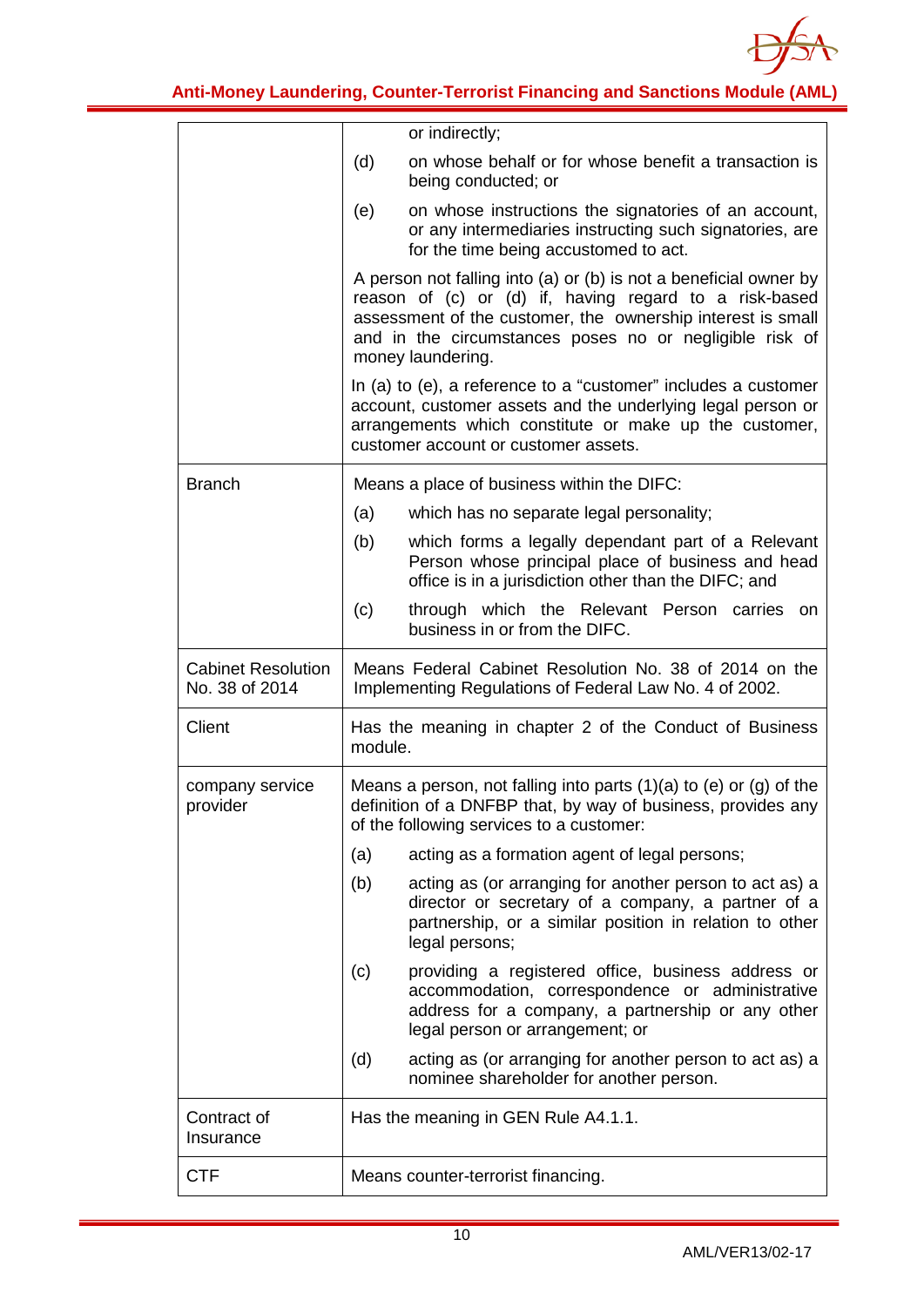| | |
|---|---|
| | or indirectly;<br>(d) on whose behalf or for whose benefit a transaction is being conducted; or<br>(e) on whose instructions the signatories of an account, or any intermediaries instructing such signatories, are for the time being accustomed to act.<br>A person not falling into (a) or (b) is not a beneficial owner by reason of (c) or (d) if, having regard to a risk-based assessment of the customer, the ownership interest is small and in the circumstances poses no or negligible risk of money laundering.<br>In (a) to (e), a reference to a "customer" includes a customer account, customer assets and the underlying legal person or arrangements which constitute or make up the customer, customer account or customer assets. |
| Branch | Means a place of business within the DIFC:<br>(a) which has no separate legal personality;<br>(b) which forms a legally dependant part of a Relevant Person whose principal place of business and head office is in a jurisdiction other than the DIFC; and<br>(c) through which the Relevant Person carries on business in or from the DIFC. |
| Cabinet Resolution No. 38 of 2014 | Means Federal Cabinet Resolution No. 38 of 2014 on the Implementing Regulations of Federal Law No. 4 of 2002. |
| Client | Has the meaning in chapter 2 of the Conduct of Business module. |
| company service provider | Means a person, not falling into parts (1)(a) to (e) or (g) of the definition of a DNFBP that, by way of business, provides any of the following services to a customer:<br>(a) acting as a formation agent of legal persons;<br>(b) acting as (or arranging for another person to act as) a director or secretary of a company, a partner of a partnership, or a similar position in relation to other legal persons;<br>(c) providing a registered office, business address or accommodation, correspondence or administrative address for a company, a partnership or any other legal person or arrangement; or<br>(d) acting as (or arranging for another person to act as) a nominee shareholder for another person. |
| Contract of Insurance | Has the meaning in GEN Rule A4.1.1. |
| CTF | Means counter-terrorist financing. |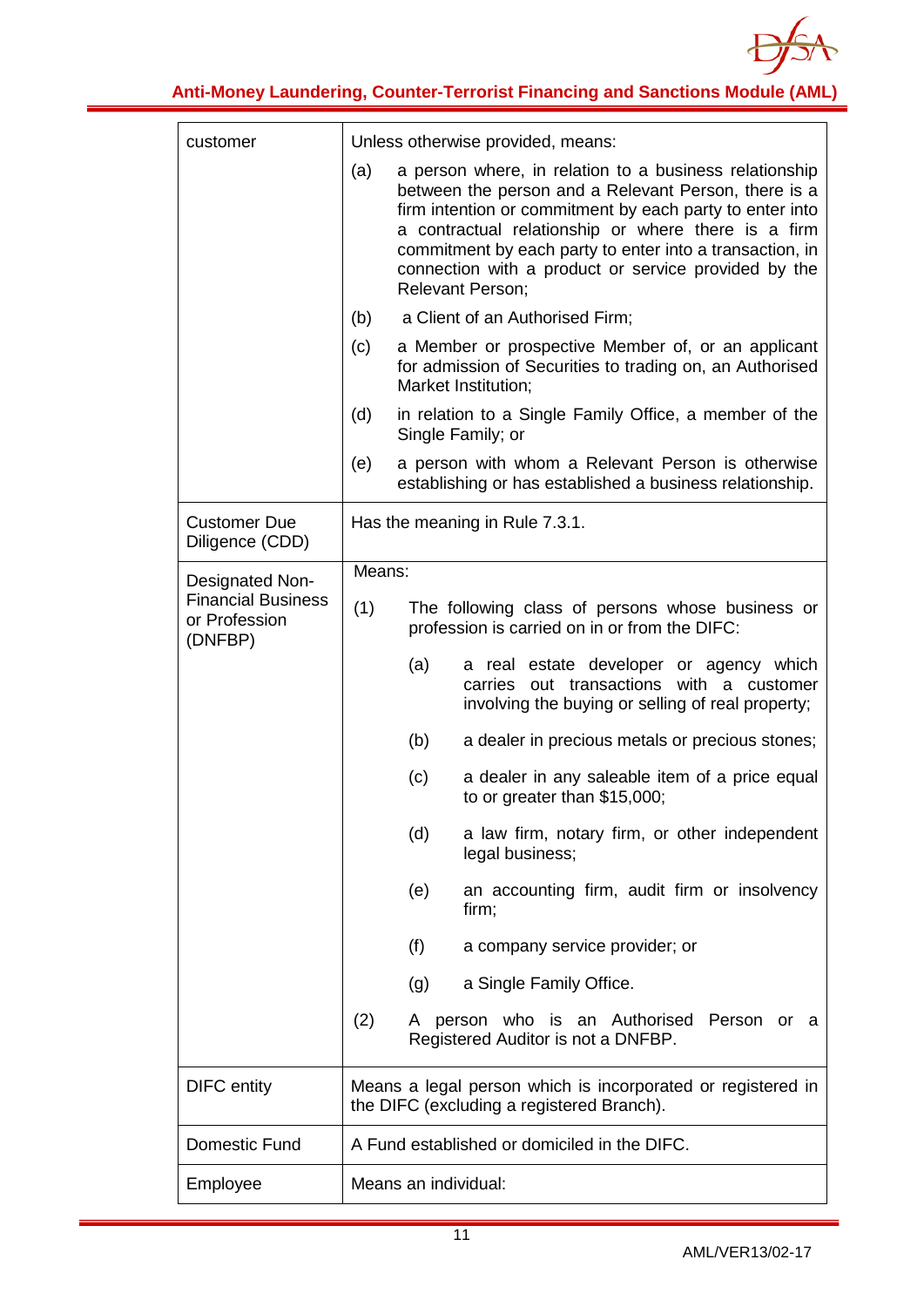| | |
|---|---|
| customer | Unless otherwise provided, means:<br>(a) a person where, in relation to a business relationship between the person and a Relevant Person, there is a firm intention or commitment by each party to enter into a contractual relationship or where there is a firm commitment by each party to enter into a transaction, in connection with a product or service provided by the Relevant Person;<br>(b) a Client of an Authorised Firm;<br>(c) a Member or prospective Member of, or an applicant for admission of Securities to trading on, an Authorised Market Institution;<br>(d) in relation to a Single Family Office, a member of the Single Family; or<br>(e) a person with whom a Relevant Person is otherwise establishing or has established a business relationship. |
| Customer Due Diligence (CDD) | Has the meaning in Rule 7.3.1. |
| Designated Non-Financial Business or Profession (DNFBP) | Means:<br>(1) The following class of persons whose business or profession is carried on in or from the DIFC:<br>(a) a real estate developer or agency which carries out transactions with a customer involving the buying or selling of real property;<br>(b) a dealer in precious metals or precious stones;<br>(c) a dealer in any saleable item of a price equal to or greater than $15,000;<br>(d) a law firm, notary firm, or other independent legal business;<br>(e) an accounting firm, audit firm or insolvency firm;<br>(f) a company service provider; or<br>(g) a Single Family Office.<br>(2) A person who is an Authorised Person or a Registered Auditor is not a DNFBP. |
| DIFC entity | Means a legal person which is incorporated or registered in the DIFC (excluding a registered Branch). |
| Domestic Fund | A Fund established or domiciled in the DIFC. |
| Employee | Means an individual: |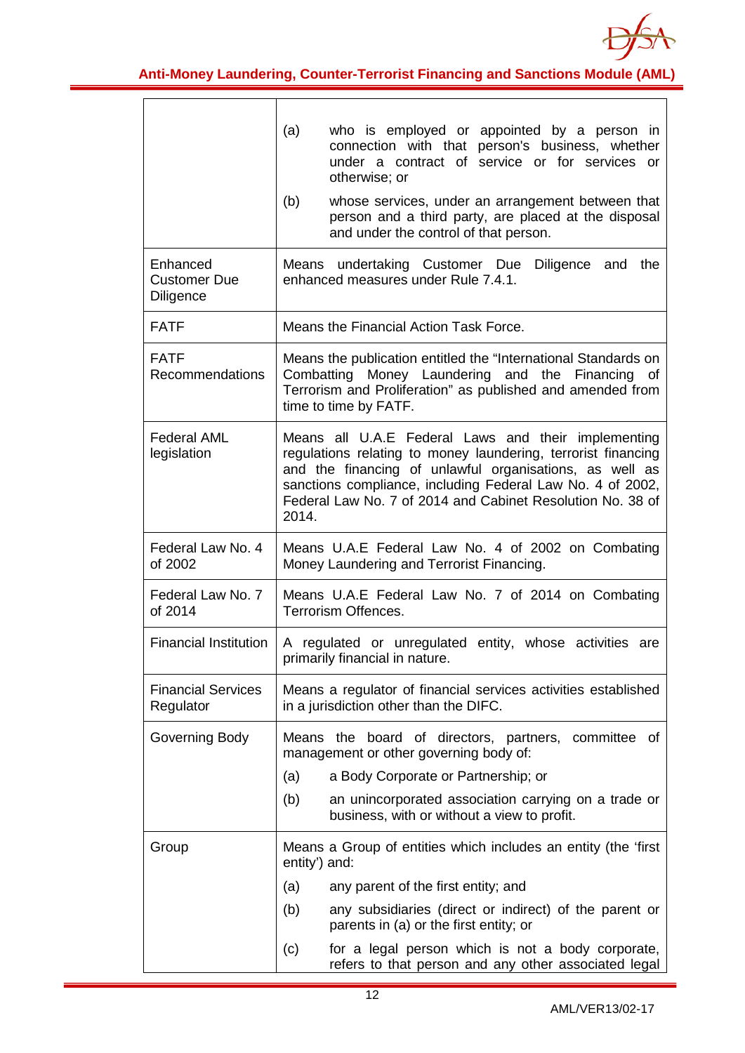| | |
|---|---|
| | (a) who is employed or appointed by a person in connection with that person's business, whether under a contract of service or for services or otherwise; or<br><br>(b) whose services, under an arrangement between that person and a third party, are placed at the disposal and under the control of that person. |
| Enhanced Customer Due Diligence | Means undertaking Customer Due Diligence and the enhanced measures under Rule 7.4.1. |
| FATF | Means the Financial Action Task Force. |
| FATF Recommendations | Means the publication entitled the "International Standards on Combatting Money Laundering and the Financing of Terrorism and Proliferation" as published and amended from time to time by FATF. |
| Federal AML legislation | Means all U.A.E Federal Laws and their implementing regulations relating to money laundering, terrorist financing and the financing of unlawful organisations, as well as sanctions compliance, including Federal Law No. 4 of 2002, Federal Law No. 7 of 2014 and Cabinet Resolution No. 38 of 2014. |
| Federal Law No. 4 of 2002 | Means U.A.E Federal Law No. 4 of 2002 on Combating Money Laundering and Terrorist Financing. |
| Federal Law No. 7 of 2014 | Means U.A.E Federal Law No. 7 of 2014 on Combating Terrorism Offences. |
| Financial Institution | A regulated or unregulated entity, whose activities are primarily financial in nature. |
| Financial Services Regulator | Means a regulator of financial services activities established in a jurisdiction other than the DIFC. |
| Governing Body | Means the board of directors, partners, committee of management or other governing body of:<br><br>(a) a Body Corporate or Partnership; or<br><br>(b) an unincorporated association carrying on a trade or business, with or without a view to profit. |
| Group | Means a Group of entities which includes an entity (the 'first entity') and:<br><br>(a) any parent of the first entity; and<br><br>(b) any subsidiaries (direct or indirect) of the parent or parents in (a) or the first entity; or<br><br>(c) for a legal person which is not a body corporate, refers to that person and any other associated legal |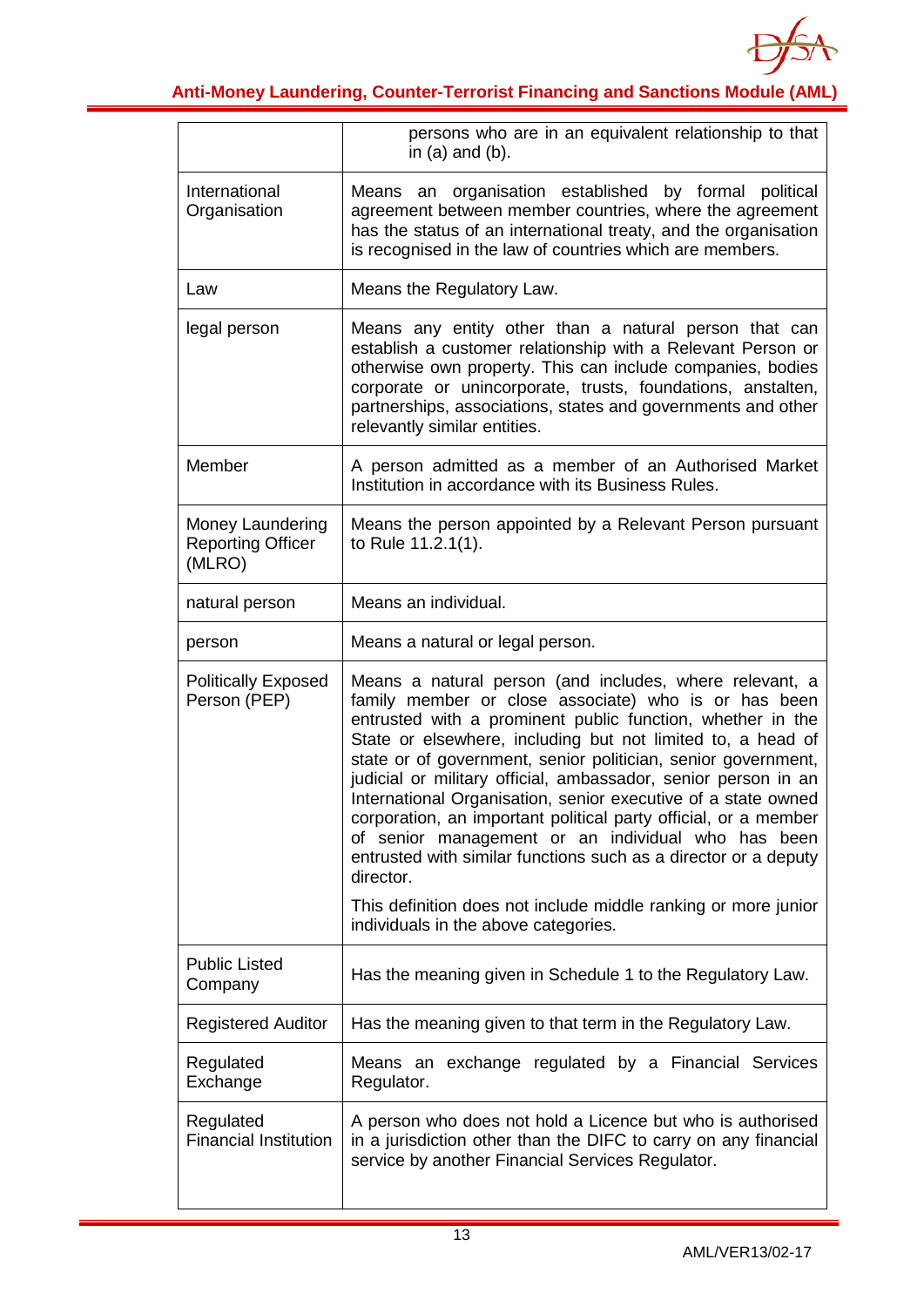| | |
|---|---|
| | persons who are in an equivalent relationship to that in (a) and (b). |
| International Organisation | Means an organisation established by formal political agreement between member countries, where the agreement has the status of an international treaty, and the organisation is recognised in the law of countries which are members. |
| Law | Means the Regulatory Law. |
| legal person | Means any entity other than a natural person that can establish a customer relationship with a Relevant Person or otherwise own property. This can include companies, bodies corporate or unincorporate, trusts, foundations, anstalten, partnerships, associations, states and governments and other relevantly similar entities. |
| Member | A person admitted as a member of an Authorised Market Institution in accordance with its Business Rules. |
| Money Laundering Reporting Officer (MLRO) | Means the person appointed by a Relevant Person pursuant to Rule 11.2.1(1). |
| natural person | Means an individual. |
| person | Means a natural or legal person. |
| Politically Exposed Person (PEP) | Means a natural person (and includes, where relevant, a family member or close associate) who is or has been entrusted with a prominent public function, whether in the State or elsewhere, including but not limited to, a head of state or of government, senior politician, senior government, judicial or military official, ambassador, senior person in an International Organisation, senior executive of a state owned corporation, an important political party official, or a member of senior management or an individual who has been entrusted with similar functions such as a director or a deputy director.<br><br>This definition does not include middle ranking or more junior individuals in the above categories. |
| Public Listed Company | Has the meaning given in Schedule 1 to the Regulatory Law. |
| Registered Auditor | Has the meaning given to that term in the Regulatory Law. |
| Regulated Exchange | Means an exchange regulated by a Financial Services Regulator. |
| Regulated Financial Institution | A person who does not hold a Licence but who is authorised in a jurisdiction other than the DIFC to carry on any financial service by another Financial Services Regulator. |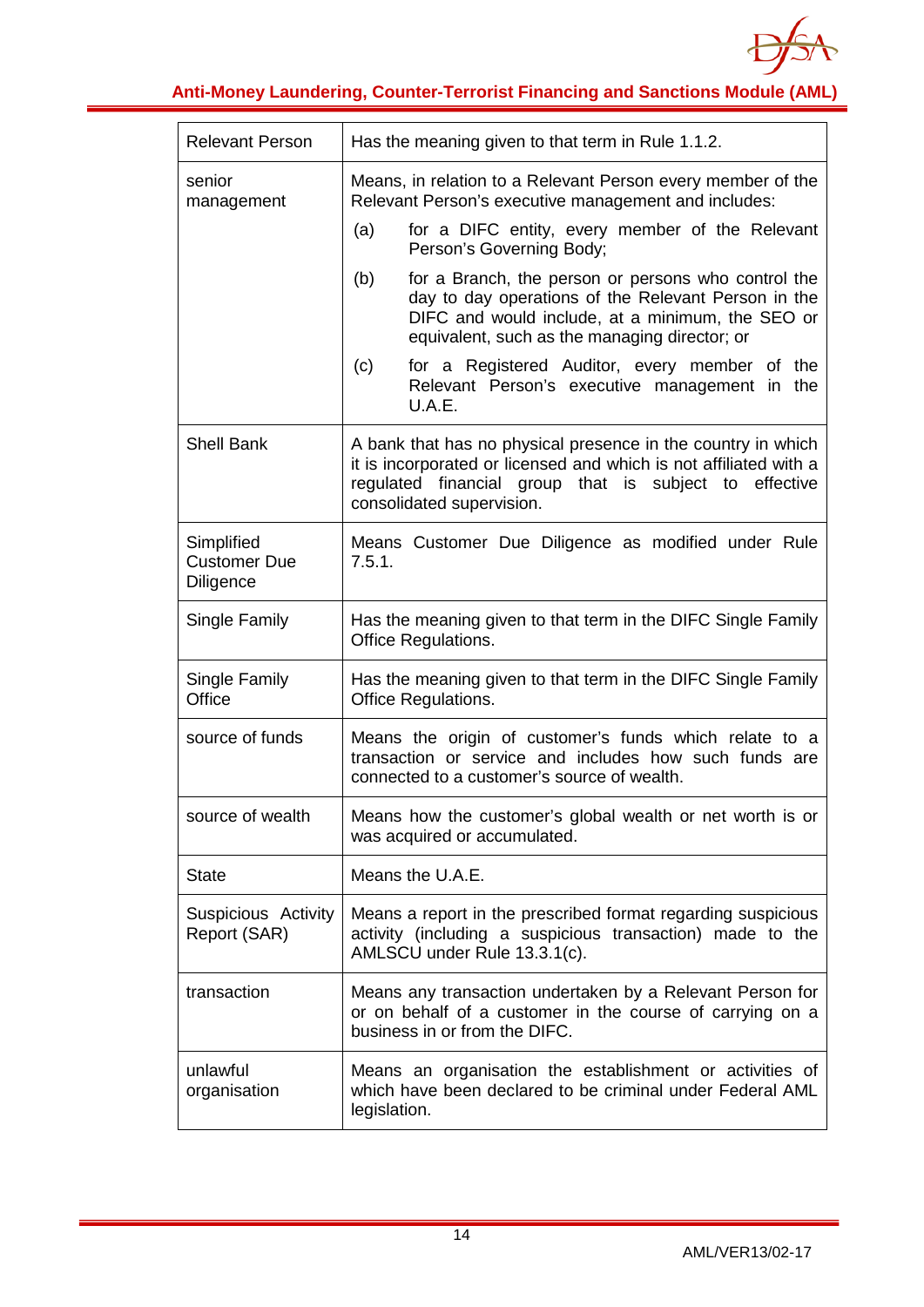| | |
|---|---|
| Relevant Person | Has the meaning given to that term in Rule 1.1.2. |
| senior management | Means, in relation to a Relevant Person every member of the Relevant Person's executive management and includes:<br>(a) for a DIFC entity, every member of the Relevant Person's Governing Body;<br>(b) for a Branch, the person or persons who control the day to day operations of the Relevant Person in the DIFC and would include, at a minimum, the SEO or equivalent, such as the managing director; or<br>(c) for a Registered Auditor, every member of the Relevant Person's executive management in the U.A.E. |
| Shell Bank | A bank that has no physical presence in the country in which it is incorporated or licensed and which is not affiliated with a regulated financial group that is subject to effective consolidated supervision. |
| Simplified Customer Due Diligence | Means Customer Due Diligence as modified under Rule 7.5.1. |
| Single Family | Has the meaning given to that term in the DIFC Single Family Office Regulations. |
| Single Family Office | Has the meaning given to that term in the DIFC Single Family Office Regulations. |
| source of funds | Means the origin of customer's funds which relate to a transaction or service and includes how such funds are connected to a customer's source of wealth. |
| source of wealth | Means how the customer's global wealth or net worth is or was acquired or accumulated. |
| State | Means the U.A.E. |
| Suspicious Activity Report (SAR) | Means a report in the prescribed format regarding suspicious activity (including a suspicious transaction) made to the AMLSCU under Rule 13.3.1(c). |
| transaction | Means any transaction undertaken by a Relevant Person for or on behalf of a customer in the course of carrying on a business in or from the DIFC. |
| unlawful organisation | Means an organisation the establishment or activities of which have been declared to be criminal under Federal AML legislation. |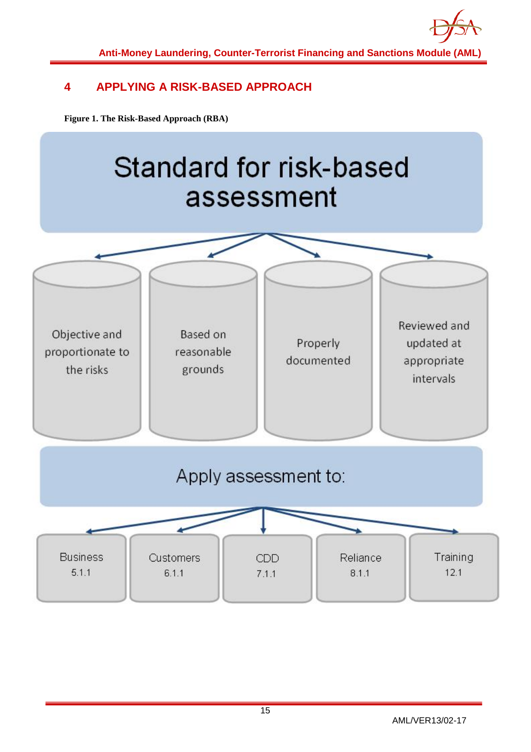# 4 APPLYING A RISK-BASED APPROACH

**Figure 1. The Risk-Based Approach (RBA)**

Standard for risk-based assessment

- Objective and proportionate to the risks
- Based on reasonable grounds
- Properly documented
- Reviewed and updated at appropriate intervals

Apply assessment to:

- Business 5.1.1
- Customers 6.1.1
- CDD 7.1.1
- Reliance 8.1.1
- Training 12.1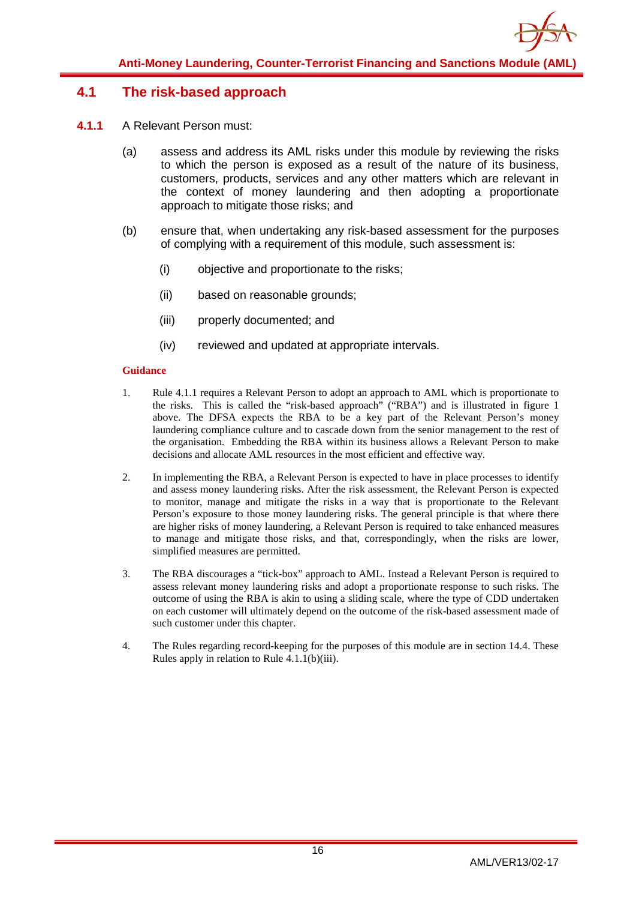## 4.1 The risk-based approach

**4.1.1** A Relevant Person must:

(a) assess and address its AML risks under this module by reviewing the risks to which the person is exposed as a result of the nature of its business, customers, products, services and any other matters which are relevant in the context of money laundering and then adopting a proportionate approach to mitigate those risks; and

(b) ensure that, when undertaking any risk-based assessment for the purposes of complying with a requirement of this module, such assessment is:

(i) objective and proportionate to the risks;

(ii) based on reasonable grounds;

(iii) properly documented; and

(iv) reviewed and updated at appropriate intervals.

**Guidance**

1. Rule 4.1.1 requires a Relevant Person to adopt an approach to AML which is proportionate to the risks. This is called the "risk-based approach" ("RBA") and is illustrated in figure 1 above. The DFSA expects the RBA to be a key part of the Relevant Person's money laundering compliance culture and to cascade down from the senior management to the rest of the organisation. Embedding the RBA within its business allows a Relevant Person to make decisions and allocate AML resources in the most efficient and effective way.

2. In implementing the RBA, a Relevant Person is expected to have in place processes to identify and assess money laundering risks. After the risk assessment, the Relevant Person is expected to monitor, manage and mitigate the risks in a way that is proportionate to the Relevant Person's exposure to those money laundering risks. The general principle is that where there are higher risks of money laundering, a Relevant Person is required to take enhanced measures to manage and mitigate those risks, and that, correspondingly, when the risks are lower, simplified measures are permitted.

3. The RBA discourages a "tick-box" approach to AML. Instead a Relevant Person is required to assess relevant money laundering risks and adopt a proportionate response to such risks. The outcome of using the RBA is akin to using a sliding scale, where the type of CDD undertaken on each customer will ultimately depend on the outcome of the risk-based assessment made of such customer under this chapter.

4. The Rules regarding record-keeping for the purposes of this module are in section 14.4. These Rules apply in relation to Rule 4.1.1(b)(iii).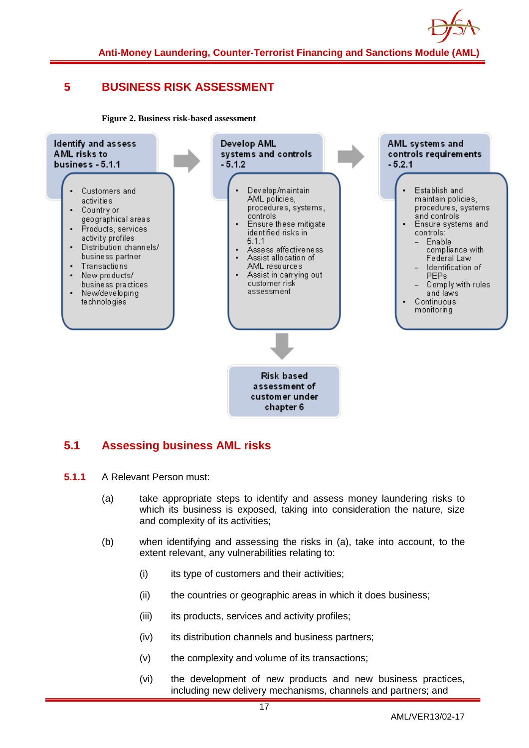# 5 BUSINESS RISK ASSESSMENT

**Figure 2. Business risk-based assessment**

**Identify and assess AML risks to business - 5.1.1**

- Customers and activities
- Country or geographical areas
- Products, services activity profiles
- Distribution channels/ business partner
- Transactions
- New products/ business practices
- New/developing technologies

**Develop AML systems and controls - 5.1.2**

- Develop/maintain AML policies, procedures, systems, controls
- Ensure these mitigate identified risks in 5.1.1
- Assess effectiveness
- Assist allocation of AML resources
- Assist in carrying out customer risk assessment

**AML systems and controls requirements - 5.2.1**

- Establish and maintain policies, procedures, systems and controls
- Ensure systems and controls:
  - Enable compliance with Federal Law
  - Identification of PEPs
  - Comply with rules and laws
- Continuous monitoring

**Risk based assessment of customer under chapter 6**

## 5.1 Assessing business AML risks

**5.1.1** A Relevant Person must:

(a) take appropriate steps to identify and assess money laundering risks to which its business is exposed, taking into consideration the nature, size and complexity of its activities;

(b) when identifying and assessing the risks in (a), take into account, to the extent relevant, any vulnerabilities relating to:

(i) its type of customers and their activities;

(ii) the countries or geographic areas in which it does business;

(iii) its products, services and activity profiles;

(iv) its distribution channels and business partners;

(v) the complexity and volume of its transactions;

(vi) the development of new products and new business practices, including new delivery mechanisms, channels and partners; and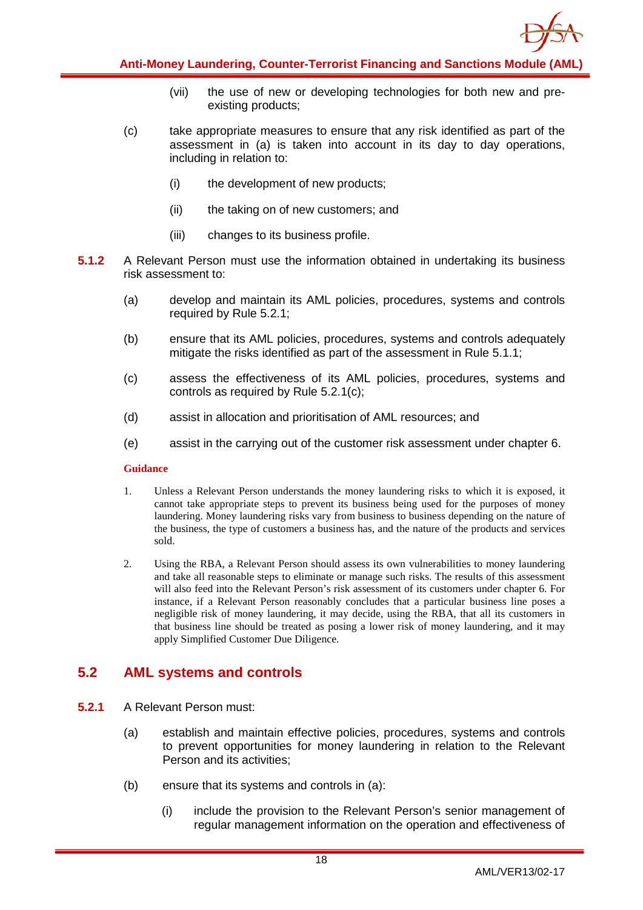(vii) the use of new or developing technologies for both new and pre-existing products;

(c) take appropriate measures to ensure that any risk identified as part of the assessment in (a) is taken into account in its day to day operations, including in relation to:

(i) the development of new products;

(ii) the taking on of new customers; and

(iii) changes to its business profile.

**5.1.2** A Relevant Person must use the information obtained in undertaking its business risk assessment to:

(a) develop and maintain its AML policies, procedures, systems and controls required by Rule 5.2.1;

(b) ensure that its AML policies, procedures, systems and controls adequately mitigate the risks identified as part of the assessment in Rule 5.1.1;

(c) assess the effectiveness of its AML policies, procedures, systems and controls as required by Rule 5.2.1(c);

(d) assist in allocation and prioritisation of AML resources; and

(e) assist in the carrying out of the customer risk assessment under chapter 6.

**Guidance**

1. Unless a Relevant Person understands the money laundering risks to which it is exposed, it cannot take appropriate steps to prevent its business being used for the purposes of money laundering. Money laundering risks vary from business to business depending on the nature of the business, the type of customers a business has, and the nature of the products and services sold.

2. Using the RBA, a Relevant Person should assess its own vulnerabilities to money laundering and take all reasonable steps to eliminate or manage such risks. The results of this assessment will also feed into the Relevant Person's risk assessment of its customers under chapter 6. For instance, if a Relevant Person reasonably concludes that a particular business line poses a negligible risk of money laundering, it may decide, using the RBA, that all its customers in that business line should be treated as posing a lower risk of money laundering, and it may apply Simplified Customer Due Diligence.

## 5.2 AML systems and controls

**5.2.1** A Relevant Person must:

(a) establish and maintain effective policies, procedures, systems and controls to prevent opportunities for money laundering in relation to the Relevant Person and its activities;

(b) ensure that its systems and controls in (a):

(i) include the provision to the Relevant Person's senior management of regular management information on the operation and effectiveness of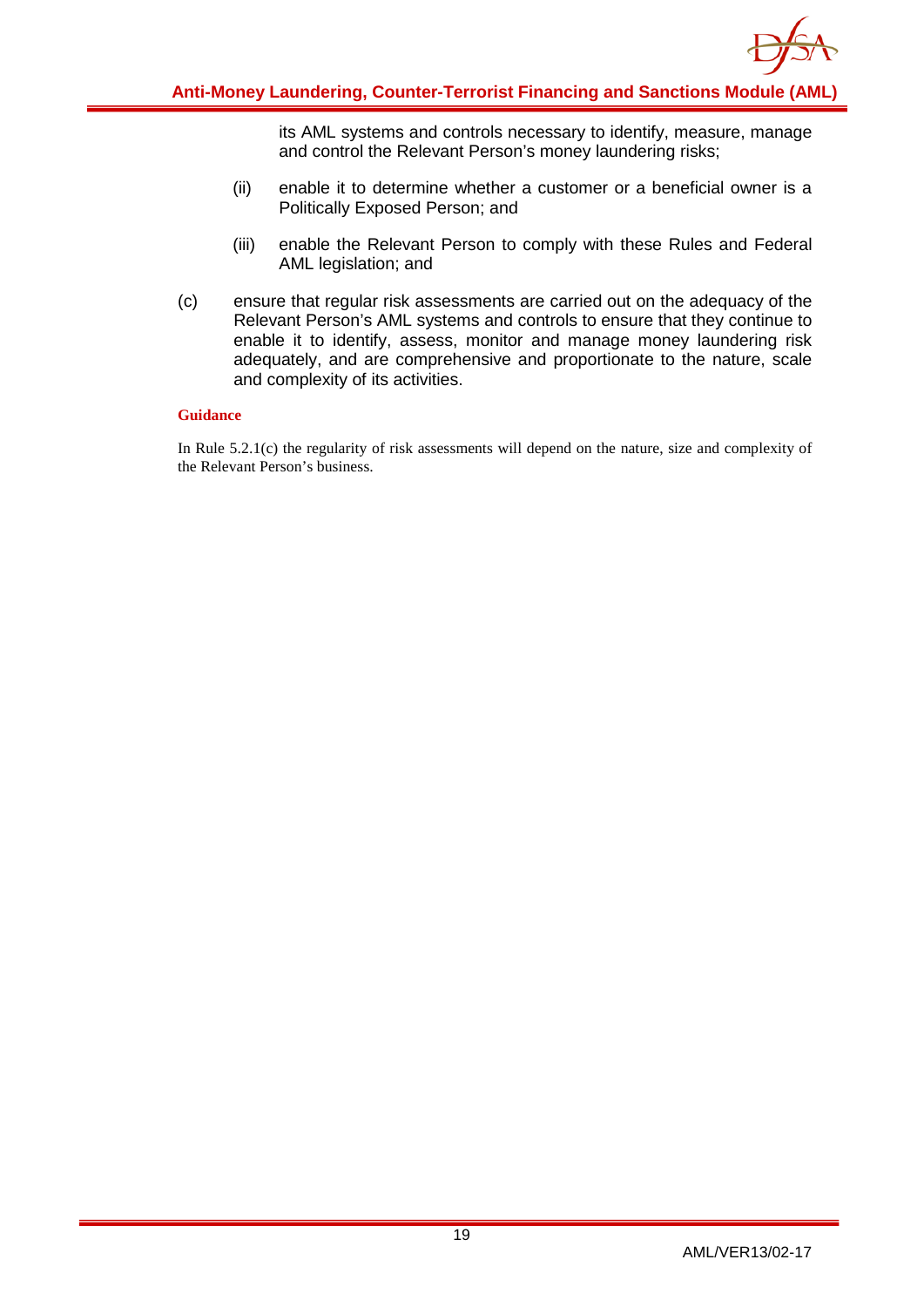its AML systems and controls necessary to identify, measure, manage and control the Relevant Person's money laundering risks;

(ii) enable it to determine whether a customer or a beneficial owner is a Politically Exposed Person; and

(iii) enable the Relevant Person to comply with these Rules and Federal AML legislation; and

(c) ensure that regular risk assessments are carried out on the adequacy of the Relevant Person's AML systems and controls to ensure that they continue to enable it to identify, assess, monitor and manage money laundering risk adequately, and are comprehensive and proportionate to the nature, scale and complexity of its activities.

**Guidance**

In Rule 5.2.1(c) the regularity of risk assessments will depend on the nature, size and complexity of the Relevant Person's business.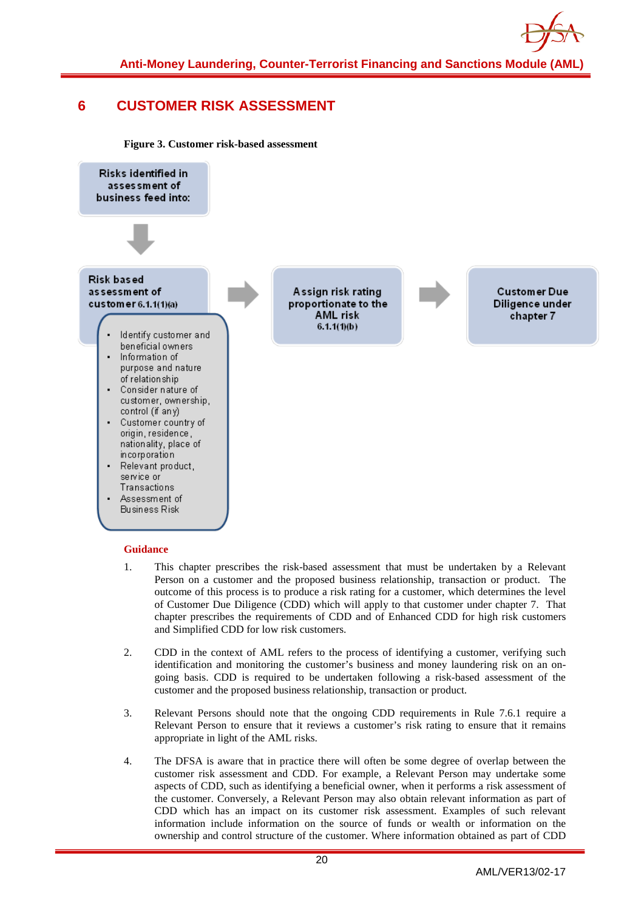# 6 CUSTOMER RISK ASSESSMENT

**Figure 3. Customer risk-based assessment**

Risks identified in assessment of business feed into:

Risk based assessment of customer 6.1.1(1)(a)

- Identify customer and beneficial owners
- Information of purpose and nature of relationship
- Consider nature of customer, ownership, control (if any)
- Customer country of origin, residence, nationality, place of incorporation
- Relevant product, service or Transactions
- Assessment of Business Risk

Assign risk rating proportionate to the AML risk 6.1.1(1)(b)

Customer Due Diligence under chapter 7

**Guidance**

1. This chapter prescribes the risk-based assessment that must be undertaken by a Relevant Person on a customer and the proposed business relationship, transaction or product. The outcome of this process is to produce a risk rating for a customer, which determines the level of Customer Due Diligence (CDD) which will apply to that customer under chapter 7. That chapter prescribes the requirements of CDD and of Enhanced CDD for high risk customers and Simplified CDD for low risk customers.

2. CDD in the context of AML refers to the process of identifying a customer, verifying such identification and monitoring the customer's business and money laundering risk on an on-going basis. CDD is required to be undertaken following a risk-based assessment of the customer and the proposed business relationship, transaction or product.

3. Relevant Persons should note that the ongoing CDD requirements in Rule 7.6.1 require a Relevant Person to ensure that it reviews a customer's risk rating to ensure that it remains appropriate in light of the AML risks.

4. The DFSA is aware that in practice there will often be some degree of overlap between the customer risk assessment and CDD. For example, a Relevant Person may undertake some aspects of CDD, such as identifying a beneficial owner, when it performs a risk assessment of the customer. Conversely, a Relevant Person may also obtain relevant information as part of CDD which has an impact on its customer risk assessment. Examples of such relevant information include information on the source of funds or wealth or information on the ownership and control structure of the customer. Where information obtained as part of CDD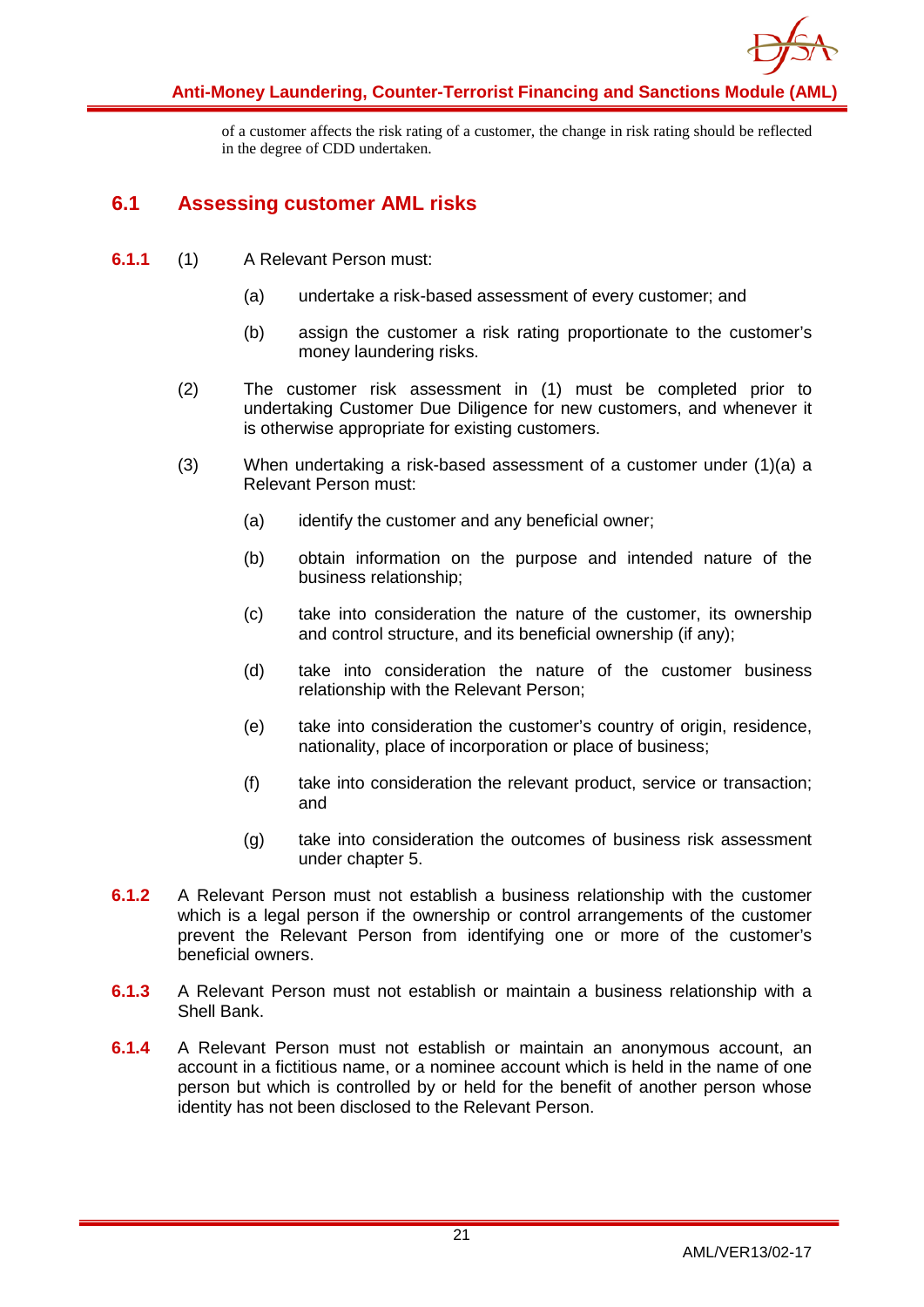of a customer affects the risk rating of a customer, the change in risk rating should be reflected in the degree of CDD undertaken.

## 6.1 Assessing customer AML risks

**6.1.1** (1) A Relevant Person must:

(a) undertake a risk-based assessment of every customer; and

(b) assign the customer a risk rating proportionate to the customer's money laundering risks.

(2) The customer risk assessment in (1) must be completed prior to undertaking Customer Due Diligence for new customers, and whenever it is otherwise appropriate for existing customers.

(3) When undertaking a risk-based assessment of a customer under (1)(a) a Relevant Person must:

(a) identify the customer and any beneficial owner;

(b) obtain information on the purpose and intended nature of the business relationship;

(c) take into consideration the nature of the customer, its ownership and control structure, and its beneficial ownership (if any);

(d) take into consideration the nature of the customer business relationship with the Relevant Person;

(e) take into consideration the customer's country of origin, residence, nationality, place of incorporation or place of business;

(f) take into consideration the relevant product, service or transaction; and

(g) take into consideration the outcomes of business risk assessment under chapter 5.

**6.1.2** A Relevant Person must not establish a business relationship with the customer which is a legal person if the ownership or control arrangements of the customer prevent the Relevant Person from identifying one or more of the customer's beneficial owners.

**6.1.3** A Relevant Person must not establish or maintain a business relationship with a Shell Bank.

**6.1.4** A Relevant Person must not establish or maintain an anonymous account, an account in a fictitious name, or a nominee account which is held in the name of one person but which is controlled by or held for the benefit of another person whose identity has not been disclosed to the Relevant Person.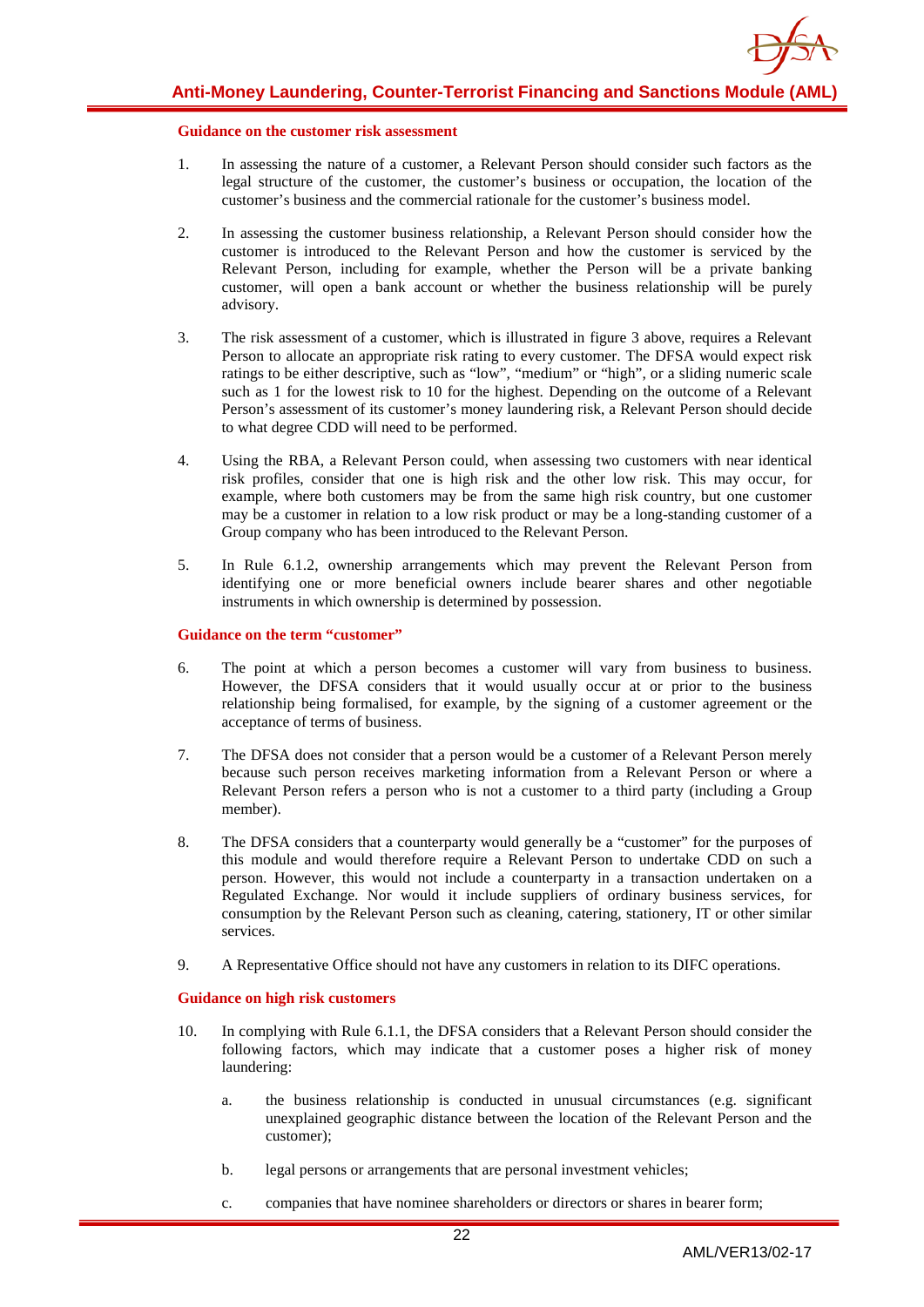#### Guidance on the customer risk assessment

1. In assessing the nature of a customer, a Relevant Person should consider such factors as the legal structure of the customer, the customer's business or occupation, the location of the customer's business and the commercial rationale for the customer's business model.

2. In assessing the customer business relationship, a Relevant Person should consider how the customer is introduced to the Relevant Person and how the customer is serviced by the Relevant Person, including for example, whether the Person will be a private banking customer, will open a bank account or whether the business relationship will be purely advisory.

3. The risk assessment of a customer, which is illustrated in figure 3 above, requires a Relevant Person to allocate an appropriate risk rating to every customer. The DFSA would expect risk ratings to be either descriptive, such as "low", "medium" or "high", or a sliding numeric scale such as 1 for the lowest risk to 10 for the highest. Depending on the outcome of a Relevant Person's assessment of its customer's money laundering risk, a Relevant Person should decide to what degree CDD will need to be performed.

4. Using the RBA, a Relevant Person could, when assessing two customers with near identical risk profiles, consider that one is high risk and the other low risk. This may occur, for example, where both customers may be from the same high risk country, but one customer may be a customer in relation to a low risk product or may be a long-standing customer of a Group company who has been introduced to the Relevant Person.

5. In Rule 6.1.2, ownership arrangements which may prevent the Relevant Person from identifying one or more beneficial owners include bearer shares and other negotiable instruments in which ownership is determined by possession.

#### Guidance on the term "customer"

6. The point at which a person becomes a customer will vary from business to business. However, the DFSA considers that it would usually occur at or prior to the business relationship being formalised, for example, by the signing of a customer agreement or the acceptance of terms of business.

7. The DFSA does not consider that a person would be a customer of a Relevant Person merely because such person receives marketing information from a Relevant Person or where a Relevant Person refers a person who is not a customer to a third party (including a Group member).

8. The DFSA considers that a counterparty would generally be a "customer" for the purposes of this module and would therefore require a Relevant Person to undertake CDD on such a person. However, this would not include a counterparty in a transaction undertaken on a Regulated Exchange. Nor would it include suppliers of ordinary business services, for consumption by the Relevant Person such as cleaning, catering, stationery, IT or other similar services.

9. A Representative Office should not have any customers in relation to its DIFC operations.

#### Guidance on high risk customers

10. In complying with Rule 6.1.1, the DFSA considers that a Relevant Person should consider the following factors, which may indicate that a customer poses a higher risk of money laundering:

    a. the business relationship is conducted in unusual circumstances (e.g. significant unexplained geographic distance between the location of the Relevant Person and the customer);

    b. legal persons or arrangements that are personal investment vehicles;

    c. companies that have nominee shareholders or directors or shares in bearer form;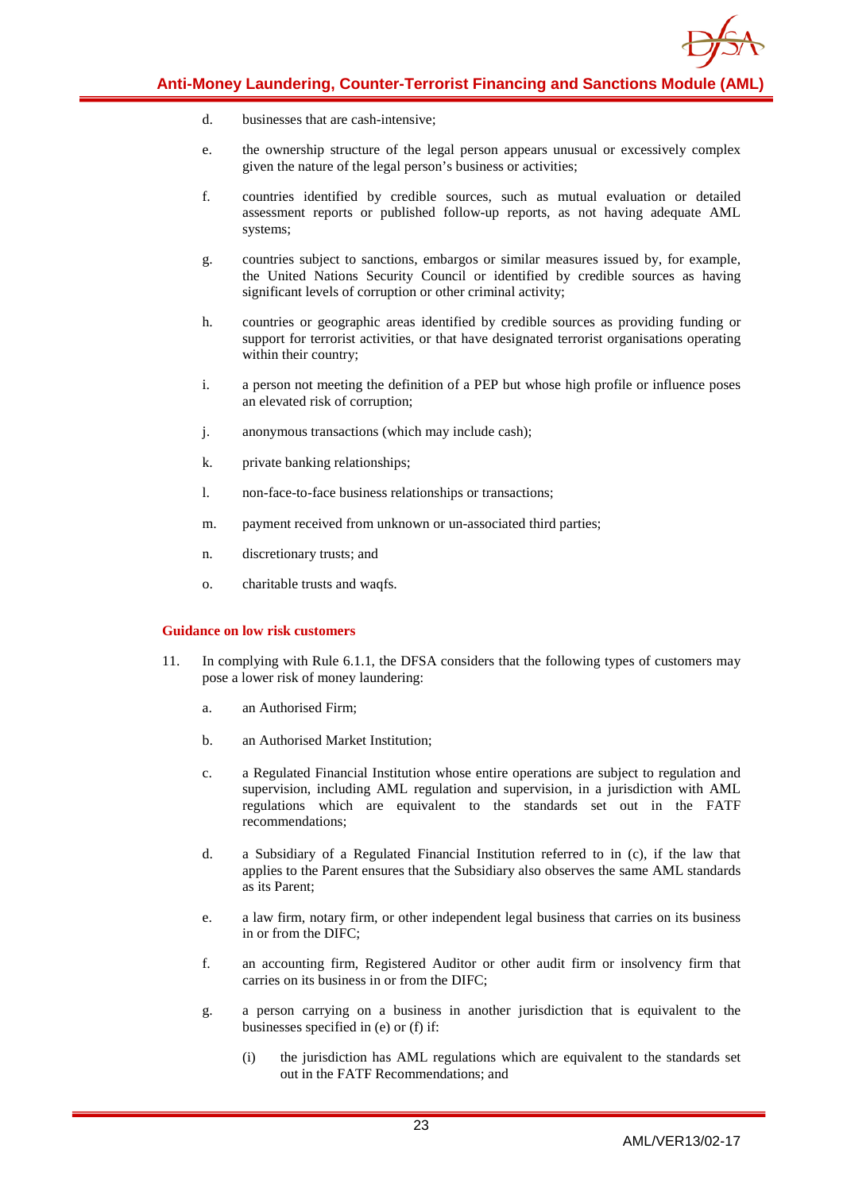d. businesses that are cash-intensive;

e. the ownership structure of the legal person appears unusual or excessively complex given the nature of the legal person's business or activities;

f. countries identified by credible sources, such as mutual evaluation or detailed assessment reports or published follow-up reports, as not having adequate AML systems;

g. countries subject to sanctions, embargos or similar measures issued by, for example, the United Nations Security Council or identified by credible sources as having significant levels of corruption or other criminal activity;

h. countries or geographic areas identified by credible sources as providing funding or support for terrorist activities, or that have designated terrorist organisations operating within their country;

i. a person not meeting the definition of a PEP but whose high profile or influence poses an elevated risk of corruption;

j. anonymous transactions (which may include cash);

k. private banking relationships;

l. non-face-to-face business relationships or transactions;

m. payment received from unknown or un-associated third parties;

n. discretionary trusts; and

o. charitable trusts and waqfs.

#### Guidance on low risk customers

11. In complying with Rule 6.1.1, the DFSA considers that the following types of customers may pose a lower risk of money laundering:

    a. an Authorised Firm;

    b. an Authorised Market Institution;

    c. a Regulated Financial Institution whose entire operations are subject to regulation and supervision, including AML regulation and supervision, in a jurisdiction with AML regulations which are equivalent to the standards set out in the FATF recommendations;

    d. a Subsidiary of a Regulated Financial Institution referred to in (c), if the law that applies to the Parent ensures that the Subsidiary also observes the same AML standards as its Parent;

    e. a law firm, notary firm, or other independent legal business that carries on its business in or from the DIFC;

    f. an accounting firm, Registered Auditor or other audit firm or insolvency firm that carries on its business in or from the DIFC;

    g. a person carrying on a business in another jurisdiction that is equivalent to the businesses specified in (e) or (f) if:

        (i) the jurisdiction has AML regulations which are equivalent to the standards set out in the FATF Recommendations; and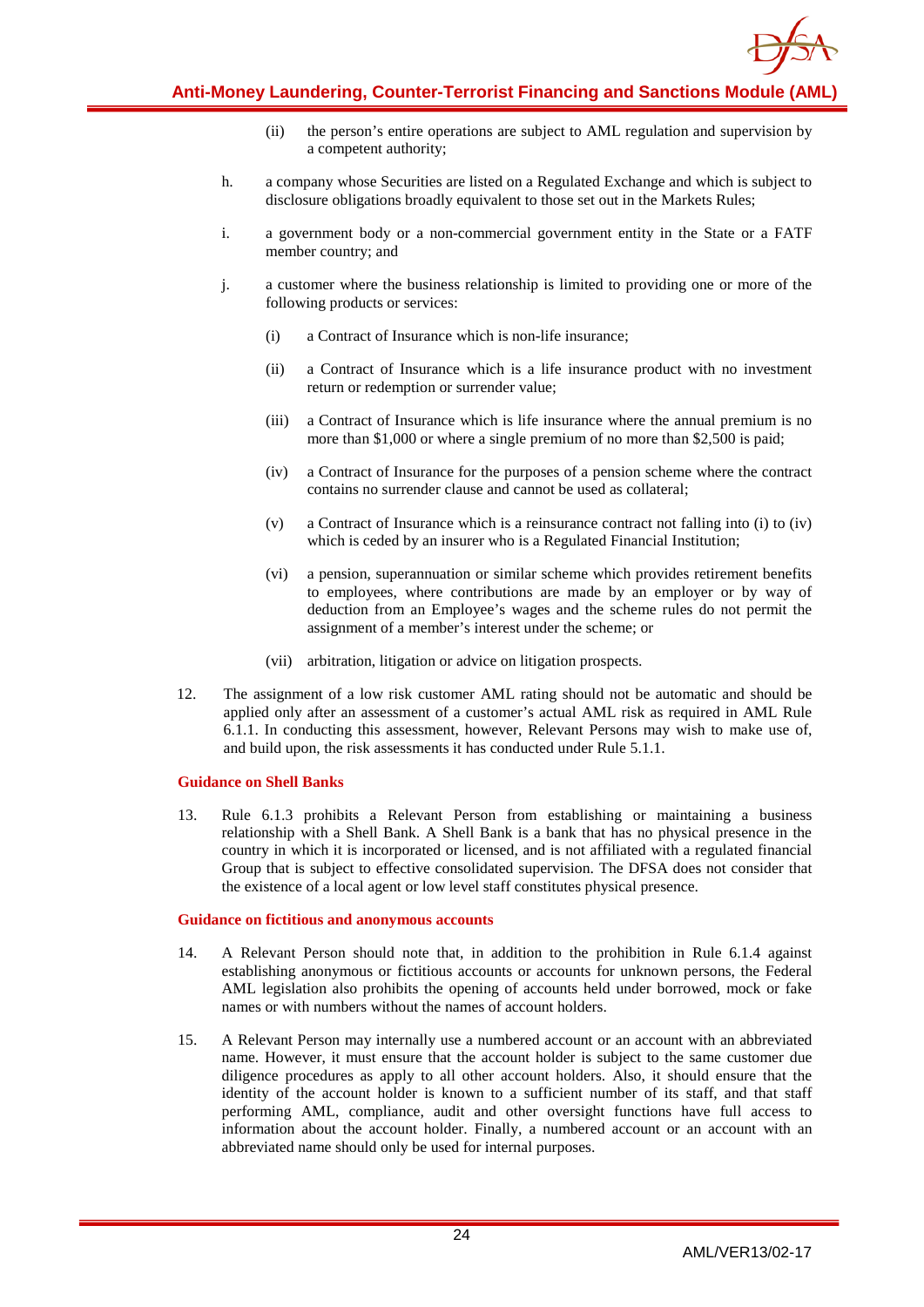(ii) the person's entire operations are subject to AML regulation and supervision by a competent authority;

h. a company whose Securities are listed on a Regulated Exchange and which is subject to disclosure obligations broadly equivalent to those set out in the Markets Rules;

i. a government body or a non-commercial government entity in the State or a FATF member country; and

j. a customer where the business relationship is limited to providing one or more of the following products or services:

   (i) a Contract of Insurance which is non-life insurance;

   (ii) a Contract of Insurance which is a life insurance product with no investment return or redemption or surrender value;

   (iii) a Contract of Insurance which is life insurance where the annual premium is no more than $1,000 or where a single premium of no more than $2,500 is paid;

   (iv) a Contract of Insurance for the purposes of a pension scheme where the contract contains no surrender clause and cannot be used as collateral;

   (v) a Contract of Insurance which is a reinsurance contract not falling into (i) to (iv) which is ceded by an insurer who is a Regulated Financial Institution;

   (vi) a pension, superannuation or similar scheme which provides retirement benefits to employees, where contributions are made by an employer or by way of deduction from an Employee's wages and the scheme rules do not permit the assignment of a member's interest under the scheme; or

   (vii) arbitration, litigation or advice on litigation prospects.

12. The assignment of a low risk customer AML rating should not be automatic and should be applied only after an assessment of a customer's actual AML risk as required in AML Rule 6.1.1. In conducting this assessment, however, Relevant Persons may wish to make use of, and build upon, the risk assessments it has conducted under Rule 5.1.1.

#### Guidance on Shell Banks

13. Rule 6.1.3 prohibits a Relevant Person from establishing or maintaining a business relationship with a Shell Bank. A Shell Bank is a bank that has no physical presence in the country in which it is incorporated or licensed, and is not affiliated with a regulated financial Group that is subject to effective consolidated supervision. The DFSA does not consider that the existence of a local agent or low level staff constitutes physical presence.

#### Guidance on fictitious and anonymous accounts

14. A Relevant Person should note that, in addition to the prohibition in Rule 6.1.4 against establishing anonymous or fictitious accounts or accounts for unknown persons, the Federal AML legislation also prohibits the opening of accounts held under borrowed, mock or fake names or with numbers without the names of account holders.

15. A Relevant Person may internally use a numbered account or an account with an abbreviated name. However, it must ensure that the account holder is subject to the same customer due diligence procedures as apply to all other account holders. Also, it should ensure that the identity of the account holder is known to a sufficient number of its staff, and that staff performing AML, compliance, audit and other oversight functions have full access to information about the account holder. Finally, a numbered account or an account with an abbreviated name should only be used for internal purposes.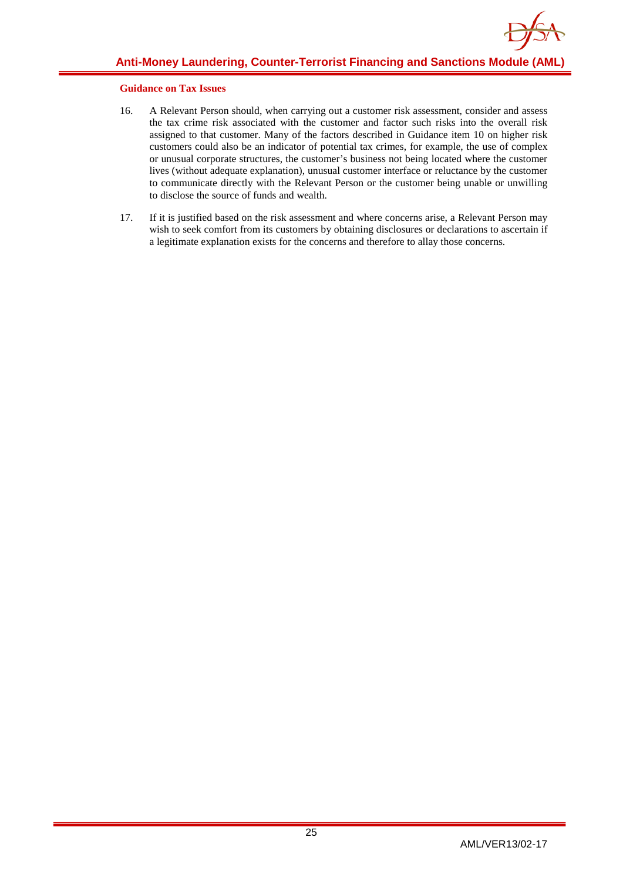#### Guidance on Tax Issues

16. A Relevant Person should, when carrying out a customer risk assessment, consider and assess the tax crime risk associated with the customer and factor such risks into the overall risk assigned to that customer. Many of the factors described in Guidance item 10 on higher risk customers could also be an indicator of potential tax crimes, for example, the use of complex or unusual corporate structures, the customer's business not being located where the customer lives (without adequate explanation), unusual customer interface or reluctance by the customer to communicate directly with the Relevant Person or the customer being unable or unwilling to disclose the source of funds and wealth.

17. If it is justified based on the risk assessment and where concerns arise, a Relevant Person may wish to seek comfort from its customers by obtaining disclosures or declarations to ascertain if a legitimate explanation exists for the concerns and therefore to allay those concerns.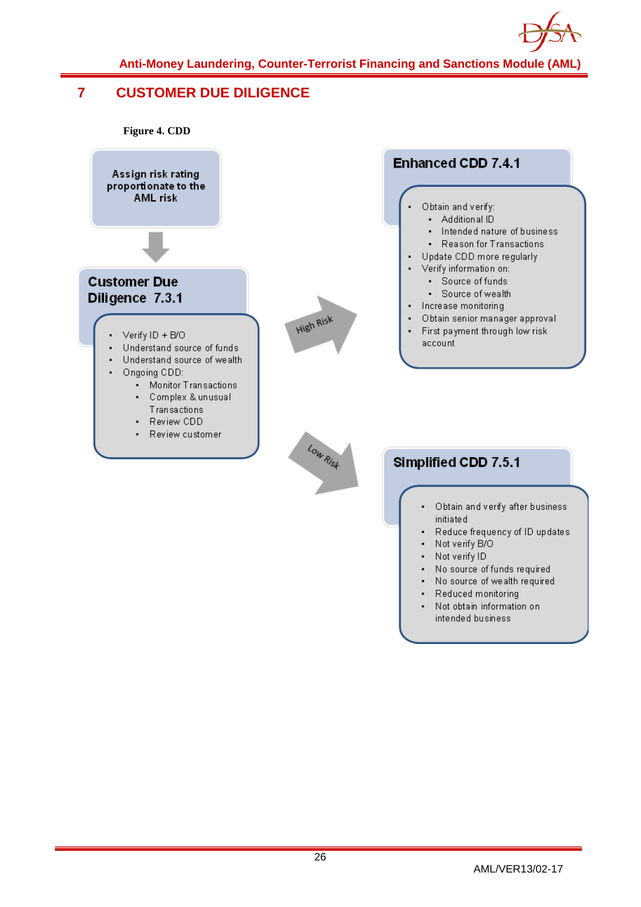# 7 CUSTOMER DUE DILIGENCE

**Figure 4. CDD**

Assign risk rating proportionate to the AML risk

**Customer Due Diligence 7.3.1**

- Verify ID + B/O
- Understand source of funds
- Understand source of wealth
- Ongoing CDD:
  - Monitor Transactions
  - Complex & unusual Transactions
  - Review CDD
  - Review customer

High Risk

**Enhanced CDD 7.4.1**

- Obtain and verify:
  - Additional ID
  - Intended nature of business
  - Reason for Transactions
- Update CDD more regularly
- Verify information on:
  - Source of funds
  - Source of wealth
- Increase monitoring
- Obtain senior manager approval
- First payment through low risk account

Low Risk

**Simplified CDD 7.5.1**

- Obtain and verify after business initiated
- Reduce frequency of ID updates
- Not verify B/O
- Not verify ID
- No source of funds required
- No source of wealth required
- Reduced monitoring
- Not obtain information on intended business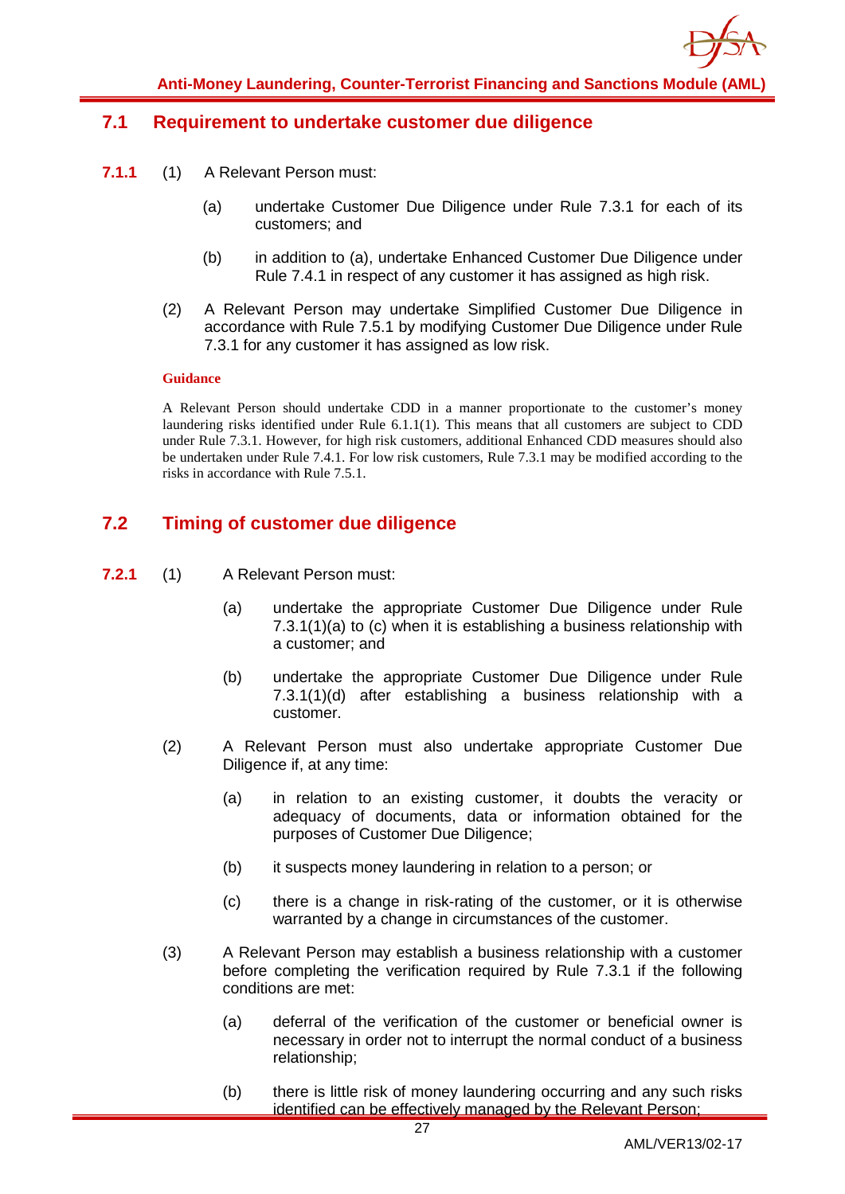## 7.1 Requirement to undertake customer due diligence

**7.1.1** (1) A Relevant Person must:

(a) undertake Customer Due Diligence under Rule 7.3.1 for each of its customers; and

(b) in addition to (a), undertake Enhanced Customer Due Diligence under Rule 7.4.1 in respect of any customer it has assigned as high risk.

(2) A Relevant Person may undertake Simplified Customer Due Diligence in accordance with Rule 7.5.1 by modifying Customer Due Diligence under Rule 7.3.1 for any customer it has assigned as low risk.

**Guidance**

A Relevant Person should undertake CDD in a manner proportionate to the customer's money laundering risks identified under Rule 6.1.1(1). This means that all customers are subject to CDD under Rule 7.3.1. However, for high risk customers, additional Enhanced CDD measures should also be undertaken under Rule 7.4.1. For low risk customers, Rule 7.3.1 may be modified according to the risks in accordance with Rule 7.5.1.

## 7.2 Timing of customer due diligence

**7.2.1** (1) A Relevant Person must:

(a) undertake the appropriate Customer Due Diligence under Rule 7.3.1(1)(a) to (c) when it is establishing a business relationship with a customer; and

(b) undertake the appropriate Customer Due Diligence under Rule 7.3.1(1)(d) after establishing a business relationship with a customer.

(2) A Relevant Person must also undertake appropriate Customer Due Diligence if, at any time:

(a) in relation to an existing customer, it doubts the veracity or adequacy of documents, data or information obtained for the purposes of Customer Due Diligence;

(b) it suspects money laundering in relation to a person; or

(c) there is a change in risk-rating of the customer, or it is otherwise warranted by a change in circumstances of the customer.

(3) A Relevant Person may establish a business relationship with a customer before completing the verification required by Rule 7.3.1 if the following conditions are met:

(a) deferral of the verification of the customer or beneficial owner is necessary in order not to interrupt the normal conduct of a business relationship;

(b) there is little risk of money laundering occurring and any such risks identified can be effectively managed by the Relevant Person;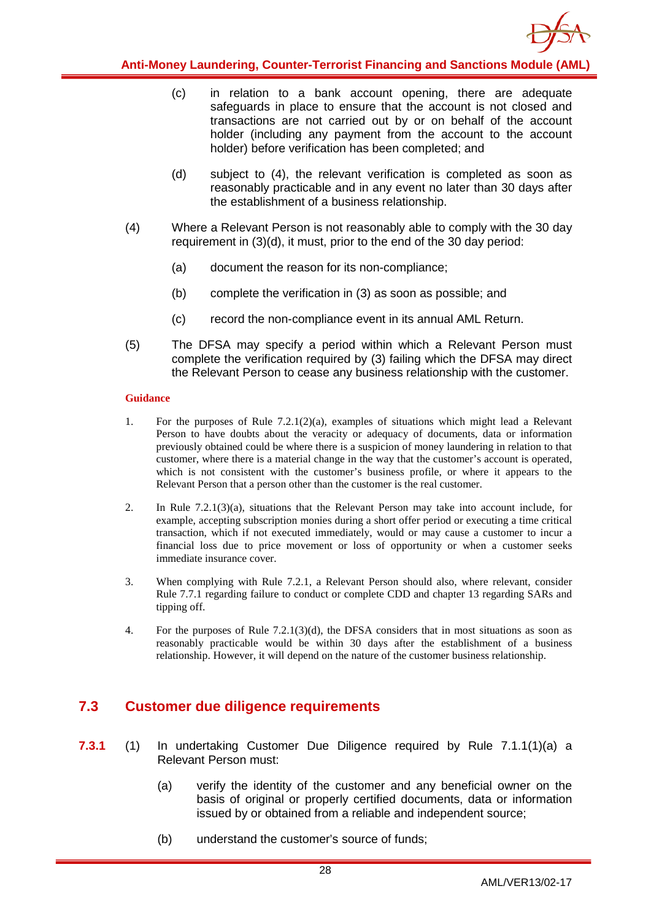(c) in relation to a bank account opening, there are adequate safeguards in place to ensure that the account is not closed and transactions are not carried out by or on behalf of the account holder (including any payment from the account to the account holder) before verification has been completed; and

(d) subject to (4), the relevant verification is completed as soon as reasonably practicable and in any event no later than 30 days after the establishment of a business relationship.

(4) Where a Relevant Person is not reasonably able to comply with the 30 day requirement in (3)(d), it must, prior to the end of the 30 day period:

(a) document the reason for its non-compliance;

(b) complete the verification in (3) as soon as possible; and

(c) record the non-compliance event in its annual AML Return.

(5) The DFSA may specify a period within which a Relevant Person must complete the verification required by (3) failing which the DFSA may direct the Relevant Person to cease any business relationship with the customer.

**Guidance**

1. For the purposes of Rule 7.2.1(2)(a), examples of situations which might lead a Relevant Person to have doubts about the veracity or adequacy of documents, data or information previously obtained could be where there is a suspicion of money laundering in relation to that customer, where there is a material change in the way that the customer's account is operated, which is not consistent with the customer's business profile, or where it appears to the Relevant Person that a person other than the customer is the real customer.

2. In Rule 7.2.1(3)(a), situations that the Relevant Person may take into account include, for example, accepting subscription monies during a short offer period or executing a time critical transaction, which if not executed immediately, would or may cause a customer to incur a financial loss due to price movement or loss of opportunity or when a customer seeks immediate insurance cover.

3. When complying with Rule 7.2.1, a Relevant Person should also, where relevant, consider Rule 7.7.1 regarding failure to conduct or complete CDD and chapter 13 regarding SARs and tipping off.

4. For the purposes of Rule 7.2.1(3)(d), the DFSA considers that in most situations as soon as reasonably practicable would be within 30 days after the establishment of a business relationship. However, it will depend on the nature of the customer business relationship.

## 7.3 Customer due diligence requirements

**7.3.1** (1) In undertaking Customer Due Diligence required by Rule 7.1.1(1)(a) a Relevant Person must:

(a) verify the identity of the customer and any beneficial owner on the basis of original or properly certified documents, data or information issued by or obtained from a reliable and independent source;

(b) understand the customer's source of funds;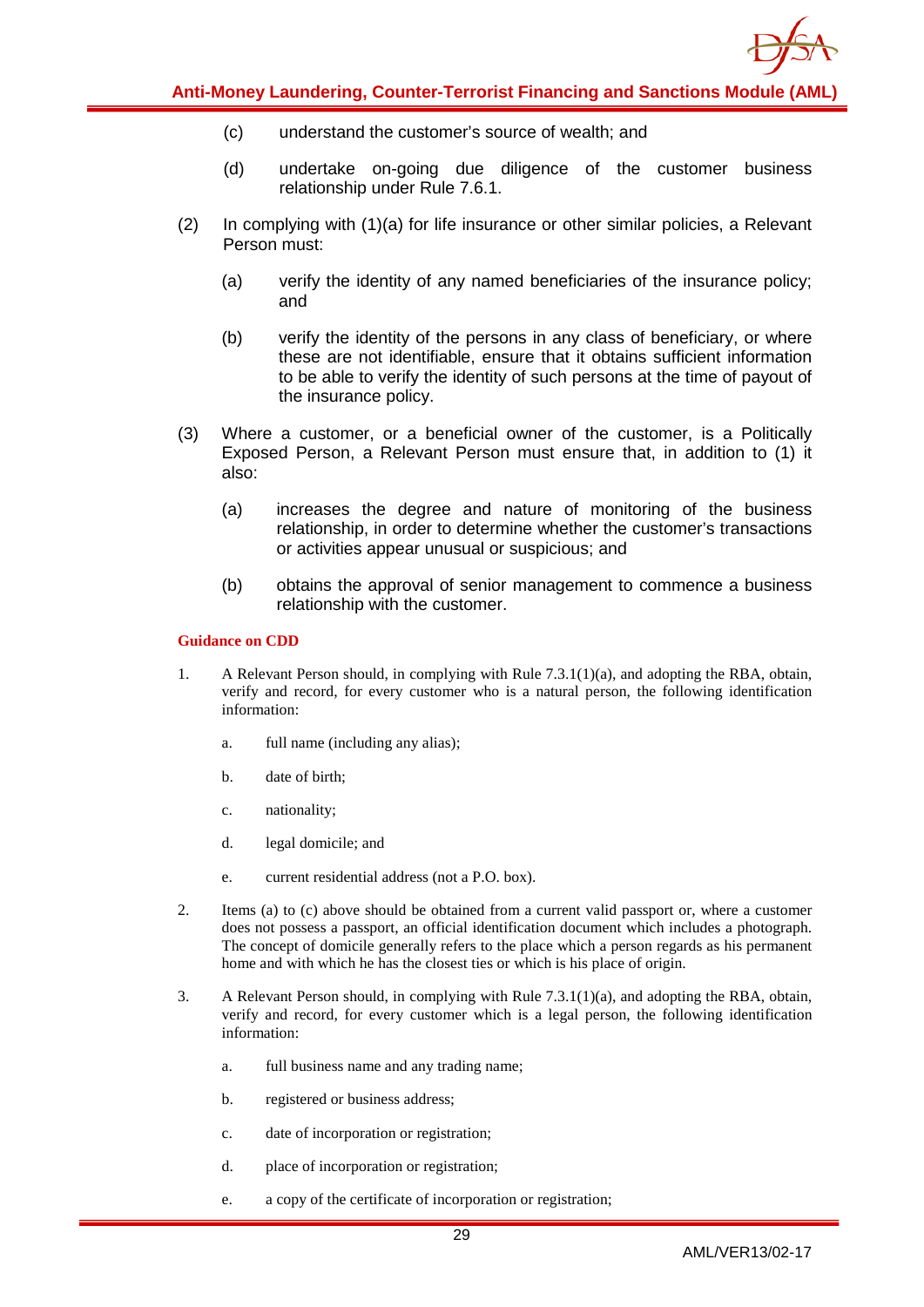(c) understand the customer's source of wealth; and

(d) undertake on-going due diligence of the customer business relationship under Rule 7.6.1.

(2) In complying with (1)(a) for life insurance or other similar policies, a Relevant Person must:

(a) verify the identity of any named beneficiaries of the insurance policy; and

(b) verify the identity of the persons in any class of beneficiary, or where these are not identifiable, ensure that it obtains sufficient information to be able to verify the identity of such persons at the time of payout of the insurance policy.

(3) Where a customer, or a beneficial owner of the customer, is a Politically Exposed Person, a Relevant Person must ensure that, in addition to (1) it also:

(a) increases the degree and nature of monitoring of the business relationship, in order to determine whether the customer's transactions or activities appear unusual or suspicious; and

(b) obtains the approval of senior management to commence a business relationship with the customer.

**Guidance on CDD**

1. A Relevant Person should, in complying with Rule 7.3.1(1)(a), and adopting the RBA, obtain, verify and record, for every customer who is a natural person, the following identification information:

   a. full name (including any alias);

   b. date of birth;

   c. nationality;

   d. legal domicile; and

   e. current residential address (not a P.O. box).

2. Items (a) to (c) above should be obtained from a current valid passport or, where a customer does not possess a passport, an official identification document which includes a photograph. The concept of domicile generally refers to the place which a person regards as his permanent home and with which he has the closest ties or which is his place of origin.

3. A Relevant Person should, in complying with Rule 7.3.1(1)(a), and adopting the RBA, obtain, verify and record, for every customer which is a legal person, the following identification information:

   a. full business name and any trading name;

   b. registered or business address;

   c. date of incorporation or registration;

   d. place of incorporation or registration;

   e. a copy of the certificate of incorporation or registration;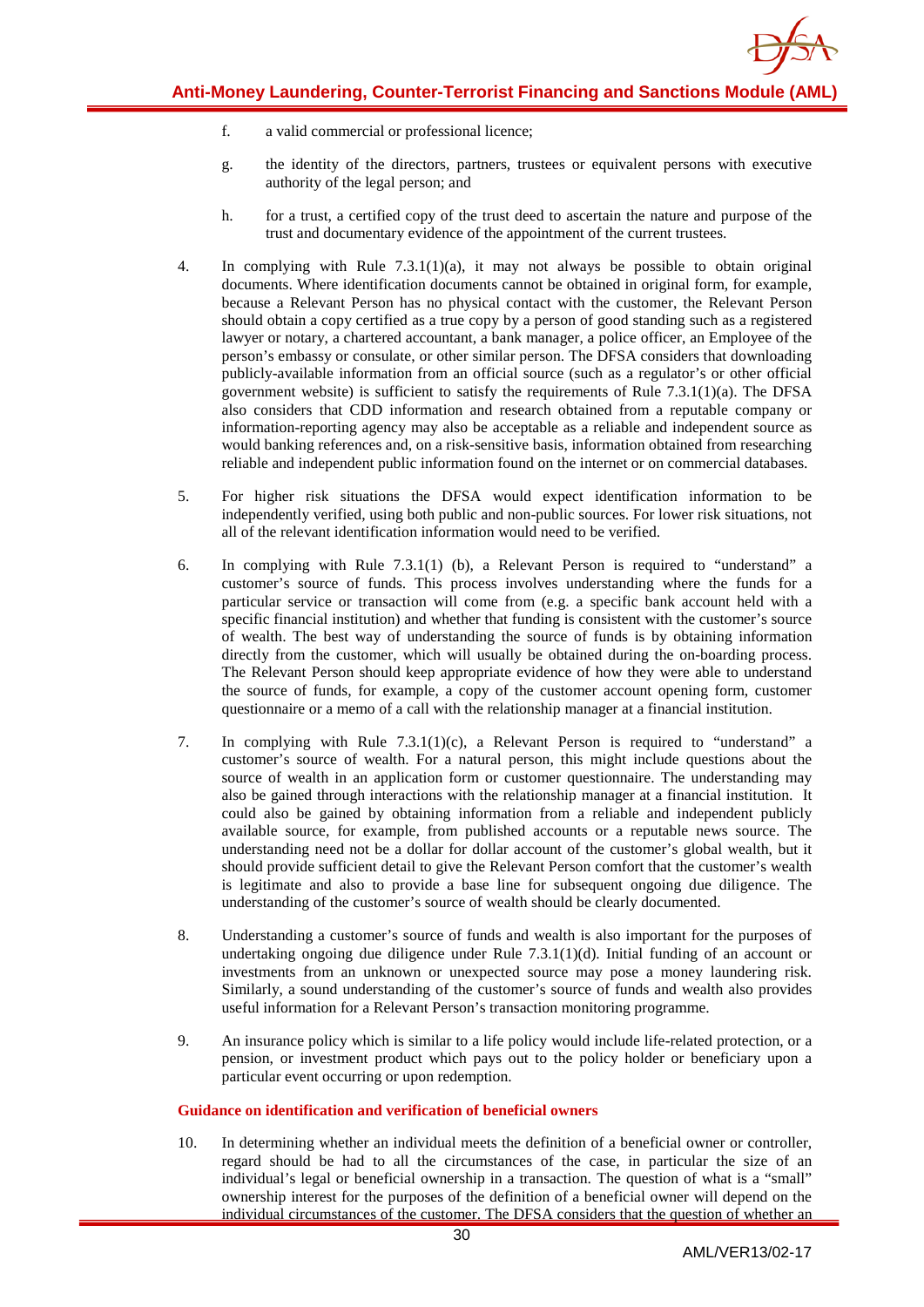f. a valid commercial or professional licence;

g. the identity of the directors, partners, trustees or equivalent persons with executive authority of the legal person; and

h. for a trust, a certified copy of the trust deed to ascertain the nature and purpose of the trust and documentary evidence of the appointment of the current trustees.

4. In complying with Rule 7.3.1(1)(a), it may not always be possible to obtain original documents. Where identification documents cannot be obtained in original form, for example, because a Relevant Person has no physical contact with the customer, the Relevant Person should obtain a copy certified as a true copy by a person of good standing such as a registered lawyer or notary, a chartered accountant, a bank manager, a police officer, an Employee of the person's embassy or consulate, or other similar person. The DFSA considers that downloading publicly-available information from an official source (such as a regulator's or other official government website) is sufficient to satisfy the requirements of Rule 7.3.1(1)(a). The DFSA also considers that CDD information and research obtained from a reputable company or information-reporting agency may also be acceptable as a reliable and independent source as would banking references and, on a risk-sensitive basis, information obtained from researching reliable and independent public information found on the internet or on commercial databases.

5. For higher risk situations the DFSA would expect identification information to be independently verified, using both public and non-public sources. For lower risk situations, not all of the relevant identification information would need to be verified.

6. In complying with Rule 7.3.1(1) (b), a Relevant Person is required to "understand" a customer's source of funds. This process involves understanding where the funds for a particular service or transaction will come from (e.g. a specific bank account held with a specific financial institution) and whether that funding is consistent with the customer's source of wealth. The best way of understanding the source of funds is by obtaining information directly from the customer, which will usually be obtained during the on-boarding process. The Relevant Person should keep appropriate evidence of how they were able to understand the source of funds, for example, a copy of the customer account opening form, customer questionnaire or a memo of a call with the relationship manager at a financial institution.

7. In complying with Rule 7.3.1(1)(c), a Relevant Person is required to "understand" a customer's source of wealth. For a natural person, this might include questions about the source of wealth in an application form or customer questionnaire. The understanding may also be gained through interactions with the relationship manager at a financial institution. It could also be gained by obtaining information from a reliable and independent publicly available source, for example, from published accounts or a reputable news source. The understanding need not be a dollar for dollar account of the customer's global wealth, but it should provide sufficient detail to give the Relevant Person comfort that the customer's wealth is legitimate and also to provide a base line for subsequent ongoing due diligence. The understanding of the customer's source of wealth should be clearly documented.

8. Understanding a customer's source of funds and wealth is also important for the purposes of undertaking ongoing due diligence under Rule 7.3.1(1)(d). Initial funding of an account or investments from an unknown or unexpected source may pose a money laundering risk. Similarly, a sound understanding of the customer's source of funds and wealth also provides useful information for a Relevant Person's transaction monitoring programme.

9. An insurance policy which is similar to a life policy would include life-related protection, or a pension, or investment product which pays out to the policy holder or beneficiary upon a particular event occurring or upon redemption.

**Guidance on identification and verification of beneficial owners**

10. In determining whether an individual meets the definition of a beneficial owner or controller, regard should be had to all the circumstances of the case, in particular the size of an individual's legal or beneficial ownership in a transaction. The question of what is a "small" ownership interest for the purposes of the definition of a beneficial owner will depend on the individual circumstances of the customer. The DFSA considers that the question of whether an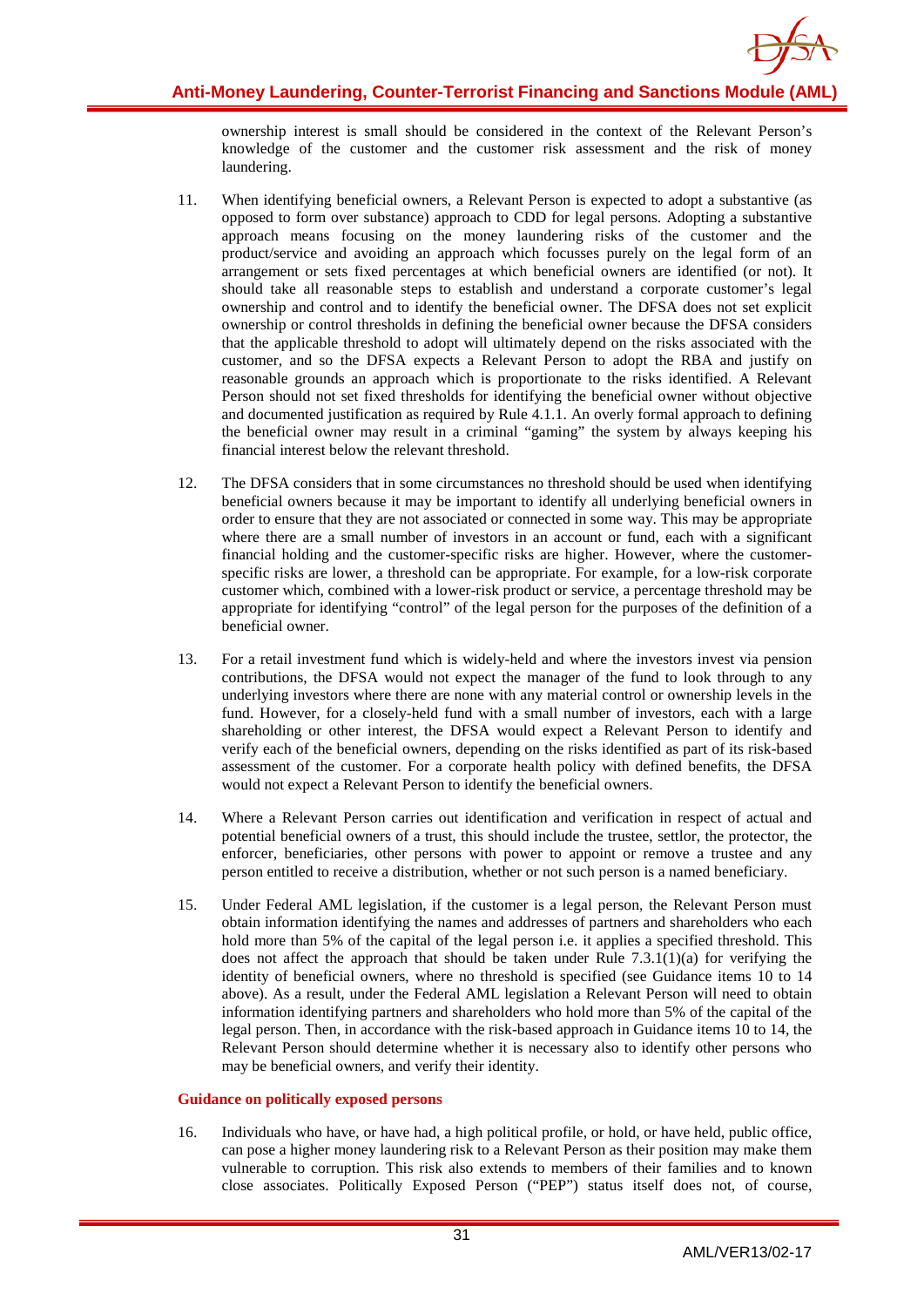ownership interest is small should be considered in the context of the Relevant Person's knowledge of the customer and the customer risk assessment and the risk of money laundering.

11. When identifying beneficial owners, a Relevant Person is expected to adopt a substantive (as opposed to form over substance) approach to CDD for legal persons. Adopting a substantive approach means focusing on the money laundering risks of the customer and the product/service and avoiding an approach which focusses purely on the legal form of an arrangement or sets fixed percentages at which beneficial owners are identified (or not). It should take all reasonable steps to establish and understand a corporate customer's legal ownership and control and to identify the beneficial owner. The DFSA does not set explicit ownership or control thresholds in defining the beneficial owner because the DFSA considers that the applicable threshold to adopt will ultimately depend on the risks associated with the customer, and so the DFSA expects a Relevant Person to adopt the RBA and justify on reasonable grounds an approach which is proportionate to the risks identified. A Relevant Person should not set fixed thresholds for identifying the beneficial owner without objective and documented justification as required by Rule 4.1.1. An overly formal approach to defining the beneficial owner may result in a criminal "gaming" the system by always keeping his financial interest below the relevant threshold.

12. The DFSA considers that in some circumstances no threshold should be used when identifying beneficial owners because it may be important to identify all underlying beneficial owners in order to ensure that they are not associated or connected in some way. This may be appropriate where there are a small number of investors in an account or fund, each with a significant financial holding and the customer-specific risks are higher. However, where the customer-specific risks are lower, a threshold can be appropriate. For example, for a low-risk corporate customer which, combined with a lower-risk product or service, a percentage threshold may be appropriate for identifying "control" of the legal person for the purposes of the definition of a beneficial owner.

13. For a retail investment fund which is widely-held and where the investors invest via pension contributions, the DFSA would not expect the manager of the fund to look through to any underlying investors where there are none with any material control or ownership levels in the fund. However, for a closely-held fund with a small number of investors, each with a large shareholding or other interest, the DFSA would expect a Relevant Person to identify and verify each of the beneficial owners, depending on the risks identified as part of its risk-based assessment of the customer. For a corporate health policy with defined benefits, the DFSA would not expect a Relevant Person to identify the beneficial owners.

14. Where a Relevant Person carries out identification and verification in respect of actual and potential beneficial owners of a trust, this should include the trustee, settlor, the protector, the enforcer, beneficiaries, other persons with power to appoint or remove a trustee and any person entitled to receive a distribution, whether or not such person is a named beneficiary.

15. Under Federal AML legislation, if the customer is a legal person, the Relevant Person must obtain information identifying the names and addresses of partners and shareholders who each hold more than 5% of the capital of the legal person i.e. it applies a specified threshold. This does not affect the approach that should be taken under Rule 7.3.1(1)(a) for verifying the identity of beneficial owners, where no threshold is specified (see Guidance items 10 to 14 above). As a result, under the Federal AML legislation a Relevant Person will need to obtain information identifying partners and shareholders who hold more than 5% of the capital of the legal person. Then, in accordance with the risk-based approach in Guidance items 10 to 14, the Relevant Person should determine whether it is necessary also to identify other persons who may be beneficial owners, and verify their identity.

**Guidance on politically exposed persons**

16. Individuals who have, or have had, a high political profile, or hold, or have held, public office, can pose a higher money laundering risk to a Relevant Person as their position may make them vulnerable to corruption. This risk also extends to members of their families and to known close associates. Politically Exposed Person ("PEP") status itself does not, of course,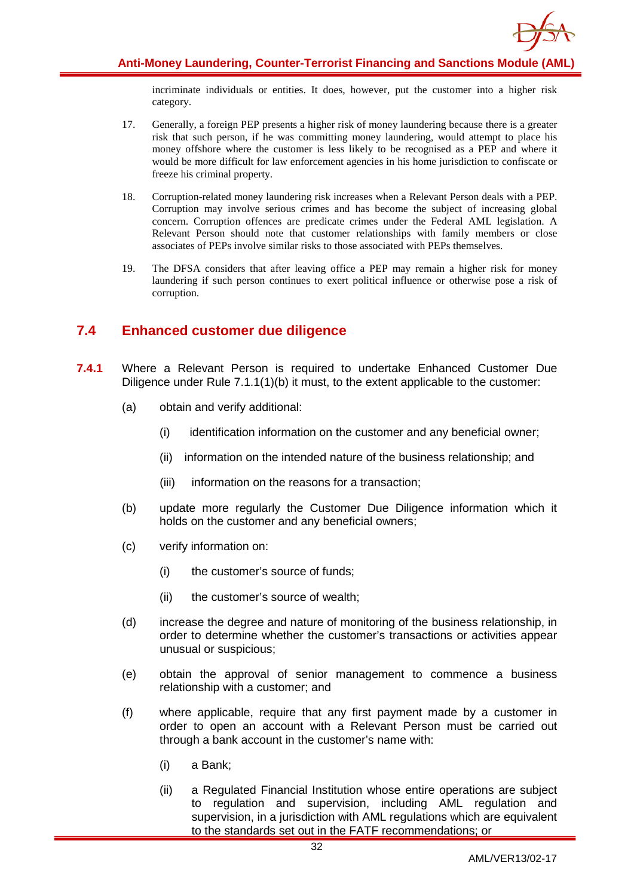incriminate individuals or entities. It does, however, put the customer into a higher risk category.

17. Generally, a foreign PEP presents a higher risk of money laundering because there is a greater risk that such person, if he was committing money laundering, would attempt to place his money offshore where the customer is less likely to be recognised as a PEP and where it would be more difficult for law enforcement agencies in his home jurisdiction to confiscate or freeze his criminal property.

18. Corruption-related money laundering risk increases when a Relevant Person deals with a PEP. Corruption may involve serious crimes and has become the subject of increasing global concern. Corruption offences are predicate crimes under the Federal AML legislation. A Relevant Person should note that customer relationships with family members or close associates of PEPs involve similar risks to those associated with PEPs themselves.

19. The DFSA considers that after leaving office a PEP may remain a higher risk for money laundering if such person continues to exert political influence or otherwise pose a risk of corruption.

## 7.4 Enhanced customer due diligence

**7.4.1** Where a Relevant Person is required to undertake Enhanced Customer Due Diligence under Rule 7.1.1(1)(b) it must, to the extent applicable to the customer:

(a) obtain and verify additional:

  (i) identification information on the customer and any beneficial owner;

  (ii) information on the intended nature of the business relationship; and

  (iii) information on the reasons for a transaction;

(b) update more regularly the Customer Due Diligence information which it holds on the customer and any beneficial owners;

(c) verify information on:

  (i) the customer's source of funds;

  (ii) the customer's source of wealth;

(d) increase the degree and nature of monitoring of the business relationship, in order to determine whether the customer's transactions or activities appear unusual or suspicious;

(e) obtain the approval of senior management to commence a business relationship with a customer; and

(f) where applicable, require that any first payment made by a customer in order to open an account with a Relevant Person must be carried out through a bank account in the customer's name with:

  (i) a Bank;

  (ii) a Regulated Financial Institution whose entire operations are subject to regulation and supervision, including AML regulation and supervision, in a jurisdiction with AML regulations which are equivalent to the standards set out in the FATF recommendations; or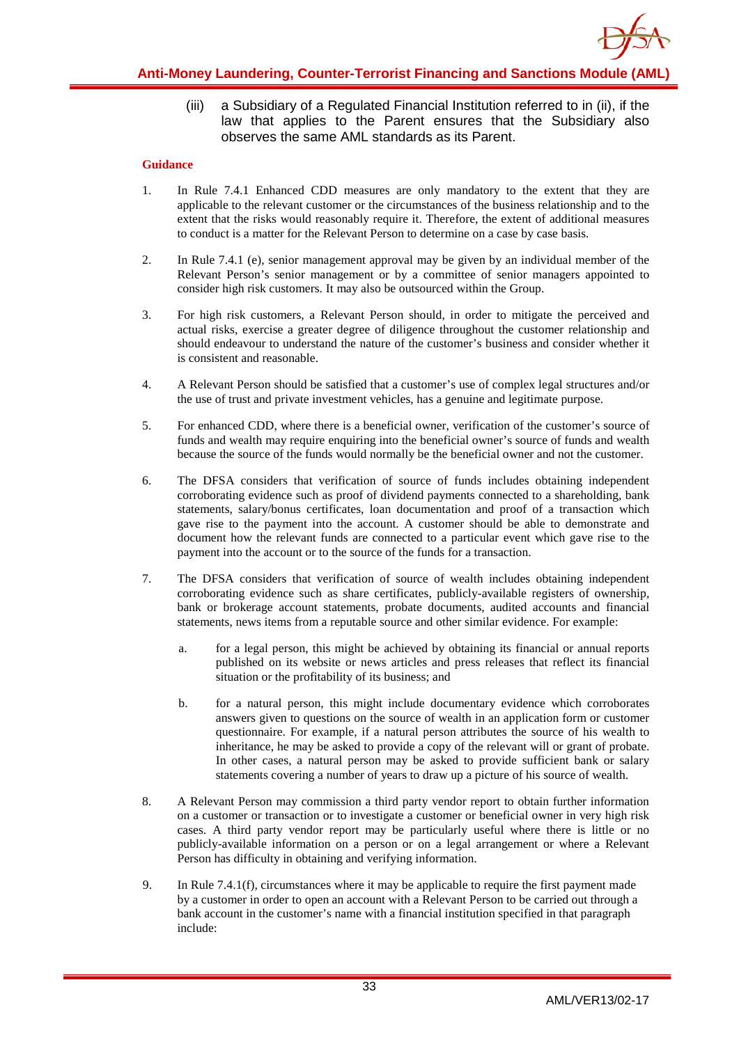(iii) a Subsidiary of a Regulated Financial Institution referred to in (ii), if the law that applies to the Parent ensures that the Subsidiary also observes the same AML standards as its Parent.

**Guidance**

1. In Rule 7.4.1 Enhanced CDD measures are only mandatory to the extent that they are applicable to the relevant customer or the circumstances of the business relationship and to the extent that the risks would reasonably require it. Therefore, the extent of additional measures to conduct is a matter for the Relevant Person to determine on a case by case basis.

2. In Rule 7.4.1 (e), senior management approval may be given by an individual member of the Relevant Person's senior management or by a committee of senior managers appointed to consider high risk customers. It may also be outsourced within the Group.

3. For high risk customers, a Relevant Person should, in order to mitigate the perceived and actual risks, exercise a greater degree of diligence throughout the customer relationship and should endeavour to understand the nature of the customer's business and consider whether it is consistent and reasonable.

4. A Relevant Person should be satisfied that a customer's use of complex legal structures and/or the use of trust and private investment vehicles, has a genuine and legitimate purpose.

5. For enhanced CDD, where there is a beneficial owner, verification of the customer's source of funds and wealth may require enquiring into the beneficial owner's source of funds and wealth because the source of the funds would normally be the beneficial owner and not the customer.

6. The DFSA considers that verification of source of funds includes obtaining independent corroborating evidence such as proof of dividend payments connected to a shareholding, bank statements, salary/bonus certificates, loan documentation and proof of a transaction which gave rise to the payment into the account. A customer should be able to demonstrate and document how the relevant funds are connected to a particular event which gave rise to the payment into the account or to the source of the funds for a transaction.

7. The DFSA considers that verification of source of wealth includes obtaining independent corroborating evidence such as share certificates, publicly-available registers of ownership, bank or brokerage account statements, probate documents, audited accounts and financial statements, news items from a reputable source and other similar evidence. For example:

   a. for a legal person, this might be achieved by obtaining its financial or annual reports published on its website or news articles and press releases that reflect its financial situation or the profitability of its business; and

   b. for a natural person, this might include documentary evidence which corroborates answers given to questions on the source of wealth in an application form or customer questionnaire. For example, if a natural person attributes the source of his wealth to inheritance, he may be asked to provide a copy of the relevant will or grant of probate. In other cases, a natural person may be asked to provide sufficient bank or salary statements covering a number of years to draw up a picture of his source of wealth.

8. A Relevant Person may commission a third party vendor report to obtain further information on a customer or transaction or to investigate a customer or beneficial owner in very high risk cases. A third party vendor report may be particularly useful where there is little or no publicly-available information on a person or on a legal arrangement or where a Relevant Person has difficulty in obtaining and verifying information.

9. In Rule 7.4.1(f), circumstances where it may be applicable to require the first payment made by a customer in order to open an account with a Relevant Person to be carried out through a bank account in the customer's name with a financial institution specified in that paragraph include: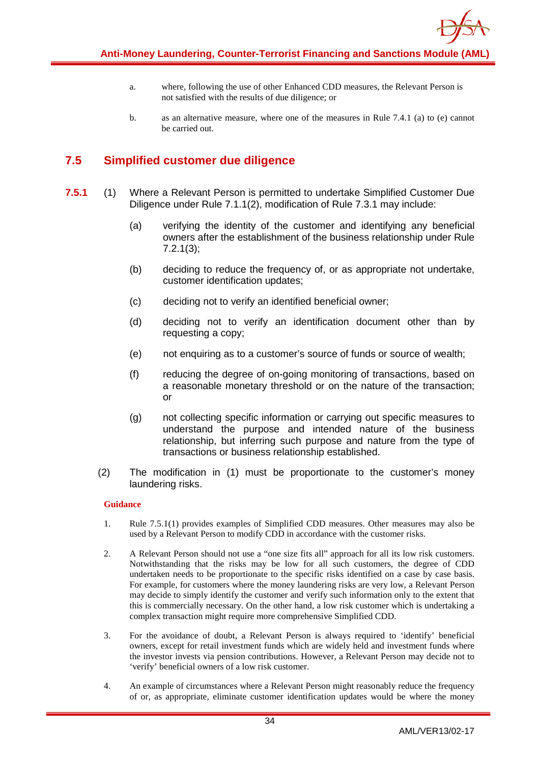a. where, following the use of other Enhanced CDD measures, the Relevant Person is not satisfied with the results of due diligence; or

b. as an alternative measure, where one of the measures in Rule 7.4.1 (a) to (e) cannot be carried out.

## 7.5 Simplified customer due diligence

**7.5.1** (1) Where a Relevant Person is permitted to undertake Simplified Customer Due Diligence under Rule 7.1.1(2), modification of Rule 7.3.1 may include:

(a) verifying the identity of the customer and identifying any beneficial owners after the establishment of the business relationship under Rule 7.2.1(3);

(b) deciding to reduce the frequency of, or as appropriate not undertake, customer identification updates;

(c) deciding not to verify an identified beneficial owner;

(d) deciding not to verify an identification document other than by requesting a copy;

(e) not enquiring as to a customer's source of funds or source of wealth;

(f) reducing the degree of on-going monitoring of transactions, based on a reasonable monetary threshold or on the nature of the transaction; or

(g) not collecting specific information or carrying out specific measures to understand the purpose and intended nature of the business relationship, but inferring such purpose and nature from the type of transactions or business relationship established.

(2) The modification in (1) must be proportionate to the customer's money laundering risks.

**Guidance**

1. Rule 7.5.1(1) provides examples of Simplified CDD measures. Other measures may also be used by a Relevant Person to modify CDD in accordance with the customer risks.

2. A Relevant Person should not use a "one size fits all" approach for all its low risk customers. Notwithstanding that the risks may be low for all such customers, the degree of CDD undertaken needs to be proportionate to the specific risks identified on a case by case basis. For example, for customers where the money laundering risks are very low, a Relevant Person may decide to simply identify the customer and verify such information only to the extent that this is commercially necessary. On the other hand, a low risk customer which is undertaking a complex transaction might require more comprehensive Simplified CDD.

3. For the avoidance of doubt, a Relevant Person is always required to 'identify' beneficial owners, except for retail investment funds which are widely held and investment funds where the investor invests via pension contributions. However, a Relevant Person may decide not to 'verify' beneficial owners of a low risk customer.

4. An example of circumstances where a Relevant Person might reasonably reduce the frequency of or, as appropriate, eliminate customer identification updates would be where the money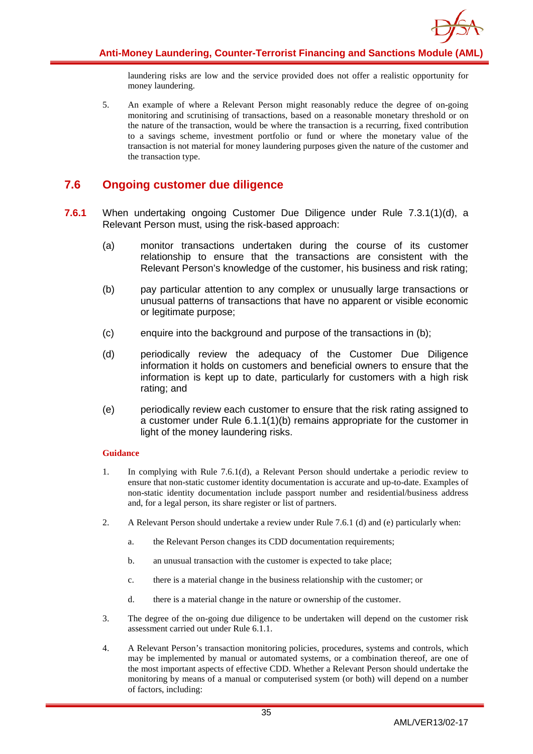laundering risks are low and the service provided does not offer a realistic opportunity for money laundering.

5. An example of where a Relevant Person might reasonably reduce the degree of on-going monitoring and scrutinising of transactions, based on a reasonable monetary threshold or on the nature of the transaction, would be where the transaction is a recurring, fixed contribution to a savings scheme, investment portfolio or fund or where the monetary value of the transaction is not material for money laundering purposes given the nature of the customer and the transaction type.

## 7.6 Ongoing customer due diligence

**7.6.1** When undertaking ongoing Customer Due Diligence under Rule 7.3.1(1)(d), a Relevant Person must, using the risk-based approach:

(a) monitor transactions undertaken during the course of its customer relationship to ensure that the transactions are consistent with the Relevant Person's knowledge of the customer, his business and risk rating;

(b) pay particular attention to any complex or unusually large transactions or unusual patterns of transactions that have no apparent or visible economic or legitimate purpose;

(c) enquire into the background and purpose of the transactions in (b);

(d) periodically review the adequacy of the Customer Due Diligence information it holds on customers and beneficial owners to ensure that the information is kept up to date, particularly for customers with a high risk rating; and

(e) periodically review each customer to ensure that the risk rating assigned to a customer under Rule 6.1.1(1)(b) remains appropriate for the customer in light of the money laundering risks.

**Guidance**

1. In complying with Rule 7.6.1(d), a Relevant Person should undertake a periodic review to ensure that non-static customer identity documentation is accurate and up-to-date. Examples of non-static identity documentation include passport number and residential/business address and, for a legal person, its share register or list of partners.

2. A Relevant Person should undertake a review under Rule 7.6.1 (d) and (e) particularly when:

   a. the Relevant Person changes its CDD documentation requirements;

   b. an unusual transaction with the customer is expected to take place;

   c. there is a material change in the business relationship with the customer; or

   d. there is a material change in the nature or ownership of the customer.

3. The degree of the on-going due diligence to be undertaken will depend on the customer risk assessment carried out under Rule 6.1.1.

4. A Relevant Person's transaction monitoring policies, procedures, systems and controls, which may be implemented by manual or automated systems, or a combination thereof, are one of the most important aspects of effective CDD. Whether a Relevant Person should undertake the monitoring by means of a manual or computerised system (or both) will depend on a number of factors, including: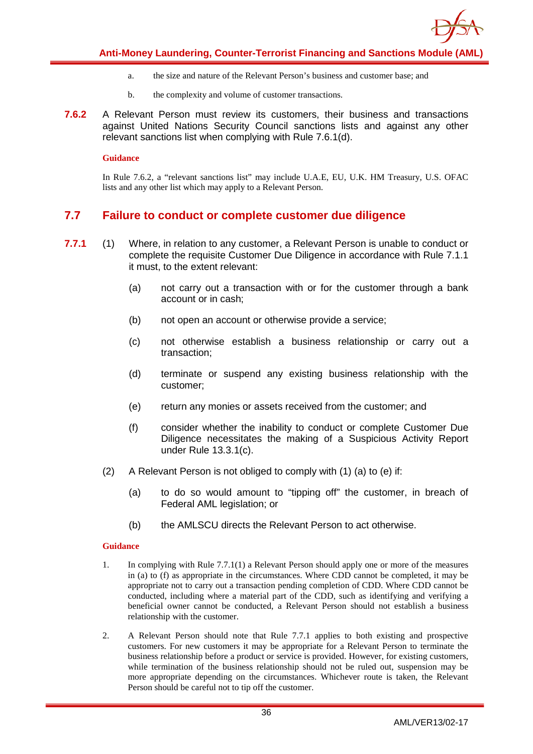a. the size and nature of the Relevant Person's business and customer base; and

b. the complexity and volume of customer transactions.

**7.6.2** A Relevant Person must review its customers, their business and transactions against United Nations Security Council sanctions lists and against any other relevant sanctions list when complying with Rule 7.6.1(d).

**Guidance**

In Rule 7.6.2, a "relevant sanctions list" may include U.A.E, EU, U.K. HM Treasury, U.S. OFAC lists and any other list which may apply to a Relevant Person.

## 7.7 Failure to conduct or complete customer due diligence

**7.7.1** (1) Where, in relation to any customer, a Relevant Person is unable to conduct or complete the requisite Customer Due Diligence in accordance with Rule 7.1.1 it must, to the extent relevant:

(a) not carry out a transaction with or for the customer through a bank account or in cash;

(b) not open an account or otherwise provide a service;

(c) not otherwise establish a business relationship or carry out a transaction;

(d) terminate or suspend any existing business relationship with the customer;

(e) return any monies or assets received from the customer; and

(f) consider whether the inability to conduct or complete Customer Due Diligence necessitates the making of a Suspicious Activity Report under Rule 13.3.1(c).

(2) A Relevant Person is not obliged to comply with (1) (a) to (e) if:

(a) to do so would amount to "tipping off" the customer, in breach of Federal AML legislation; or

(b) the AMLSCU directs the Relevant Person to act otherwise.

**Guidance**

1. In complying with Rule 7.7.1(1) a Relevant Person should apply one or more of the measures in (a) to (f) as appropriate in the circumstances. Where CDD cannot be completed, it may be appropriate not to carry out a transaction pending completion of CDD. Where CDD cannot be conducted, including where a material part of the CDD, such as identifying and verifying a beneficial owner cannot be conducted, a Relevant Person should not establish a business relationship with the customer.

2. A Relevant Person should note that Rule 7.7.1 applies to both existing and prospective customers. For new customers it may be appropriate for a Relevant Person to terminate the business relationship before a product or service is provided. However, for existing customers, while termination of the business relationship should not be ruled out, suspension may be more appropriate depending on the circumstances. Whichever route is taken, the Relevant Person should be careful not to tip off the customer.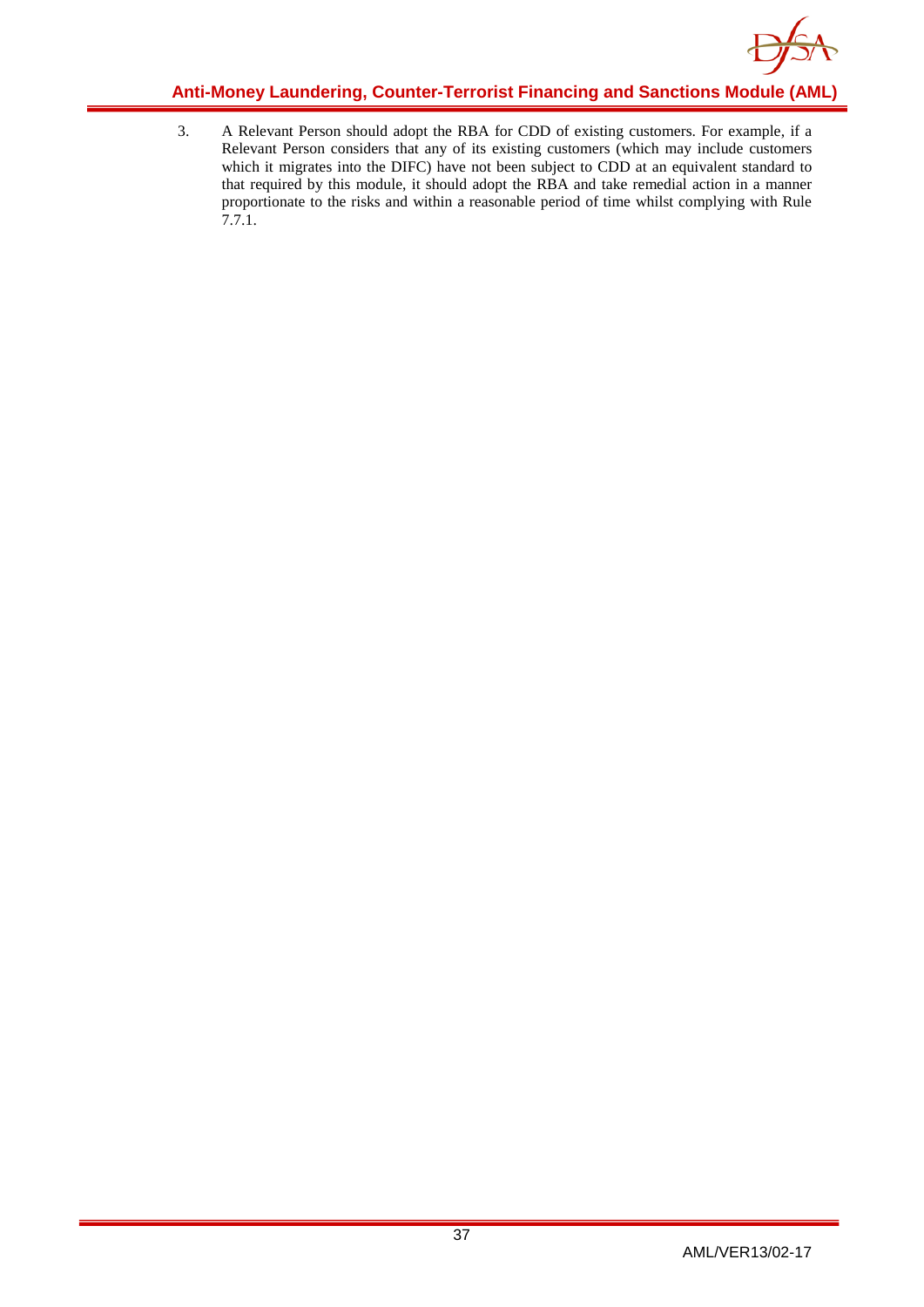3. A Relevant Person should adopt the RBA for CDD of existing customers. For example, if a Relevant Person considers that any of its existing customers (which may include customers which it migrates into the DIFC) have not been subject to CDD at an equivalent standard to that required by this module, it should adopt the RBA and take remedial action in a manner proportionate to the risks and within a reasonable period of time whilst complying with Rule 7.7.1.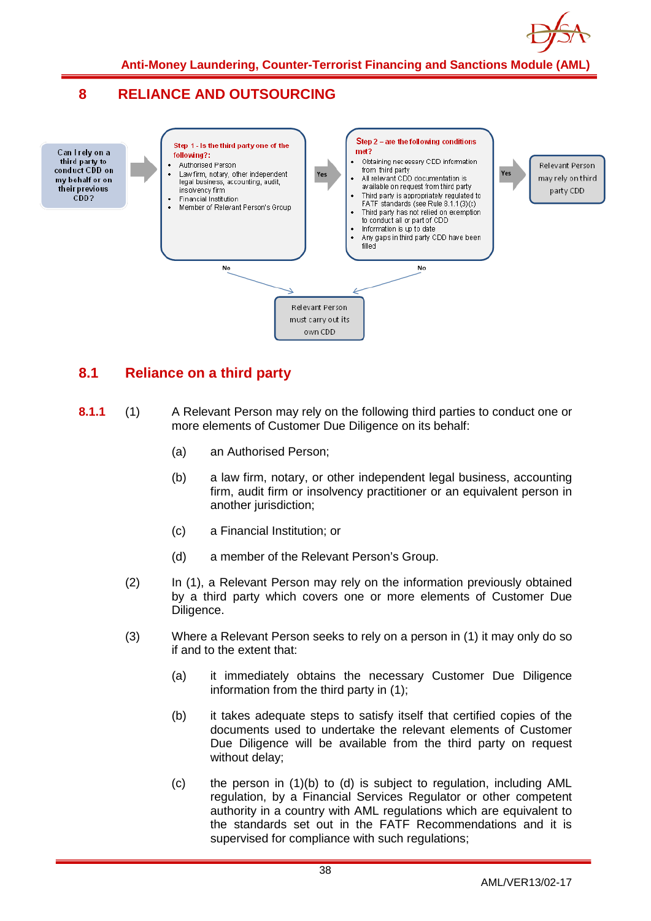## 8 RELIANCE AND OUTSOURCING

Can I rely on a third party to conduct CDD on my behalf or on their previous CDD?

**Step 1 - Is the third party one of the following?:**

- Authorised Person
- Law firm, notary, other independent legal business, accounting, audit, insolvency firm
- Financial Institution
- Member of Relevant Person's Group

Yes →

**Step 2 – are the following conditions met?**

- Obtaining necessary CDD information from third party
- All relevant CDD documentation is available on request from third party
- Third party is appropriately regulated to FATF standards (see Rule 8.1.1(3)(c))
- Third party has not relied on exemption to conduct all or part of CDD
- Information is up to date
- Any gaps in third party CDD have been filled

Yes → Relevant Person may rely on third party CDD

No (Step 1 or Step 2) → Relevant Person must carry out its own CDD

### 8.1 Reliance on a third party

**8.1.1** (1) A Relevant Person may rely on the following third parties to conduct one or more elements of Customer Due Diligence on its behalf:

(a) an Authorised Person;

(b) a law firm, notary, or other independent legal business, accounting firm, audit firm or insolvency practitioner or an equivalent person in another jurisdiction;

(c) a Financial Institution; or

(d) a member of the Relevant Person's Group.

(2) In (1), a Relevant Person may rely on the information previously obtained by a third party which covers one or more elements of Customer Due Diligence.

(3) Where a Relevant Person seeks to rely on a person in (1) it may only do so if and to the extent that:

(a) it immediately obtains the necessary Customer Due Diligence information from the third party in (1);

(b) it takes adequate steps to satisfy itself that certified copies of the documents used to undertake the relevant elements of Customer Due Diligence will be available from the third party on request without delay;

(c) the person in (1)(b) to (d) is subject to regulation, including AML regulation, by a Financial Services Regulator or other competent authority in a country with AML regulations which are equivalent to the standards set out in the FATF Recommendations and it is supervised for compliance with such regulations;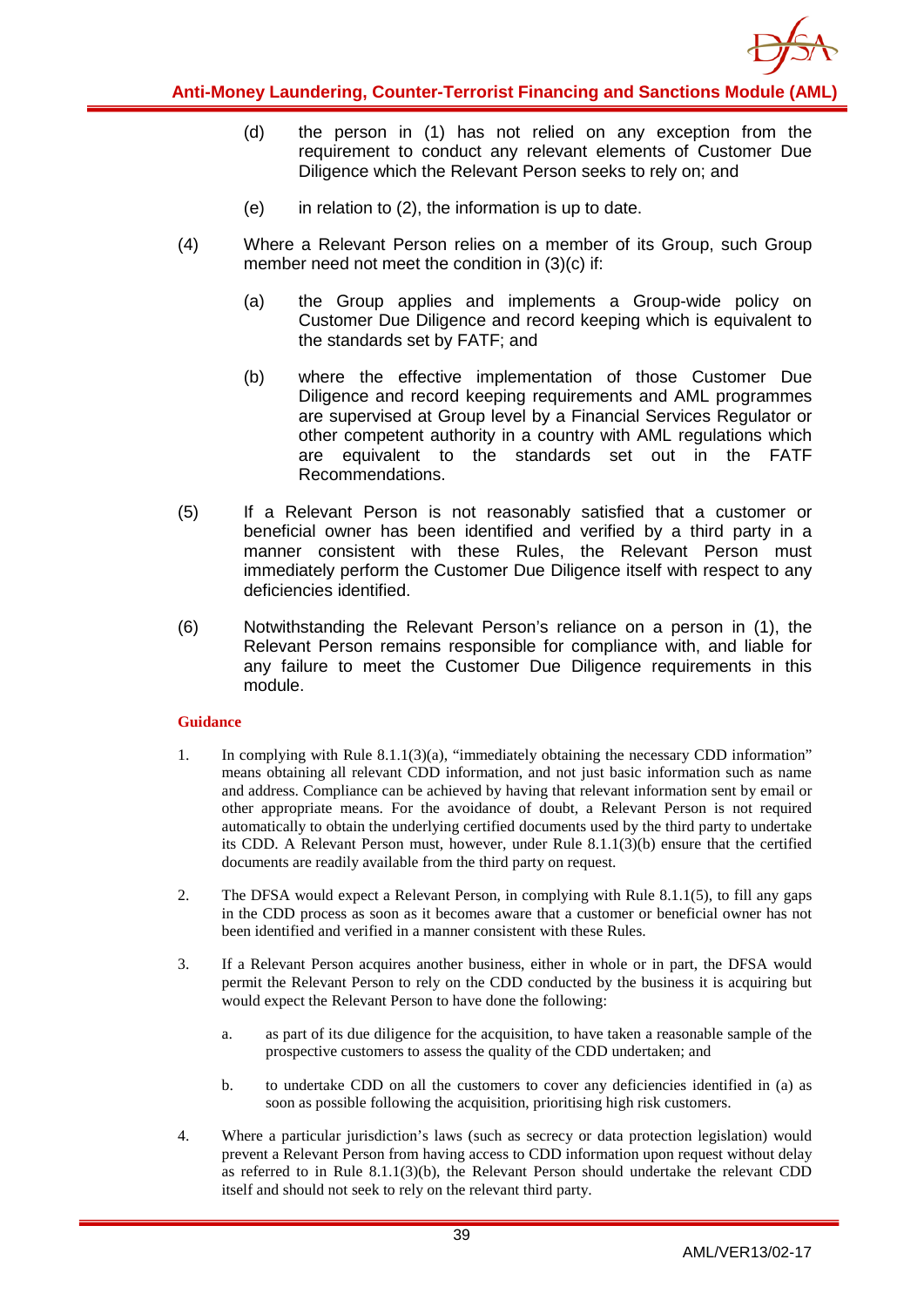(d) the person in (1) has not relied on any exception from the requirement to conduct any relevant elements of Customer Due Diligence which the Relevant Person seeks to rely on; and

(e) in relation to (2), the information is up to date.

(4) Where a Relevant Person relies on a member of its Group, such Group member need not meet the condition in (3)(c) if:

(a) the Group applies and implements a Group-wide policy on Customer Due Diligence and record keeping which is equivalent to the standards set by FATF; and

(b) where the effective implementation of those Customer Due Diligence and record keeping requirements and AML programmes are supervised at Group level by a Financial Services Regulator or other competent authority in a country with AML regulations which are equivalent to the standards set out in the FATF Recommendations.

(5) If a Relevant Person is not reasonably satisfied that a customer or beneficial owner has been identified and verified by a third party in a manner consistent with these Rules, the Relevant Person must immediately perform the Customer Due Diligence itself with respect to any deficiencies identified.

(6) Notwithstanding the Relevant Person's reliance on a person in (1), the Relevant Person remains responsible for compliance with, and liable for any failure to meet the Customer Due Diligence requirements in this module.

**Guidance**

1. In complying with Rule 8.1.1(3)(a), "immediately obtaining the necessary CDD information" means obtaining all relevant CDD information, and not just basic information such as name and address. Compliance can be achieved by having that relevant information sent by email or other appropriate means. For the avoidance of doubt, a Relevant Person is not required automatically to obtain the underlying certified documents used by the third party to undertake its CDD. A Relevant Person must, however, under Rule 8.1.1(3)(b) ensure that the certified documents are readily available from the third party on request.

2. The DFSA would expect a Relevant Person, in complying with Rule 8.1.1(5), to fill any gaps in the CDD process as soon as it becomes aware that a customer or beneficial owner has not been identified and verified in a manner consistent with these Rules.

3. If a Relevant Person acquires another business, either in whole or in part, the DFSA would permit the Relevant Person to rely on the CDD conducted by the business it is acquiring but would expect the Relevant Person to have done the following:

   a. as part of its due diligence for the acquisition, to have taken a reasonable sample of the prospective customers to assess the quality of the CDD undertaken; and

   b. to undertake CDD on all the customers to cover any deficiencies identified in (a) as soon as possible following the acquisition, prioritising high risk customers.

4. Where a particular jurisdiction's laws (such as secrecy or data protection legislation) would prevent a Relevant Person from having access to CDD information upon request without delay as referred to in Rule 8.1.1(3)(b), the Relevant Person should undertake the relevant CDD itself and should not seek to rely on the relevant third party.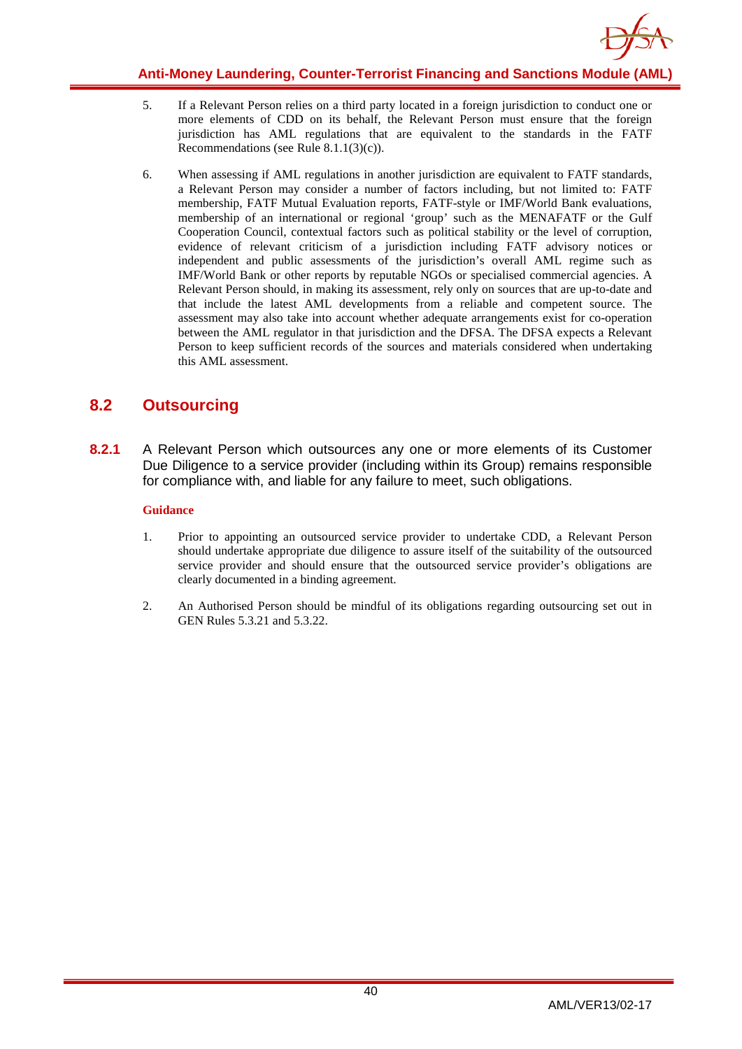5. If a Relevant Person relies on a third party located in a foreign jurisdiction to conduct one or more elements of CDD on its behalf, the Relevant Person must ensure that the foreign jurisdiction has AML regulations that are equivalent to the standards in the FATF Recommendations (see Rule 8.1.1(3)(c)).

6. When assessing if AML regulations in another jurisdiction are equivalent to FATF standards, a Relevant Person may consider a number of factors including, but not limited to: FATF membership, FATF Mutual Evaluation reports, FATF-style or IMF/World Bank evaluations, membership of an international or regional 'group' such as the MENAFATF or the Gulf Cooperation Council, contextual factors such as political stability or the level of corruption, evidence of relevant criticism of a jurisdiction including FATF advisory notices or independent and public assessments of the jurisdiction's overall AML regime such as IMF/World Bank or other reports by reputable NGOs or specialised commercial agencies. A Relevant Person should, in making its assessment, rely only on sources that are up-to-date and that include the latest AML developments from a reliable and competent source. The assessment may also take into account whether adequate arrangements exist for co-operation between the AML regulator in that jurisdiction and the DFSA. The DFSA expects a Relevant Person to keep sufficient records of the sources and materials considered when undertaking this AML assessment.

## 8.2 Outsourcing

**8.2.1** A Relevant Person which outsources any one or more elements of its Customer Due Diligence to a service provider (including within its Group) remains responsible for compliance with, and liable for any failure to meet, such obligations.

**Guidance**

1. Prior to appointing an outsourced service provider to undertake CDD, a Relevant Person should undertake appropriate due diligence to assure itself of the suitability of the outsourced service provider and should ensure that the outsourced service provider's obligations are clearly documented in a binding agreement.

2. An Authorised Person should be mindful of its obligations regarding outsourcing set out in GEN Rules 5.3.21 and 5.3.22.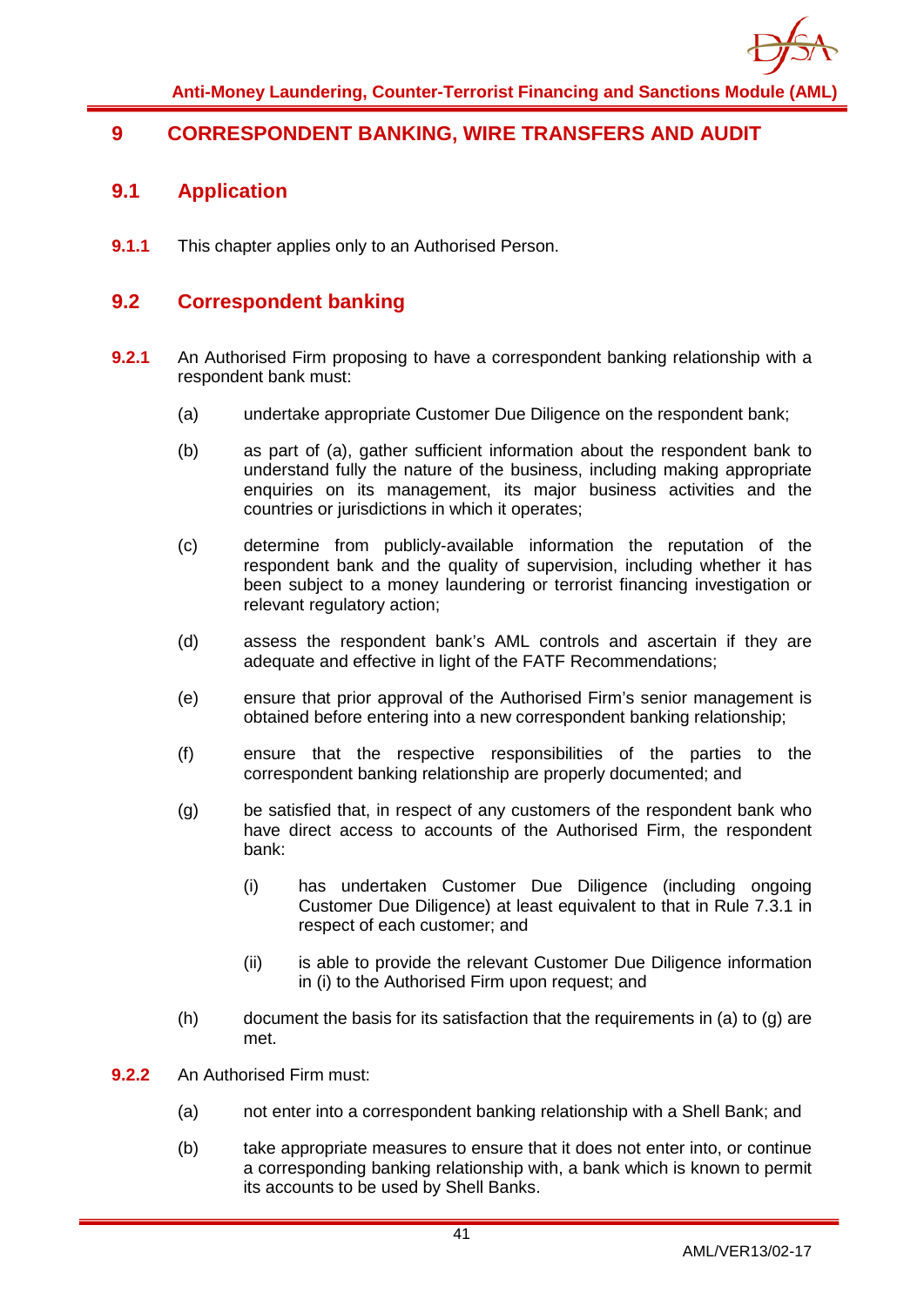# 9 CORRESPONDENT BANKING, WIRE TRANSFERS AND AUDIT

## 9.1 Application

**9.1.1** This chapter applies only to an Authorised Person.

## 9.2 Correspondent banking

**9.2.1** An Authorised Firm proposing to have a correspondent banking relationship with a respondent bank must:

(a) undertake appropriate Customer Due Diligence on the respondent bank;

(b) as part of (a), gather sufficient information about the respondent bank to understand fully the nature of the business, including making appropriate enquiries on its management, its major business activities and the countries or jurisdictions in which it operates;

(c) determine from publicly-available information the reputation of the respondent bank and the quality of supervision, including whether it has been subject to a money laundering or terrorist financing investigation or relevant regulatory action;

(d) assess the respondent bank's AML controls and ascertain if they are adequate and effective in light of the FATF Recommendations;

(e) ensure that prior approval of the Authorised Firm's senior management is obtained before entering into a new correspondent banking relationship;

(f) ensure that the respective responsibilities of the parties to the correspondent banking relationship are properly documented; and

(g) be satisfied that, in respect of any customers of the respondent bank who have direct access to accounts of the Authorised Firm, the respondent bank:

   (i) has undertaken Customer Due Diligence (including ongoing Customer Due Diligence) at least equivalent to that in Rule 7.3.1 in respect of each customer; and

   (ii) is able to provide the relevant Customer Due Diligence information in (i) to the Authorised Firm upon request; and

(h) document the basis for its satisfaction that the requirements in (a) to (g) are met.

**9.2.2** An Authorised Firm must:

(a) not enter into a correspondent banking relationship with a Shell Bank; and

(b) take appropriate measures to ensure that it does not enter into, or continue a corresponding banking relationship with, a bank which is known to permit its accounts to be used by Shell Banks.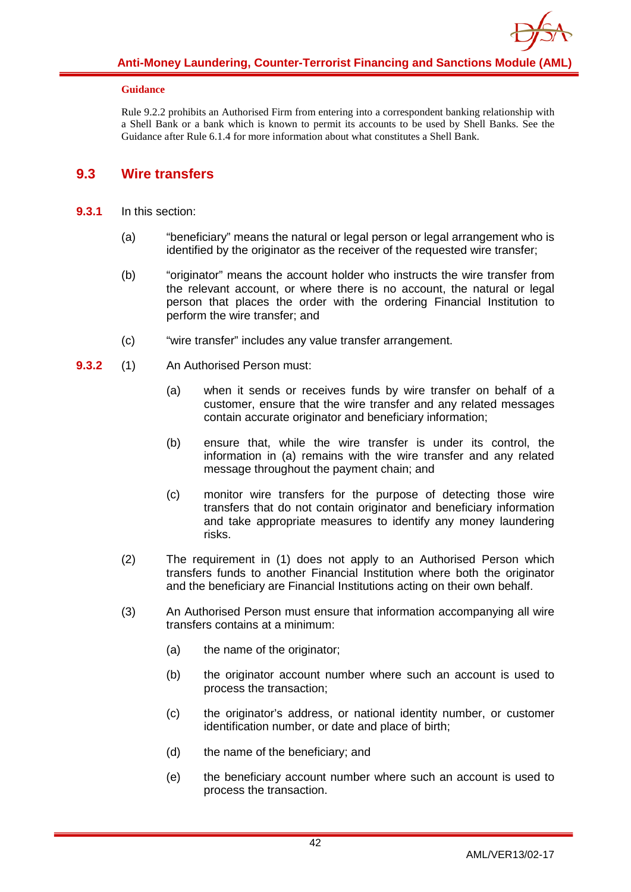**Guidance**

Rule 9.2.2 prohibits an Authorised Firm from entering into a correspondent banking relationship with a Shell Bank or a bank which is known to permit its accounts to be used by Shell Banks. See the Guidance after Rule 6.1.4 for more information about what constitutes a Shell Bank.

## 9.3 Wire transfers

**9.3.1** In this section:

(a) "beneficiary" means the natural or legal person or legal arrangement who is identified by the originator as the receiver of the requested wire transfer;

(b) "originator" means the account holder who instructs the wire transfer from the relevant account, or where there is no account, the natural or legal person that places the order with the ordering Financial Institution to perform the wire transfer; and

(c) "wire transfer" includes any value transfer arrangement.

**9.3.2** (1) An Authorised Person must:

(a) when it sends or receives funds by wire transfer on behalf of a customer, ensure that the wire transfer and any related messages contain accurate originator and beneficiary information;

(b) ensure that, while the wire transfer is under its control, the information in (a) remains with the wire transfer and any related message throughout the payment chain; and

(c) monitor wire transfers for the purpose of detecting those wire transfers that do not contain originator and beneficiary information and take appropriate measures to identify any money laundering risks.

(2) The requirement in (1) does not apply to an Authorised Person which transfers funds to another Financial Institution where both the originator and the beneficiary are Financial Institutions acting on their own behalf.

(3) An Authorised Person must ensure that information accompanying all wire transfers contains at a minimum:

(a) the name of the originator;

(b) the originator account number where such an account is used to process the transaction;

(c) the originator's address, or national identity number, or customer identification number, or date and place of birth;

(d) the name of the beneficiary; and

(e) the beneficiary account number where such an account is used to process the transaction.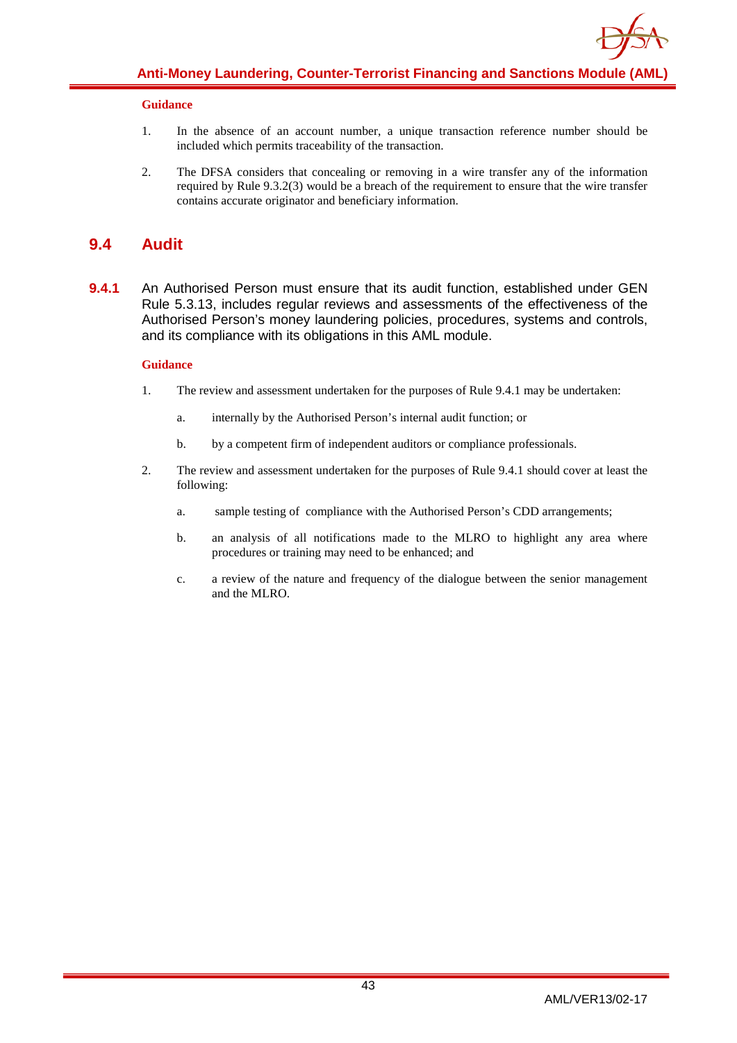**Guidance**

1. In the absence of an account number, a unique transaction reference number should be included which permits traceability of the transaction.

2. The DFSA considers that concealing or removing in a wire transfer any of the information required by Rule 9.3.2(3) would be a breach of the requirement to ensure that the wire transfer contains accurate originator and beneficiary information.

## 9.4 Audit

**9.4.1** An Authorised Person must ensure that its audit function, established under GEN Rule 5.3.13, includes regular reviews and assessments of the effectiveness of the Authorised Person's money laundering policies, procedures, systems and controls, and its compliance with its obligations in this AML module.

**Guidance**

1. The review and assessment undertaken for the purposes of Rule 9.4.1 may be undertaken:

   a. internally by the Authorised Person's internal audit function; or

   b. by a competent firm of independent auditors or compliance professionals.

2. The review and assessment undertaken for the purposes of Rule 9.4.1 should cover at least the following:

   a. sample testing of compliance with the Authorised Person's CDD arrangements;

   b. an analysis of all notifications made to the MLRO to highlight any area where procedures or training may need to be enhanced; and

   c. a review of the nature and frequency of the dialogue between the senior management and the MLRO.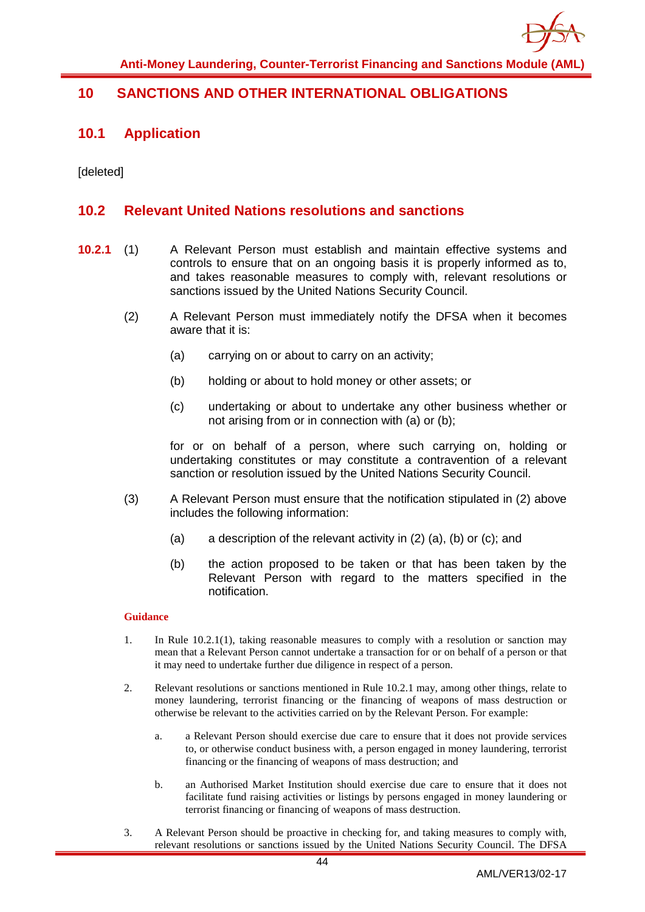## 10 SANCTIONS AND OTHER INTERNATIONAL OBLIGATIONS

### 10.1 Application

[deleted]

### 10.2 Relevant United Nations resolutions and sanctions

**10.2.1** (1) A Relevant Person must establish and maintain effective systems and controls to ensure that on an ongoing basis it is properly informed as to, and takes reasonable measures to comply with, relevant resolutions or sanctions issued by the United Nations Security Council.

(2) A Relevant Person must immediately notify the DFSA when it becomes aware that it is:

(a) carrying on or about to carry on an activity;

(b) holding or about to hold money or other assets; or

(c) undertaking or about to undertake any other business whether or not arising from or in connection with (a) or (b);

for or on behalf of a person, where such carrying on, holding or undertaking constitutes or may constitute a contravention of a relevant sanction or resolution issued by the United Nations Security Council.

(3) A Relevant Person must ensure that the notification stipulated in (2) above includes the following information:

(a) a description of the relevant activity in (2) (a), (b) or (c); and

(b) the action proposed to be taken or that has been taken by the Relevant Person with regard to the matters specified in the notification.

**Guidance**

1. In Rule 10.2.1(1), taking reasonable measures to comply with a resolution or sanction may mean that a Relevant Person cannot undertake a transaction for or on behalf of a person or that it may need to undertake further due diligence in respect of a person.

2. Relevant resolutions or sanctions mentioned in Rule 10.2.1 may, among other things, relate to money laundering, terrorist financing or the financing of weapons of mass destruction or otherwise be relevant to the activities carried on by the Relevant Person. For example:

   a. a Relevant Person should exercise due care to ensure that it does not provide services to, or otherwise conduct business with, a person engaged in money laundering, terrorist financing or the financing of weapons of mass destruction; and

   b. an Authorised Market Institution should exercise due care to ensure that it does not facilitate fund raising activities or listings by persons engaged in money laundering or terrorist financing or financing of weapons of mass destruction.

3. A Relevant Person should be proactive in checking for, and taking measures to comply with, relevant resolutions or sanctions issued by the United Nations Security Council. The DFSA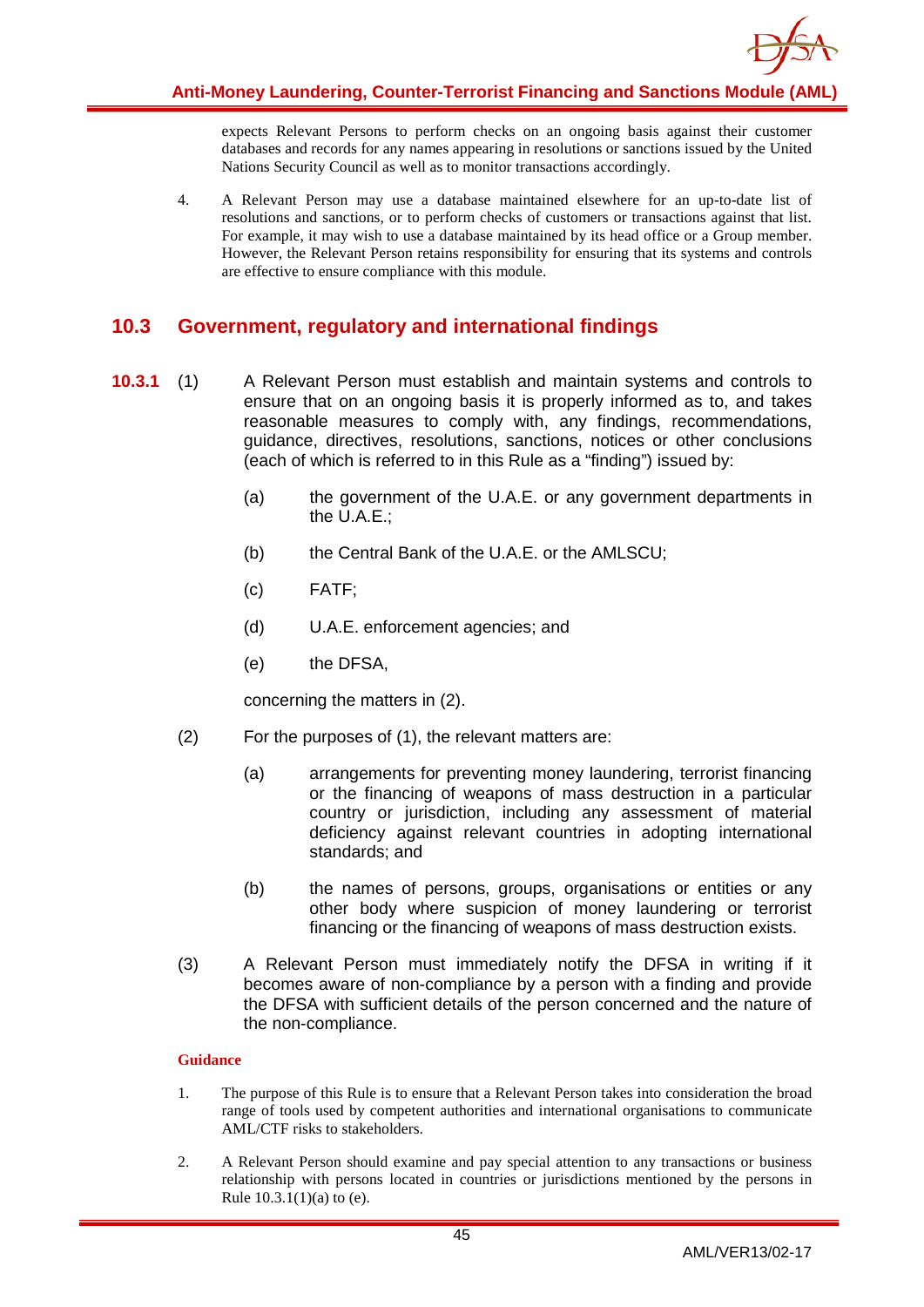expects Relevant Persons to perform checks on an ongoing basis against their customer databases and records for any names appearing in resolutions or sanctions issued by the United Nations Security Council as well as to monitor transactions accordingly.

4. A Relevant Person may use a database maintained elsewhere for an up-to-date list of resolutions and sanctions, or to perform checks of customers or transactions against that list. For example, it may wish to use a database maintained by its head office or a Group member. However, the Relevant Person retains responsibility for ensuring that its systems and controls are effective to ensure compliance with this module.

## 10.3 Government, regulatory and international findings

**10.3.1** (1) A Relevant Person must establish and maintain systems and controls to ensure that on an ongoing basis it is properly informed as to, and takes reasonable measures to comply with, any findings, recommendations, guidance, directives, resolutions, sanctions, notices or other conclusions (each of which is referred to in this Rule as a "finding") issued by:

(a) the government of the U.A.E. or any government departments in the U.A.E.;

(b) the Central Bank of the U.A.E. or the AMLSCU;

(c) FATF;

(d) U.A.E. enforcement agencies; and

(e) the DFSA,

concerning the matters in (2).

(2) For the purposes of (1), the relevant matters are:

(a) arrangements for preventing money laundering, terrorist financing or the financing of weapons of mass destruction in a particular country or jurisdiction, including any assessment of material deficiency against relevant countries in adopting international standards; and

(b) the names of persons, groups, organisations or entities or any other body where suspicion of money laundering or terrorist financing or the financing of weapons of mass destruction exists.

(3) A Relevant Person must immediately notify the DFSA in writing if it becomes aware of non-compliance by a person with a finding and provide the DFSA with sufficient details of the person concerned and the nature of the non-compliance.

**Guidance**

1. The purpose of this Rule is to ensure that a Relevant Person takes into consideration the broad range of tools used by competent authorities and international organisations to communicate AML/CTF risks to stakeholders.

2. A Relevant Person should examine and pay special attention to any transactions or business relationship with persons located in countries or jurisdictions mentioned by the persons in Rule 10.3.1(1)(a) to (e).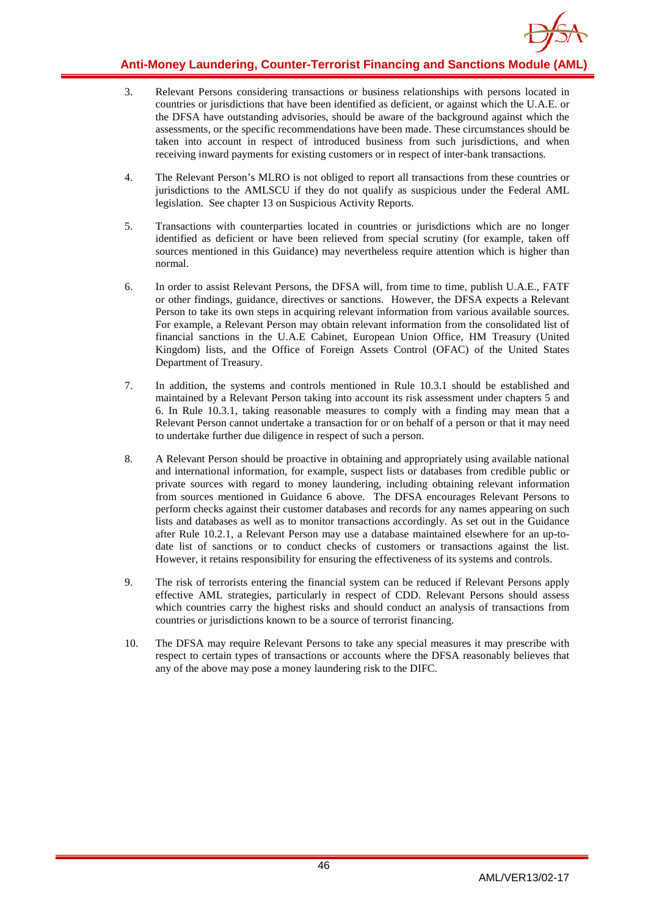3. Relevant Persons considering transactions or business relationships with persons located in countries or jurisdictions that have been identified as deficient, or against which the U.A.E. or the DFSA have outstanding advisories, should be aware of the background against which the assessments, or the specific recommendations have been made. These circumstances should be taken into account in respect of introduced business from such jurisdictions, and when receiving inward payments for existing customers or in respect of inter-bank transactions.

4. The Relevant Person's MLRO is not obliged to report all transactions from these countries or jurisdictions to the AMLSCU if they do not qualify as suspicious under the Federal AML legislation. See chapter 13 on Suspicious Activity Reports.

5. Transactions with counterparties located in countries or jurisdictions which are no longer identified as deficient or have been relieved from special scrutiny (for example, taken off sources mentioned in this Guidance) may nevertheless require attention which is higher than normal.

6. In order to assist Relevant Persons, the DFSA will, from time to time, publish U.A.E., FATF or other findings, guidance, directives or sanctions. However, the DFSA expects a Relevant Person to take its own steps in acquiring relevant information from various available sources. For example, a Relevant Person may obtain relevant information from the consolidated list of financial sanctions in the U.A.E Cabinet, European Union Office, HM Treasury (United Kingdom) lists, and the Office of Foreign Assets Control (OFAC) of the United States Department of Treasury.

7. In addition, the systems and controls mentioned in Rule 10.3.1 should be established and maintained by a Relevant Person taking into account its risk assessment under chapters 5 and 6. In Rule 10.3.1, taking reasonable measures to comply with a finding may mean that a Relevant Person cannot undertake a transaction for or on behalf of a person or that it may need to undertake further due diligence in respect of such a person.

8. A Relevant Person should be proactive in obtaining and appropriately using available national and international information, for example, suspect lists or databases from credible public or private sources with regard to money laundering, including obtaining relevant information from sources mentioned in Guidance 6 above. The DFSA encourages Relevant Persons to perform checks against their customer databases and records for any names appearing on such lists and databases as well as to monitor transactions accordingly. As set out in the Guidance after Rule 10.2.1, a Relevant Person may use a database maintained elsewhere for an up-to-date list of sanctions or to conduct checks of customers or transactions against the list. However, it retains responsibility for ensuring the effectiveness of its systems and controls.

9. The risk of terrorists entering the financial system can be reduced if Relevant Persons apply effective AML strategies, particularly in respect of CDD. Relevant Persons should assess which countries carry the highest risks and should conduct an analysis of transactions from countries or jurisdictions known to be a source of terrorist financing.

10. The DFSA may require Relevant Persons to take any special measures it may prescribe with respect to certain types of transactions or accounts where the DFSA reasonably believes that any of the above may pose a money laundering risk to the DIFC.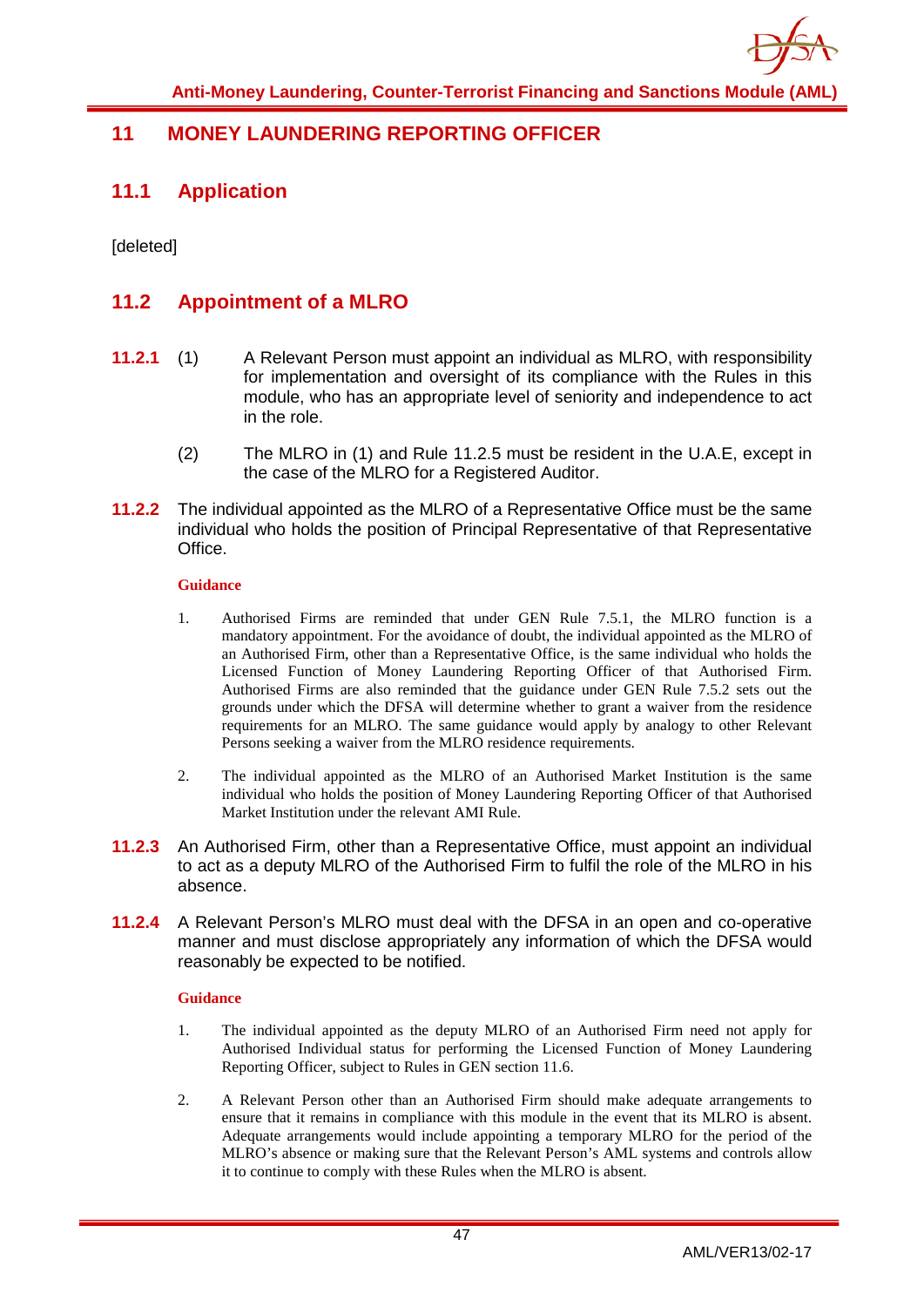# 11 MONEY LAUNDERING REPORTING OFFICER

## 11.1 Application

[deleted]

## 11.2 Appointment of a MLRO

**11.2.1** (1) A Relevant Person must appoint an individual as MLRO, with responsibility for implementation and oversight of its compliance with the Rules in this module, who has an appropriate level of seniority and independence to act in the role.

(2) The MLRO in (1) and Rule 11.2.5 must be resident in the U.A.E, except in the case of the MLRO for a Registered Auditor.

**11.2.2** The individual appointed as the MLRO of a Representative Office must be the same individual who holds the position of Principal Representative of that Representative Office.

**Guidance**

1. Authorised Firms are reminded that under GEN Rule 7.5.1, the MLRO function is a mandatory appointment. For the avoidance of doubt, the individual appointed as the MLRO of an Authorised Firm, other than a Representative Office, is the same individual who holds the Licensed Function of Money Laundering Reporting Officer of that Authorised Firm. Authorised Firms are also reminded that the guidance under GEN Rule 7.5.2 sets out the grounds under which the DFSA will determine whether to grant a waiver from the residence requirements for an MLRO. The same guidance would apply by analogy to other Relevant Persons seeking a waiver from the MLRO residence requirements.

2. The individual appointed as the MLRO of an Authorised Market Institution is the same individual who holds the position of Money Laundering Reporting Officer of that Authorised Market Institution under the relevant AMI Rule.

**11.2.3** An Authorised Firm, other than a Representative Office, must appoint an individual to act as a deputy MLRO of the Authorised Firm to fulfil the role of the MLRO in his absence.

**11.2.4** A Relevant Person's MLRO must deal with the DFSA in an open and co-operative manner and must disclose appropriately any information of which the DFSA would reasonably be expected to be notified.

**Guidance**

1. The individual appointed as the deputy MLRO of an Authorised Firm need not apply for Authorised Individual status for performing the Licensed Function of Money Laundering Reporting Officer, subject to Rules in GEN section 11.6.

2. A Relevant Person other than an Authorised Firm should make adequate arrangements to ensure that it remains in compliance with this module in the event that its MLRO is absent. Adequate arrangements would include appointing a temporary MLRO for the period of the MLRO's absence or making sure that the Relevant Person's AML systems and controls allow it to continue to comply with these Rules when the MLRO is absent.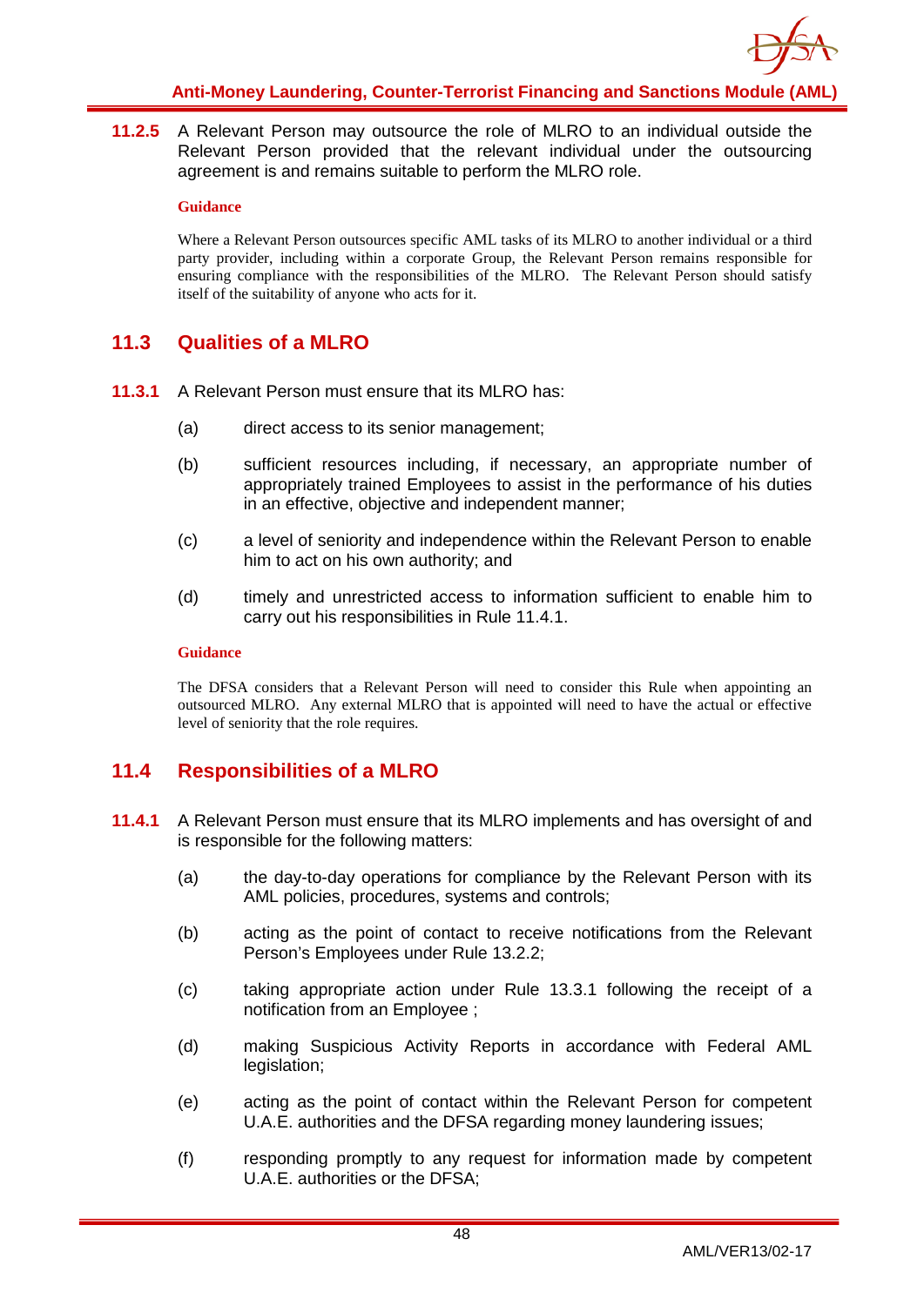**11.2.5** A Relevant Person may outsource the role of MLRO to an individual outside the Relevant Person provided that the relevant individual under the outsourcing agreement is and remains suitable to perform the MLRO role.

**Guidance**

Where a Relevant Person outsources specific AML tasks of its MLRO to another individual or a third party provider, including within a corporate Group, the Relevant Person remains responsible for ensuring compliance with the responsibilities of the MLRO. The Relevant Person should satisfy itself of the suitability of anyone who acts for it.

## 11.3 Qualities of a MLRO

**11.3.1** A Relevant Person must ensure that its MLRO has:

(a) direct access to its senior management;

(b) sufficient resources including, if necessary, an appropriate number of appropriately trained Employees to assist in the performance of his duties in an effective, objective and independent manner;

(c) a level of seniority and independence within the Relevant Person to enable him to act on his own authority; and

(d) timely and unrestricted access to information sufficient to enable him to carry out his responsibilities in Rule 11.4.1.

**Guidance**

The DFSA considers that a Relevant Person will need to consider this Rule when appointing an outsourced MLRO. Any external MLRO that is appointed will need to have the actual or effective level of seniority that the role requires.

## 11.4 Responsibilities of a MLRO

**11.4.1** A Relevant Person must ensure that its MLRO implements and has oversight of and is responsible for the following matters:

(a) the day-to-day operations for compliance by the Relevant Person with its AML policies, procedures, systems and controls;

(b) acting as the point of contact to receive notifications from the Relevant Person's Employees under Rule 13.2.2;

(c) taking appropriate action under Rule 13.3.1 following the receipt of a notification from an Employee ;

(d) making Suspicious Activity Reports in accordance with Federal AML legislation;

(e) acting as the point of contact within the Relevant Person for competent U.A.E. authorities and the DFSA regarding money laundering issues;

(f) responding promptly to any request for information made by competent U.A.E. authorities or the DFSA;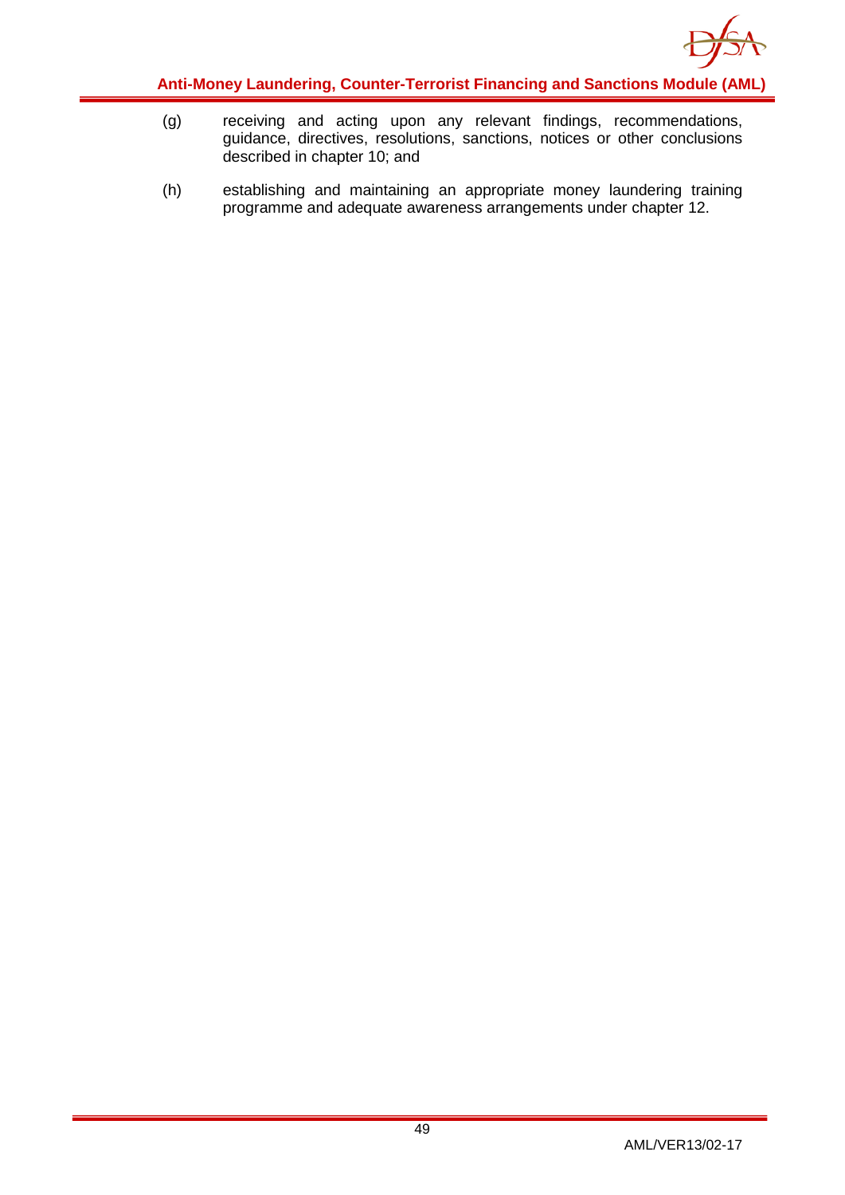(g) receiving and acting upon any relevant findings, recommendations, guidance, directives, resolutions, sanctions, notices or other conclusions described in chapter 10; and

(h) establishing and maintaining an appropriate money laundering training programme and adequate awareness arrangements under chapter 12.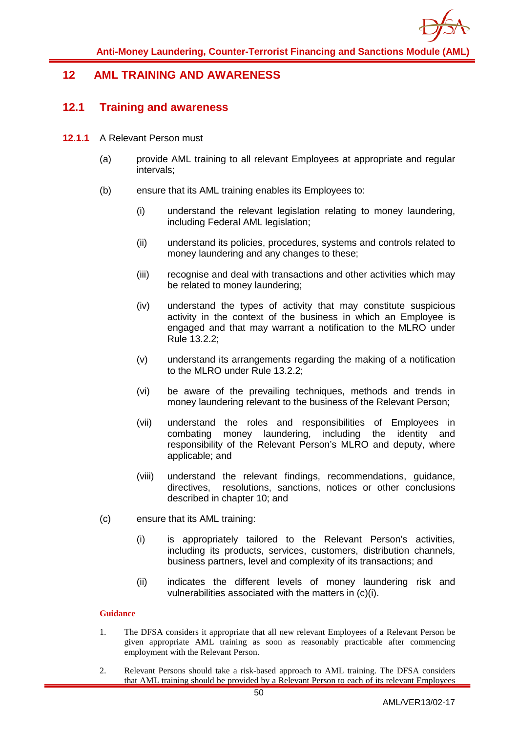# 12 AML TRAINING AND AWARENESS

## 12.1 Training and awareness

**12.1.1** A Relevant Person must

(a) provide AML training to all relevant Employees at appropriate and regular intervals;

(b) ensure that its AML training enables its Employees to:

(i) understand the relevant legislation relating to money laundering, including Federal AML legislation;

(ii) understand its policies, procedures, systems and controls related to money laundering and any changes to these;

(iii) recognise and deal with transactions and other activities which may be related to money laundering;

(iv) understand the types of activity that may constitute suspicious activity in the context of the business in which an Employee is engaged and that may warrant a notification to the MLRO under Rule 13.2.2;

(v) understand its arrangements regarding the making of a notification to the MLRO under Rule 13.2.2;

(vi) be aware of the prevailing techniques, methods and trends in money laundering relevant to the business of the Relevant Person;

(vii) understand the roles and responsibilities of Employees in combating money laundering, including the identity and responsibility of the Relevant Person's MLRO and deputy, where applicable; and

(viii) understand the relevant findings, recommendations, guidance, directives, resolutions, sanctions, notices or other conclusions described in chapter 10; and

(c) ensure that its AML training:

(i) is appropriately tailored to the Relevant Person's activities, including its products, services, customers, distribution channels, business partners, level and complexity of its transactions; and

(ii) indicates the different levels of money laundering risk and vulnerabilities associated with the matters in (c)(i).

**Guidance**

1. The DFSA considers it appropriate that all new relevant Employees of a Relevant Person be given appropriate AML training as soon as reasonably practicable after commencing employment with the Relevant Person.

2. Relevant Persons should take a risk-based approach to AML training. The DFSA considers that AML training should be provided by a Relevant Person to each of its relevant Employees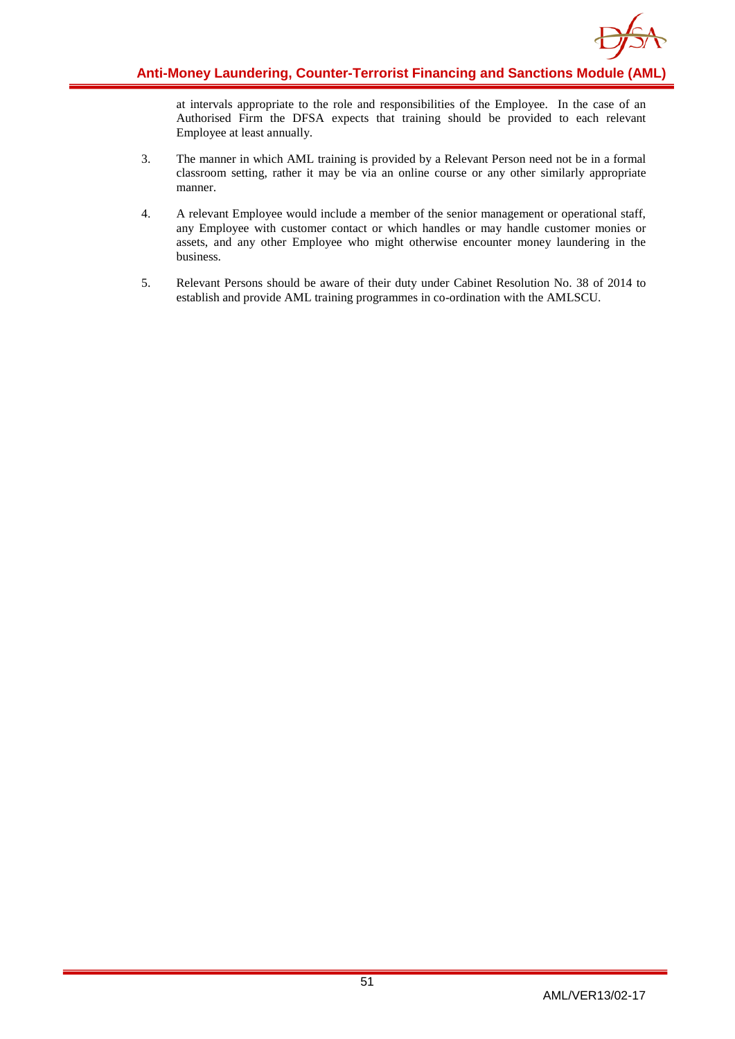at intervals appropriate to the role and responsibilities of the Employee. In the case of an Authorised Firm the DFSA expects that training should be provided to each relevant Employee at least annually.

3. The manner in which AML training is provided by a Relevant Person need not be in a formal classroom setting, rather it may be via an online course or any other similarly appropriate manner.

4. A relevant Employee would include a member of the senior management or operational staff, any Employee with customer contact or which handles or may handle customer monies or assets, and any other Employee who might otherwise encounter money laundering in the business.

5. Relevant Persons should be aware of their duty under Cabinet Resolution No. 38 of 2014 to establish and provide AML training programmes in co-ordination with the AMLSCU.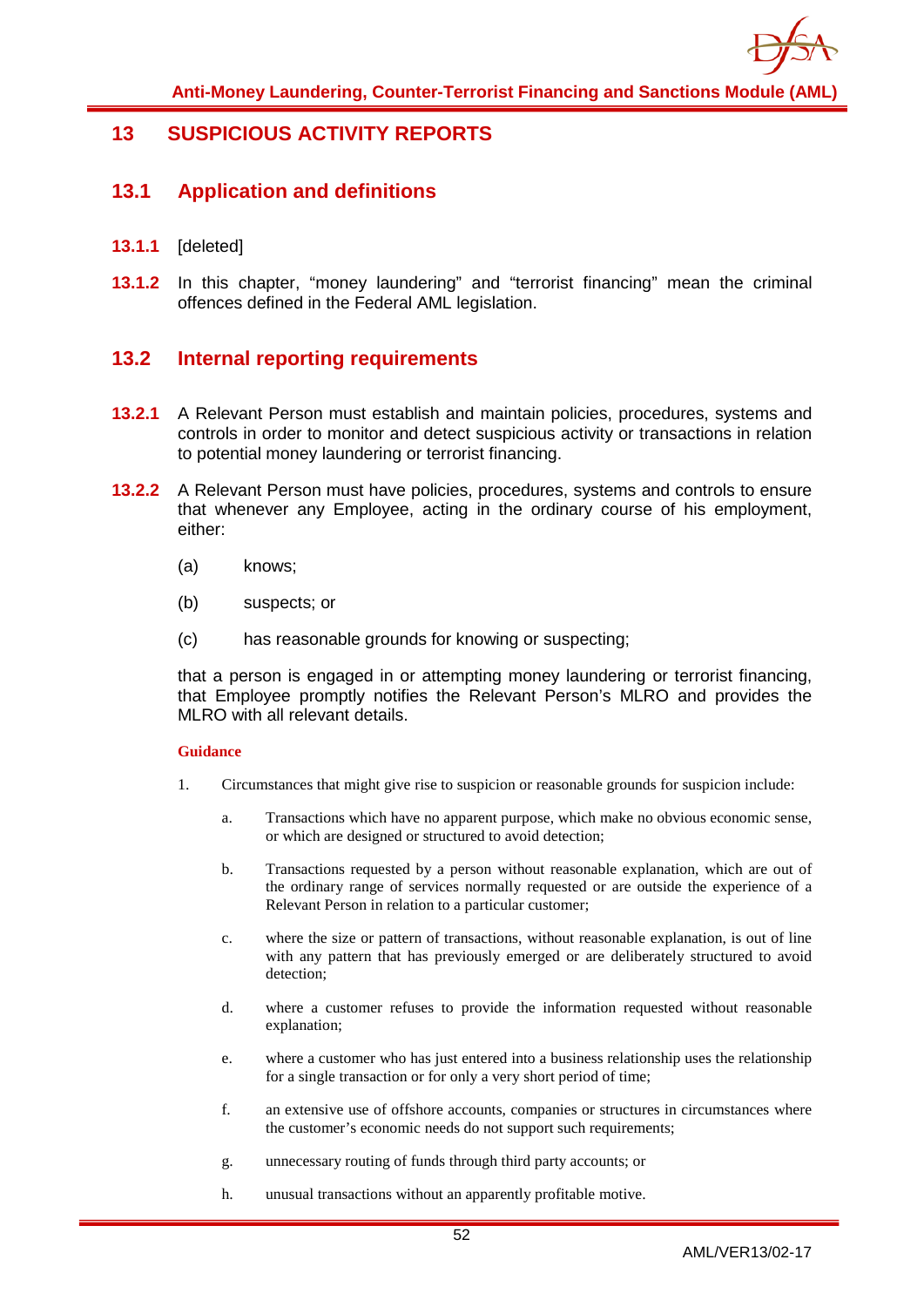# 13 SUSPICIOUS ACTIVITY REPORTS

## 13.1 Application and definitions

**13.1.1** [deleted]

**13.1.2** In this chapter, "money laundering" and "terrorist financing" mean the criminal offences defined in the Federal AML legislation.

## 13.2 Internal reporting requirements

**13.2.1** A Relevant Person must establish and maintain policies, procedures, systems and controls in order to monitor and detect suspicious activity or transactions in relation to potential money laundering or terrorist financing.

**13.2.2** A Relevant Person must have policies, procedures, systems and controls to ensure that whenever any Employee, acting in the ordinary course of his employment, either:

(a) knows;

(b) suspects; or

(c) has reasonable grounds for knowing or suspecting;

that a person is engaged in or attempting money laundering or terrorist financing, that Employee promptly notifies the Relevant Person's MLRO and provides the MLRO with all relevant details.

**Guidance**

1. Circumstances that might give rise to suspicion or reasonable grounds for suspicion include:

   a. Transactions which have no apparent purpose, which make no obvious economic sense, or which are designed or structured to avoid detection;

   b. Transactions requested by a person without reasonable explanation, which are out of the ordinary range of services normally requested or are outside the experience of a Relevant Person in relation to a particular customer;

   c. where the size or pattern of transactions, without reasonable explanation, is out of line with any pattern that has previously emerged or are deliberately structured to avoid detection;

   d. where a customer refuses to provide the information requested without reasonable explanation;

   e. where a customer who has just entered into a business relationship uses the relationship for a single transaction or for only a very short period of time;

   f. an extensive use of offshore accounts, companies or structures in circumstances where the customer's economic needs do not support such requirements;

   g. unnecessary routing of funds through third party accounts; or

   h. unusual transactions without an apparently profitable motive.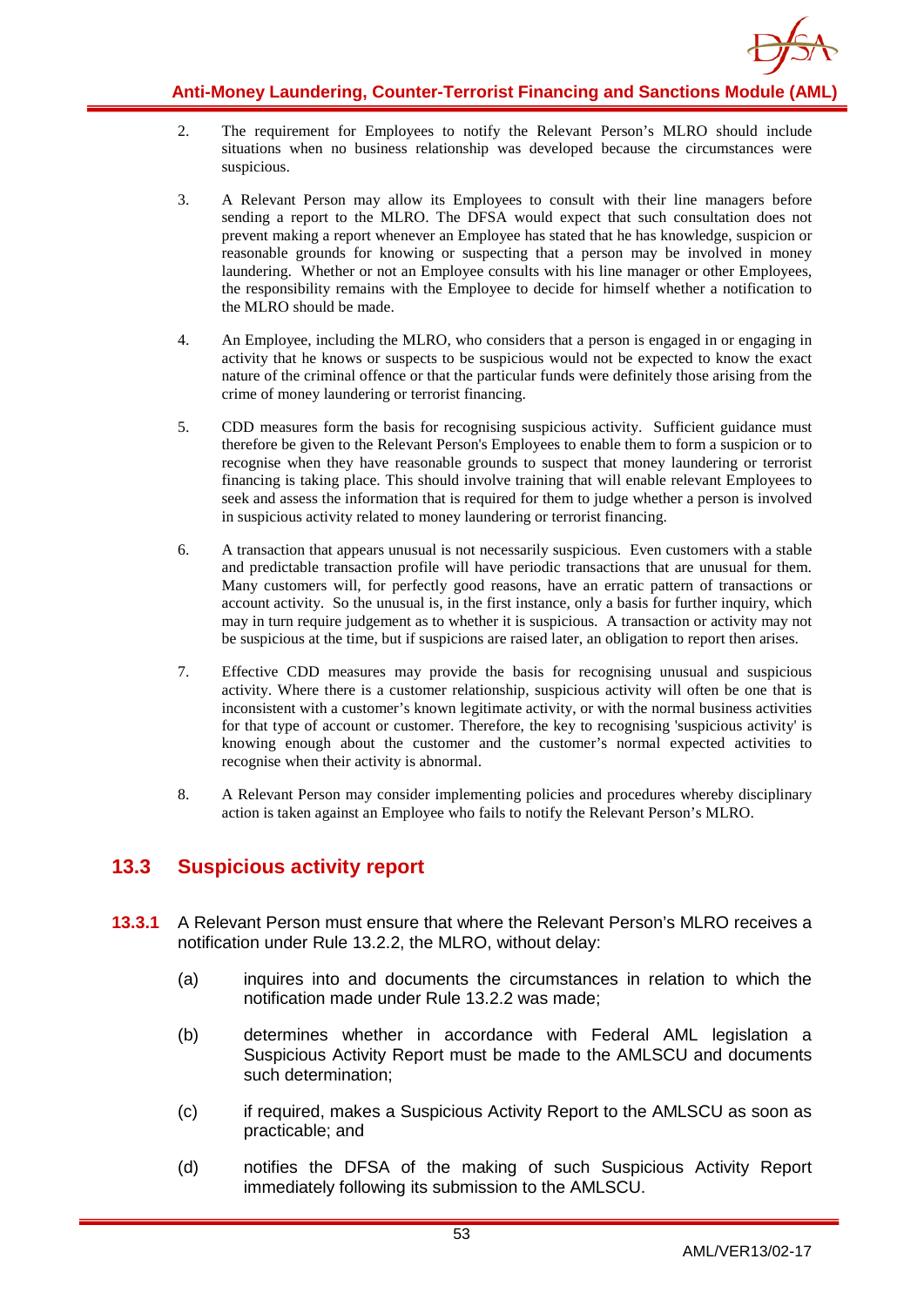2. The requirement for Employees to notify the Relevant Person's MLRO should include situations when no business relationship was developed because the circumstances were suspicious.

3. A Relevant Person may allow its Employees to consult with their line managers before sending a report to the MLRO. The DFSA would expect that such consultation does not prevent making a report whenever an Employee has stated that he has knowledge, suspicion or reasonable grounds for knowing or suspecting that a person may be involved in money laundering. Whether or not an Employee consults with his line manager or other Employees, the responsibility remains with the Employee to decide for himself whether a notification to the MLRO should be made.

4. An Employee, including the MLRO, who considers that a person is engaged in or engaging in activity that he knows or suspects to be suspicious would not be expected to know the exact nature of the criminal offence or that the particular funds were definitely those arising from the crime of money laundering or terrorist financing.

5. CDD measures form the basis for recognising suspicious activity. Sufficient guidance must therefore be given to the Relevant Person's Employees to enable them to form a suspicion or to recognise when they have reasonable grounds to suspect that money laundering or terrorist financing is taking place. This should involve training that will enable relevant Employees to seek and assess the information that is required for them to judge whether a person is involved in suspicious activity related to money laundering or terrorist financing.

6. A transaction that appears unusual is not necessarily suspicious. Even customers with a stable and predictable transaction profile will have periodic transactions that are unusual for them. Many customers will, for perfectly good reasons, have an erratic pattern of transactions or account activity. So the unusual is, in the first instance, only a basis for further inquiry, which may in turn require judgement as to whether it is suspicious. A transaction or activity may not be suspicious at the time, but if suspicions are raised later, an obligation to report then arises.

7. Effective CDD measures may provide the basis for recognising unusual and suspicious activity. Where there is a customer relationship, suspicious activity will often be one that is inconsistent with a customer's known legitimate activity, or with the normal business activities for that type of account or customer. Therefore, the key to recognising 'suspicious activity' is knowing enough about the customer and the customer's normal expected activities to recognise when their activity is abnormal.

8. A Relevant Person may consider implementing policies and procedures whereby disciplinary action is taken against an Employee who fails to notify the Relevant Person's MLRO.

## 13.3 Suspicious activity report

**13.3.1** A Relevant Person must ensure that where the Relevant Person's MLRO receives a notification under Rule 13.2.2, the MLRO, without delay:

(a) inquires into and documents the circumstances in relation to which the notification made under Rule 13.2.2 was made;

(b) determines whether in accordance with Federal AML legislation a Suspicious Activity Report must be made to the AMLSCU and documents such determination;

(c) if required, makes a Suspicious Activity Report to the AMLSCU as soon as practicable; and

(d) notifies the DFSA of the making of such Suspicious Activity Report immediately following its submission to the AMLSCU.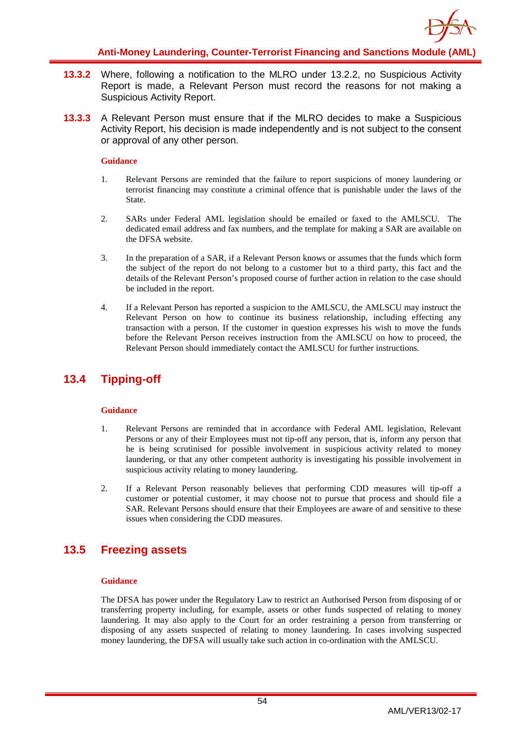**13.3.2** Where, following a notification to the MLRO under 13.2.2, no Suspicious Activity Report is made, a Relevant Person must record the reasons for not making a Suspicious Activity Report.

**13.3.3** A Relevant Person must ensure that if the MLRO decides to make a Suspicious Activity Report, his decision is made independently and is not subject to the consent or approval of any other person.

**Guidance**

1. Relevant Persons are reminded that the failure to report suspicions of money laundering or terrorist financing may constitute a criminal offence that is punishable under the laws of the State.

2. SARs under Federal AML legislation should be emailed or faxed to the AMLSCU. The dedicated email address and fax numbers, and the template for making a SAR are available on the DFSA website.

3. In the preparation of a SAR, if a Relevant Person knows or assumes that the funds which form the subject of the report do not belong to a customer but to a third party, this fact and the details of the Relevant Person's proposed course of further action in relation to the case should be included in the report.

4. If a Relevant Person has reported a suspicion to the AMLSCU, the AMLSCU may instruct the Relevant Person on how to continue its business relationship, including effecting any transaction with a person. If the customer in question expresses his wish to move the funds before the Relevant Person receives instruction from the AMLSCU on how to proceed, the Relevant Person should immediately contact the AMLSCU for further instructions.

## 13.4 Tipping-off

**Guidance**

1. Relevant Persons are reminded that in accordance with Federal AML legislation, Relevant Persons or any of their Employees must not tip-off any person, that is, inform any person that he is being scrutinised for possible involvement in suspicious activity related to money laundering, or that any other competent authority is investigating his possible involvement in suspicious activity relating to money laundering.

2. If a Relevant Person reasonably believes that performing CDD measures will tip-off a customer or potential customer, it may choose not to pursue that process and should file a SAR. Relevant Persons should ensure that their Employees are aware of and sensitive to these issues when considering the CDD measures.

## 13.5 Freezing assets

**Guidance**

The DFSA has power under the Regulatory Law to restrict an Authorised Person from disposing of or transferring property including, for example, assets or other funds suspected of relating to money laundering. It may also apply to the Court for an order restraining a person from transferring or disposing of any assets suspected of relating to money laundering. In cases involving suspected money laundering, the DFSA will usually take such action in co-ordination with the AMLSCU.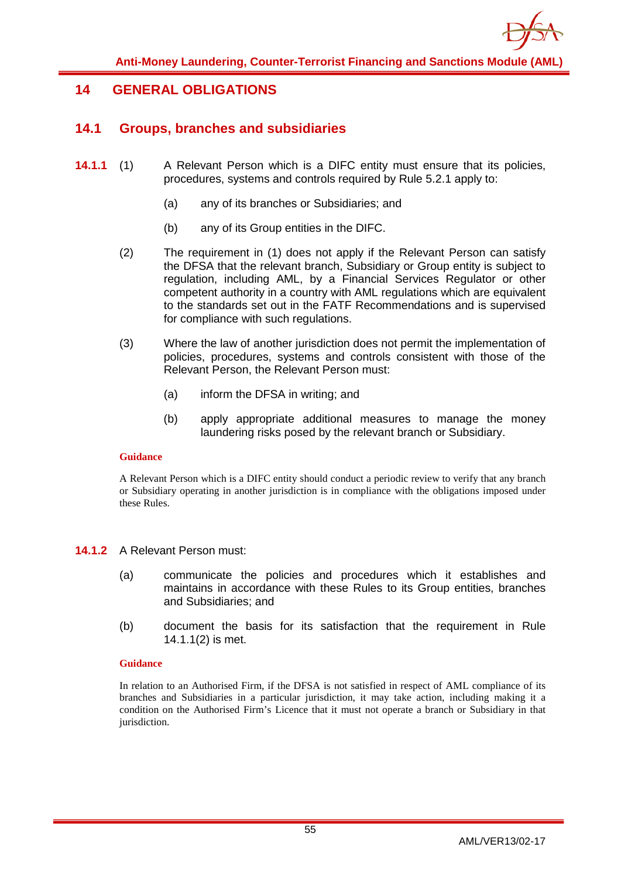# 14 GENERAL OBLIGATIONS

## 14.1 Groups, branches and subsidiaries

**14.1.1** (1) A Relevant Person which is a DIFC entity must ensure that its policies, procedures, systems and controls required by Rule 5.2.1 apply to:

(a) any of its branches or Subsidiaries; and

(b) any of its Group entities in the DIFC.

(2) The requirement in (1) does not apply if the Relevant Person can satisfy the DFSA that the relevant branch, Subsidiary or Group entity is subject to regulation, including AML, by a Financial Services Regulator or other competent authority in a country with AML regulations which are equivalent to the standards set out in the FATF Recommendations and is supervised for compliance with such regulations.

(3) Where the law of another jurisdiction does not permit the implementation of policies, procedures, systems and controls consistent with those of the Relevant Person, the Relevant Person must:

(a) inform the DFSA in writing; and

(b) apply appropriate additional measures to manage the money laundering risks posed by the relevant branch or Subsidiary.

**Guidance**

A Relevant Person which is a DIFC entity should conduct a periodic review to verify that any branch or Subsidiary operating in another jurisdiction is in compliance with the obligations imposed under these Rules.

**14.1.2** A Relevant Person must:

(a) communicate the policies and procedures which it establishes and maintains in accordance with these Rules to its Group entities, branches and Subsidiaries; and

(b) document the basis for its satisfaction that the requirement in Rule 14.1.1(2) is met.

**Guidance**

In relation to an Authorised Firm, if the DFSA is not satisfied in respect of AML compliance of its branches and Subsidiaries in a particular jurisdiction, it may take action, including making it a condition on the Authorised Firm's Licence that it must not operate a branch or Subsidiary in that jurisdiction.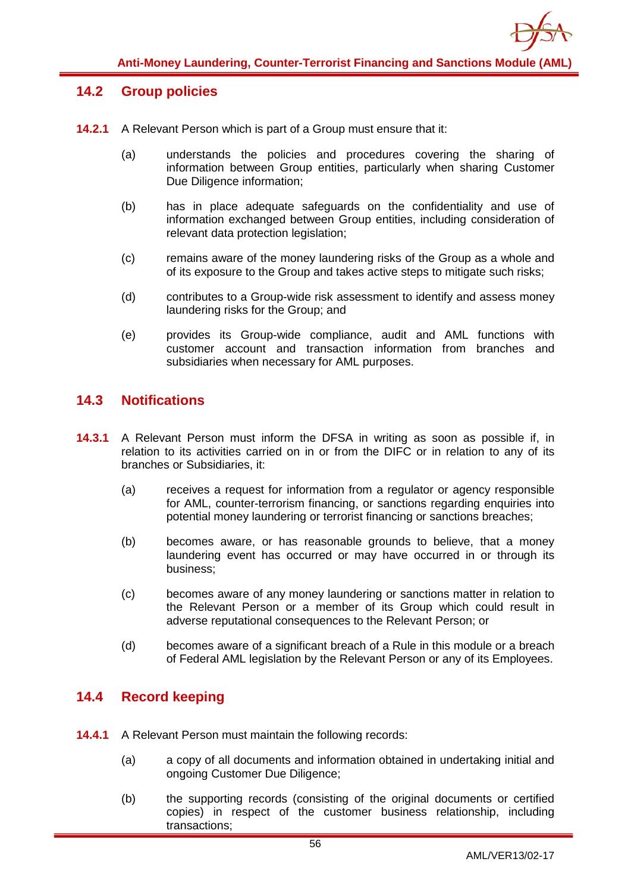## 14.2 Group policies

**14.2.1** A Relevant Person which is part of a Group must ensure that it:

(a) understands the policies and procedures covering the sharing of information between Group entities, particularly when sharing Customer Due Diligence information;

(b) has in place adequate safeguards on the confidentiality and use of information exchanged between Group entities, including consideration of relevant data protection legislation;

(c) remains aware of the money laundering risks of the Group as a whole and of its exposure to the Group and takes active steps to mitigate such risks;

(d) contributes to a Group-wide risk assessment to identify and assess money laundering risks for the Group; and

(e) provides its Group-wide compliance, audit and AML functions with customer account and transaction information from branches and subsidiaries when necessary for AML purposes.

## 14.3 Notifications

**14.3.1** A Relevant Person must inform the DFSA in writing as soon as possible if, in relation to its activities carried on in or from the DIFC or in relation to any of its branches or Subsidiaries, it:

(a) receives a request for information from a regulator or agency responsible for AML, counter-terrorism financing, or sanctions regarding enquiries into potential money laundering or terrorist financing or sanctions breaches;

(b) becomes aware, or has reasonable grounds to believe, that a money laundering event has occurred or may have occurred in or through its business;

(c) becomes aware of any money laundering or sanctions matter in relation to the Relevant Person or a member of its Group which could result in adverse reputational consequences to the Relevant Person; or

(d) becomes aware of a significant breach of a Rule in this module or a breach of Federal AML legislation by the Relevant Person or any of its Employees.

## 14.4 Record keeping

**14.4.1** A Relevant Person must maintain the following records:

(a) a copy of all documents and information obtained in undertaking initial and ongoing Customer Due Diligence;

(b) the supporting records (consisting of the original documents or certified copies) in respect of the customer business relationship, including transactions;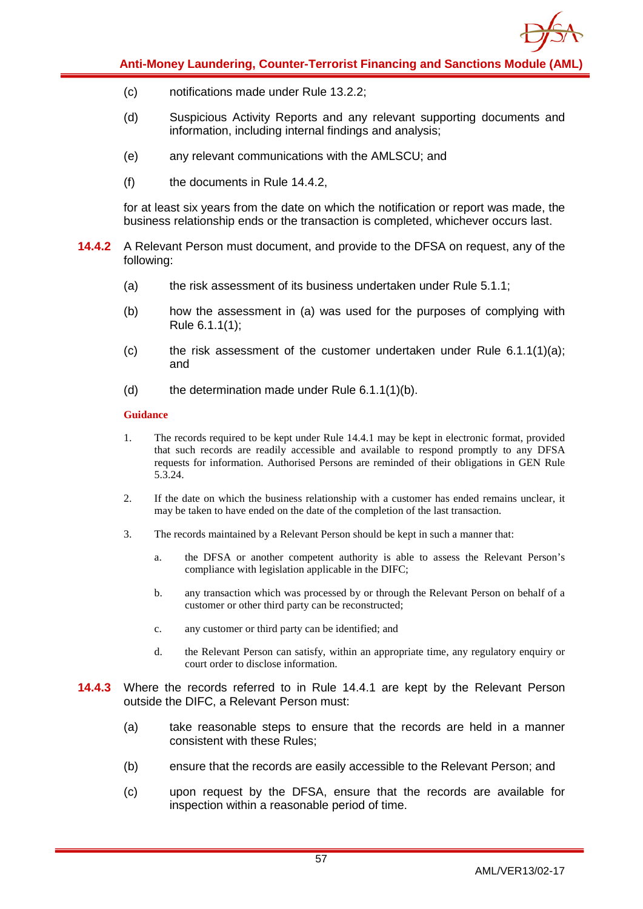(c) notifications made under Rule 13.2.2;

(d) Suspicious Activity Reports and any relevant supporting documents and information, including internal findings and analysis;

(e) any relevant communications with the AMLSCU; and

(f) the documents in Rule 14.4.2,

for at least six years from the date on which the notification or report was made, the business relationship ends or the transaction is completed, whichever occurs last.

**14.4.2** A Relevant Person must document, and provide to the DFSA on request, any of the following:

(a) the risk assessment of its business undertaken under Rule 5.1.1;

(b) how the assessment in (a) was used for the purposes of complying with Rule 6.1.1(1);

(c) the risk assessment of the customer undertaken under Rule 6.1.1(1)(a); and

(d) the determination made under Rule 6.1.1(1)(b).

**Guidance**

1. The records required to be kept under Rule 14.4.1 may be kept in electronic format, provided that such records are readily accessible and available to respond promptly to any DFSA requests for information. Authorised Persons are reminded of their obligations in GEN Rule 5.3.24.

2. If the date on which the business relationship with a customer has ended remains unclear, it may be taken to have ended on the date of the completion of the last transaction.

3. The records maintained by a Relevant Person should be kept in such a manner that:

   a. the DFSA or another competent authority is able to assess the Relevant Person's compliance with legislation applicable in the DIFC;

   b. any transaction which was processed by or through the Relevant Person on behalf of a customer or other third party can be reconstructed;

   c. any customer or third party can be identified; and

   d. the Relevant Person can satisfy, within an appropriate time, any regulatory enquiry or court order to disclose information.

**14.4.3** Where the records referred to in Rule 14.4.1 are kept by the Relevant Person outside the DIFC, a Relevant Person must:

(a) take reasonable steps to ensure that the records are held in a manner consistent with these Rules;

(b) ensure that the records are easily accessible to the Relevant Person; and

(c) upon request by the DFSA, ensure that the records are available for inspection within a reasonable period of time.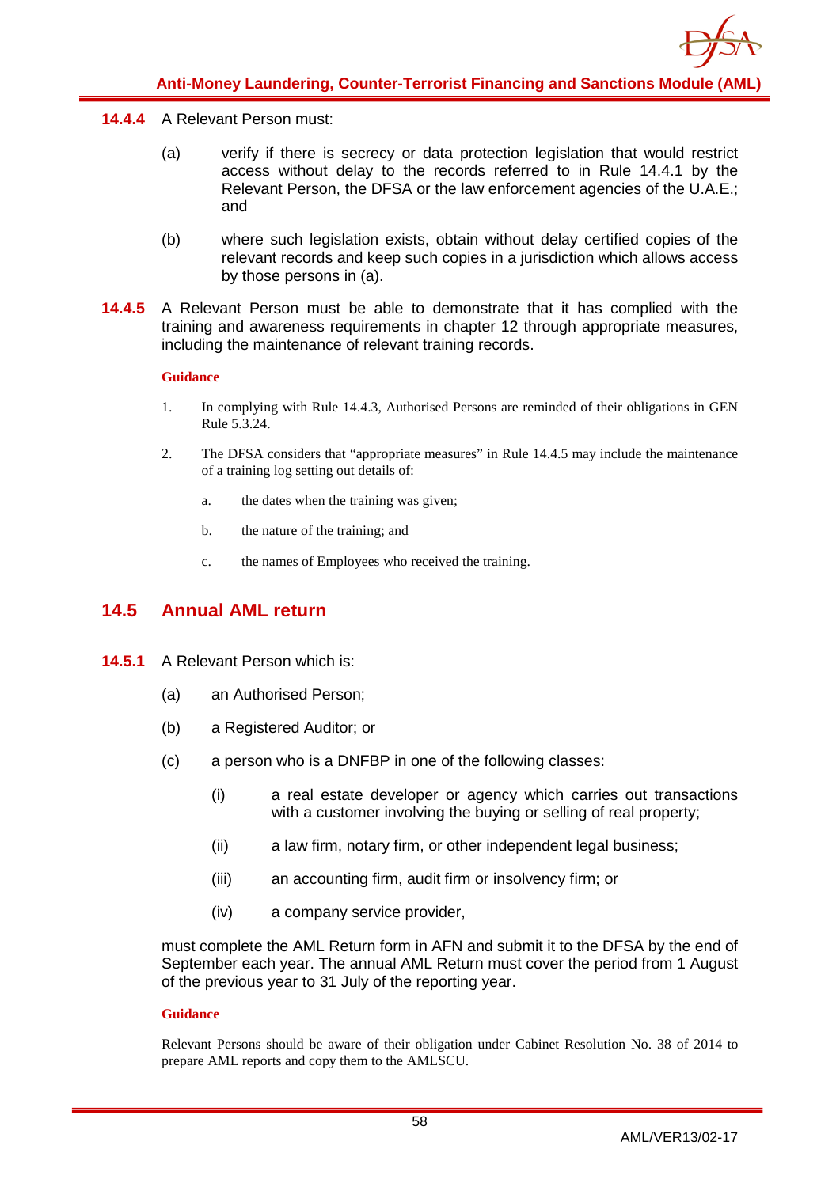**14.4.4** A Relevant Person must:

(a) verify if there is secrecy or data protection legislation that would restrict access without delay to the records referred to in Rule 14.4.1 by the Relevant Person, the DFSA or the law enforcement agencies of the U.A.E.; and

(b) where such legislation exists, obtain without delay certified copies of the relevant records and keep such copies in a jurisdiction which allows access by those persons in (a).

**14.4.5** A Relevant Person must be able to demonstrate that it has complied with the training and awareness requirements in chapter 12 through appropriate measures, including the maintenance of relevant training records.

**Guidance**

1. In complying with Rule 14.4.3, Authorised Persons are reminded of their obligations in GEN Rule 5.3.24.

2. The DFSA considers that "appropriate measures" in Rule 14.4.5 may include the maintenance of a training log setting out details of:

   a. the dates when the training was given;

   b. the nature of the training; and

   c. the names of Employees who received the training.

## 14.5 Annual AML return

**14.5.1** A Relevant Person which is:

(a) an Authorised Person;

(b) a Registered Auditor; or

(c) a person who is a DNFBP in one of the following classes:

   (i) a real estate developer or agency which carries out transactions with a customer involving the buying or selling of real property;

   (ii) a law firm, notary firm, or other independent legal business;

   (iii) an accounting firm, audit firm or insolvency firm; or

   (iv) a company service provider,

must complete the AML Return form in AFN and submit it to the DFSA by the end of September each year. The annual AML Return must cover the period from 1 August of the previous year to 31 July of the reporting year.

**Guidance**

Relevant Persons should be aware of their obligation under Cabinet Resolution No. 38 of 2014 to prepare AML reports and copy them to the AMLSCU.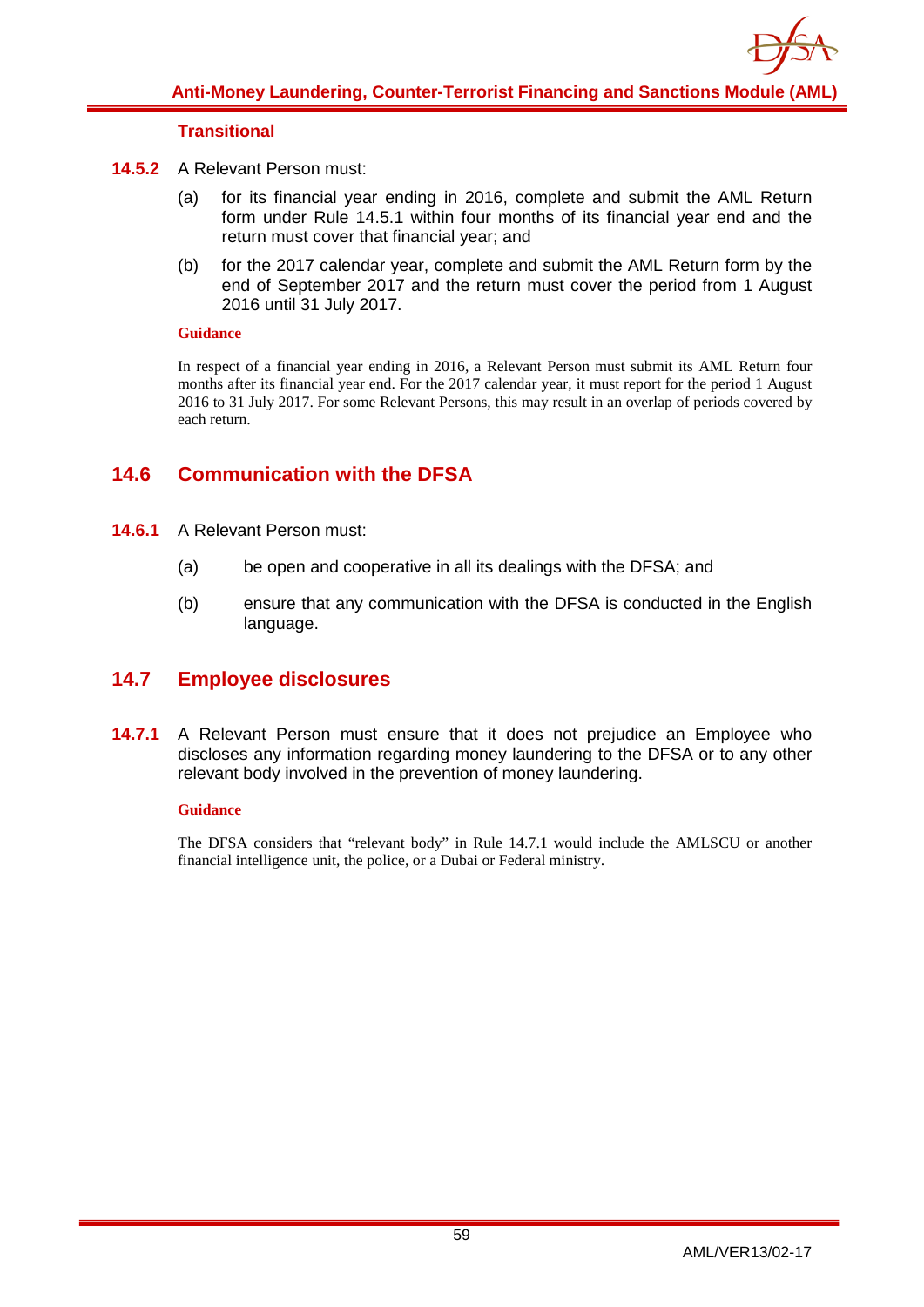#### Transitional

**14.5.2** A Relevant Person must:

(a) for its financial year ending in 2016, complete and submit the AML Return form under Rule 14.5.1 within four months of its financial year end and the return must cover that financial year; and

(b) for the 2017 calendar year, complete and submit the AML Return form by the end of September 2017 and the return must cover the period from 1 August 2016 until 31 July 2017.

**Guidance**

In respect of a financial year ending in 2016, a Relevant Person must submit its AML Return four months after its financial year end. For the 2017 calendar year, it must report for the period 1 August 2016 to 31 July 2017. For some Relevant Persons, this may result in an overlap of periods covered by each return.

## 14.6 Communication with the DFSA

**14.6.1** A Relevant Person must:

(a) be open and cooperative in all its dealings with the DFSA; and

(b) ensure that any communication with the DFSA is conducted in the English language.

## 14.7 Employee disclosures

**14.7.1** A Relevant Person must ensure that it does not prejudice an Employee who discloses any information regarding money laundering to the DFSA or to any other relevant body involved in the prevention of money laundering.

**Guidance**

The DFSA considers that "relevant body" in Rule 14.7.1 would include the AMLSCU or another financial intelligence unit, the police, or a Dubai or Federal ministry.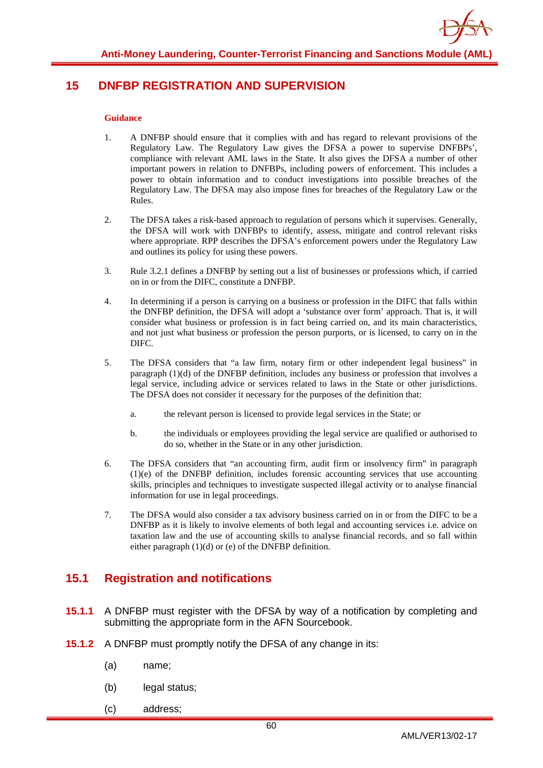# 15 DNFBP REGISTRATION AND SUPERVISION

**Guidance**

1. A DNFBP should ensure that it complies with and has regard to relevant provisions of the Regulatory Law. The Regulatory Law gives the DFSA a power to supervise DNFBPs', compliance with relevant AML laws in the State. It also gives the DFSA a number of other important powers in relation to DNFBPs, including powers of enforcement. This includes a power to obtain information and to conduct investigations into possible breaches of the Regulatory Law. The DFSA may also impose fines for breaches of the Regulatory Law or the Rules.

2. The DFSA takes a risk-based approach to regulation of persons which it supervises. Generally, the DFSA will work with DNFBPs to identify, assess, mitigate and control relevant risks where appropriate. RPP describes the DFSA's enforcement powers under the Regulatory Law and outlines its policy for using these powers.

3. Rule 3.2.1 defines a DNFBP by setting out a list of businesses or professions which, if carried on in or from the DIFC, constitute a DNFBP.

4. In determining if a person is carrying on a business or profession in the DIFC that falls within the DNFBP definition, the DFSA will adopt a 'substance over form' approach. That is, it will consider what business or profession is in fact being carried on, and its main characteristics, and not just what business or profession the person purports, or is licensed, to carry on in the DIFC.

5. The DFSA considers that "a law firm, notary firm or other independent legal business" in paragraph (1)(d) of the DNFBP definition, includes any business or profession that involves a legal service, including advice or services related to laws in the State or other jurisdictions. The DFSA does not consider it necessary for the purposes of the definition that:

   a. the relevant person is licensed to provide legal services in the State; or

   b. the individuals or employees providing the legal service are qualified or authorised to do so, whether in the State or in any other jurisdiction.

6. The DFSA considers that "an accounting firm, audit firm or insolvency firm" in paragraph (1)(e) of the DNFBP definition, includes forensic accounting services that use accounting skills, principles and techniques to investigate suspected illegal activity or to analyse financial information for use in legal proceedings.

7. The DFSA would also consider a tax advisory business carried on in or from the DIFC to be a DNFBP as it is likely to involve elements of both legal and accounting services i.e. advice on taxation law and the use of accounting skills to analyse financial records, and so fall within either paragraph (1)(d) or (e) of the DNFBP definition.

## 15.1 Registration and notifications

**15.1.1** A DNFBP must register with the DFSA by way of a notification by completing and submitting the appropriate form in the AFN Sourcebook.

**15.1.2** A DNFBP must promptly notify the DFSA of any change in its:

(a) name;

(b) legal status;

(c) address;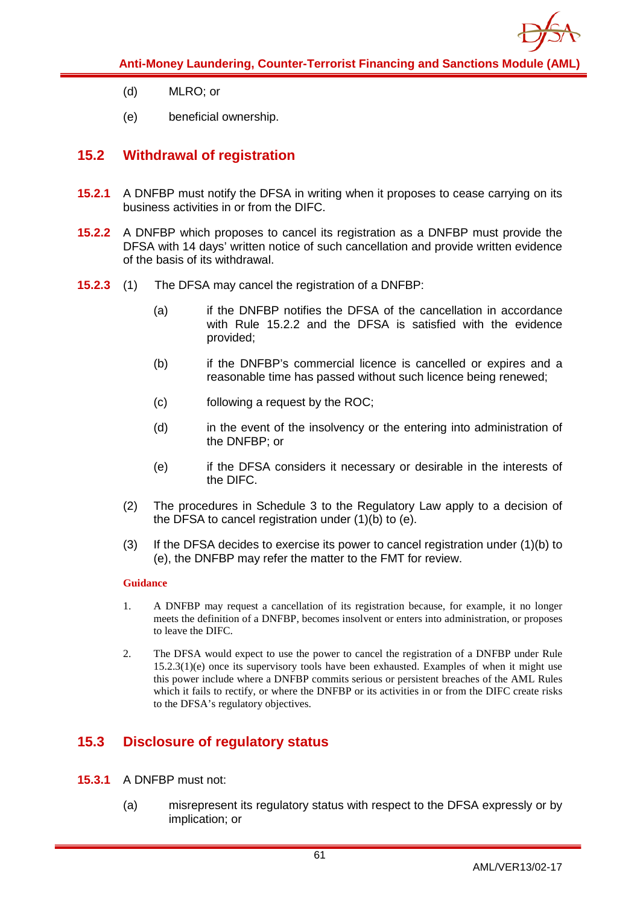(d) MLRO; or

(e) beneficial ownership.

## 15.2 Withdrawal of registration

**15.2.1** A DNFBP must notify the DFSA in writing when it proposes to cease carrying on its business activities in or from the DIFC.

**15.2.2** A DNFBP which proposes to cancel its registration as a DNFBP must provide the DFSA with 14 days' written notice of such cancellation and provide written evidence of the basis of its withdrawal.

**15.2.3** (1) The DFSA may cancel the registration of a DNFBP:

(a) if the DNFBP notifies the DFSA of the cancellation in accordance with Rule 15.2.2 and the DFSA is satisfied with the evidence provided;

(b) if the DNFBP's commercial licence is cancelled or expires and a reasonable time has passed without such licence being renewed;

(c) following a request by the ROC;

(d) in the event of the insolvency or the entering into administration of the DNFBP; or

(e) if the DFSA considers it necessary or desirable in the interests of the DIFC.

(2) The procedures in Schedule 3 to the Regulatory Law apply to a decision of the DFSA to cancel registration under (1)(b) to (e).

(3) If the DFSA decides to exercise its power to cancel registration under (1)(b) to (e), the DNFBP may refer the matter to the FMT for review.

**Guidance**

1. A DNFBP may request a cancellation of its registration because, for example, it no longer meets the definition of a DNFBP, becomes insolvent or enters into administration, or proposes to leave the DIFC.

2. The DFSA would expect to use the power to cancel the registration of a DNFBP under Rule 15.2.3(1)(e) once its supervisory tools have been exhausted. Examples of when it might use this power include where a DNFBP commits serious or persistent breaches of the AML Rules which it fails to rectify, or where the DNFBP or its activities in or from the DIFC create risks to the DFSA's regulatory objectives.

## 15.3 Disclosure of regulatory status

**15.3.1** A DNFBP must not:

(a) misrepresent its regulatory status with respect to the DFSA expressly or by implication; or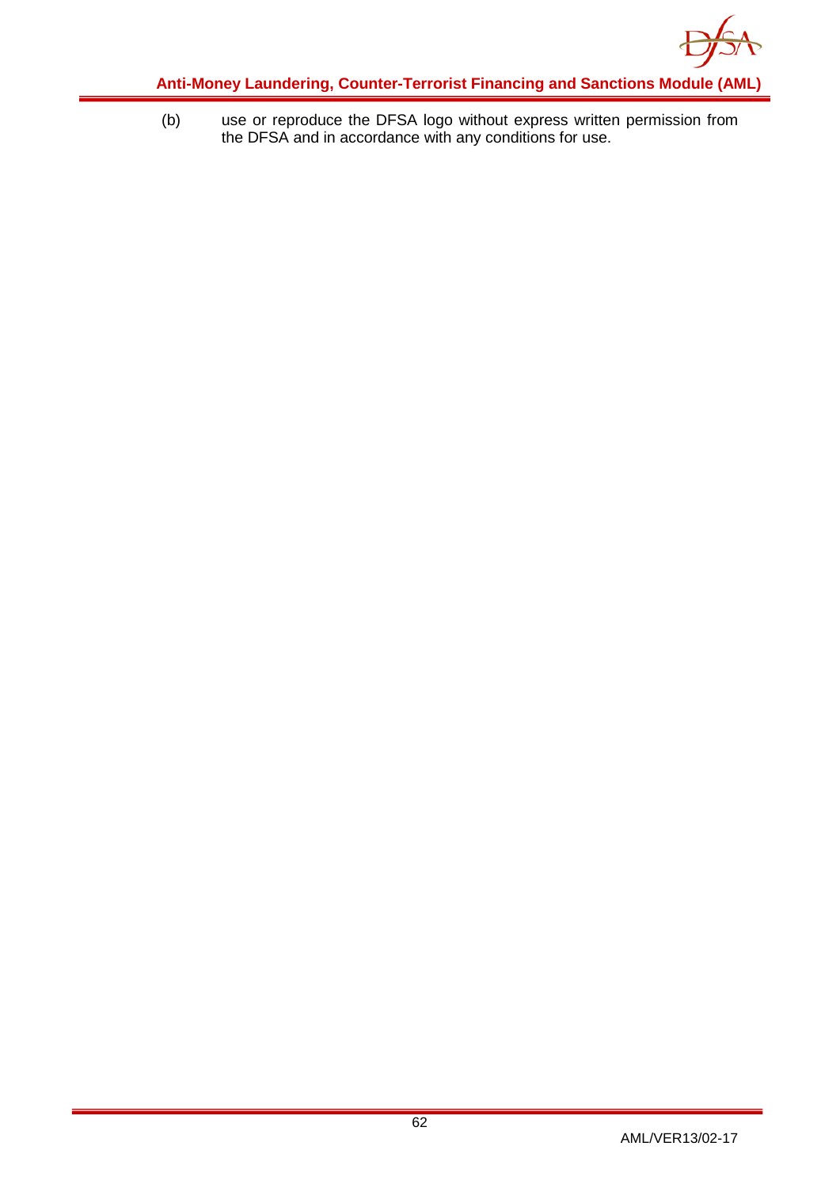(b) use or reproduce the DFSA logo without express written permission from the DFSA and in accordance with any conditions for use.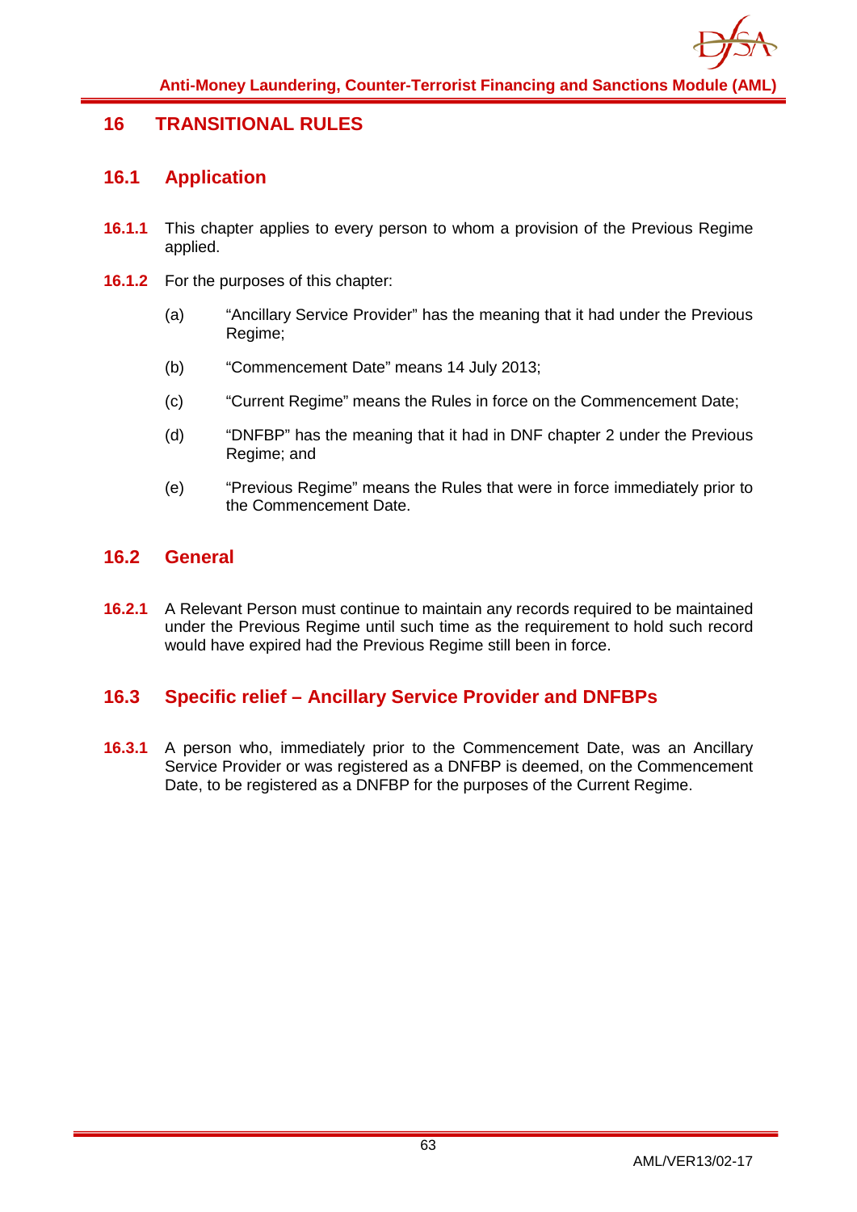# 16 TRANSITIONAL RULES

## 16.1 Application

**16.1.1** This chapter applies to every person to whom a provision of the Previous Regime applied.

**16.1.2** For the purposes of this chapter:

(a) "Ancillary Service Provider" has the meaning that it had under the Previous Regime;

(b) "Commencement Date" means 14 July 2013;

(c) "Current Regime" means the Rules in force on the Commencement Date;

(d) "DNFBP" has the meaning that it had in DNF chapter 2 under the Previous Regime; and

(e) "Previous Regime" means the Rules that were in force immediately prior to the Commencement Date.

## 16.2 General

**16.2.1** A Relevant Person must continue to maintain any records required to be maintained under the Previous Regime until such time as the requirement to hold such record would have expired had the Previous Regime still been in force.

## 16.3 Specific relief – Ancillary Service Provider and DNFBPs

**16.3.1** A person who, immediately prior to the Commencement Date, was an Ancillary Service Provider or was registered as a DNFBP is deemed, on the Commencement Date, to be registered as a DNFBP for the purposes of the Current Regime.